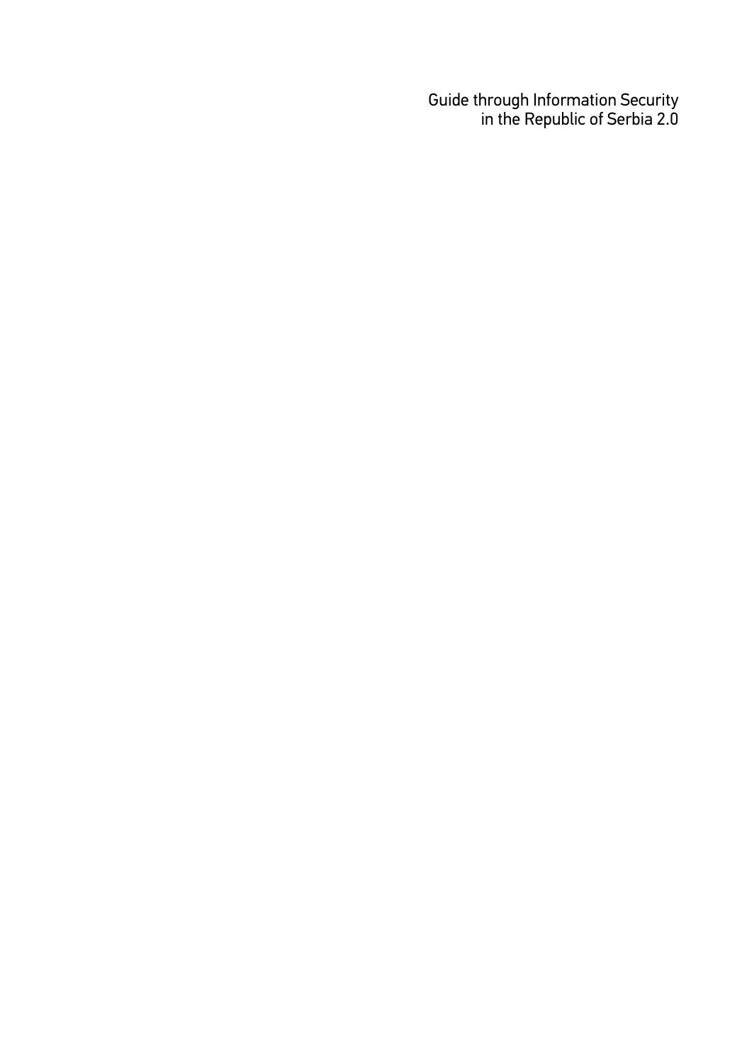Guide through Information Security
in the Republic of Serbia 2.0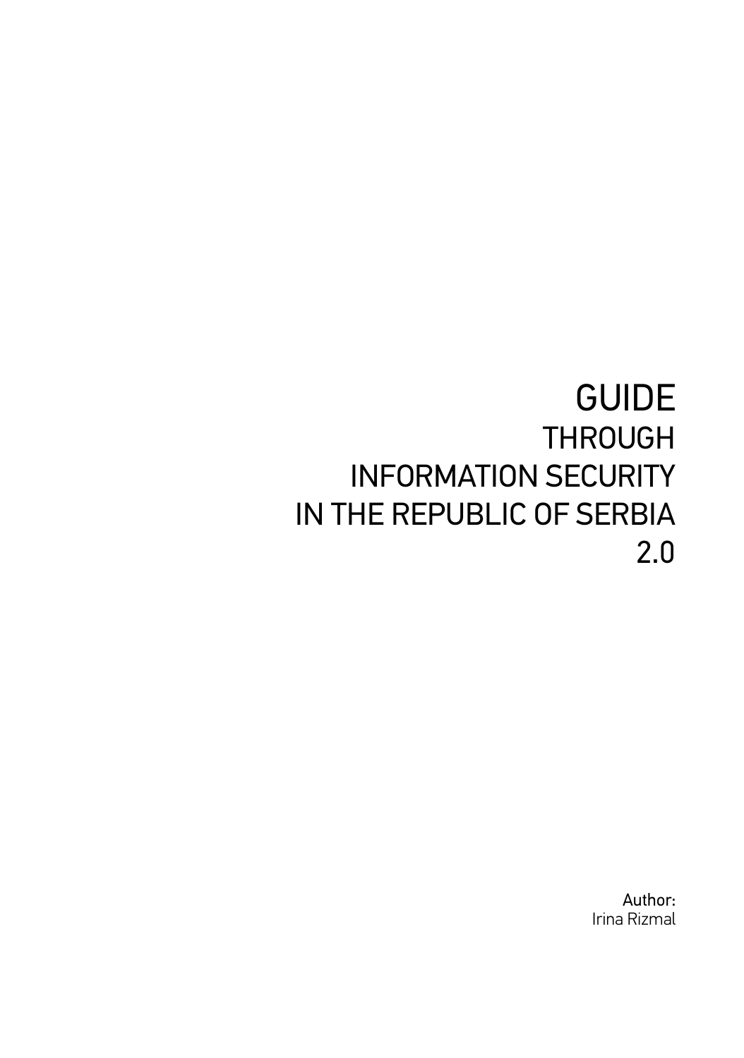# GUIDE

## THROUGH
## INFORMATION SECURITY
## IN THE REPUBLIC OF SERBIA
## 2.0

Author:
Irina Rizmal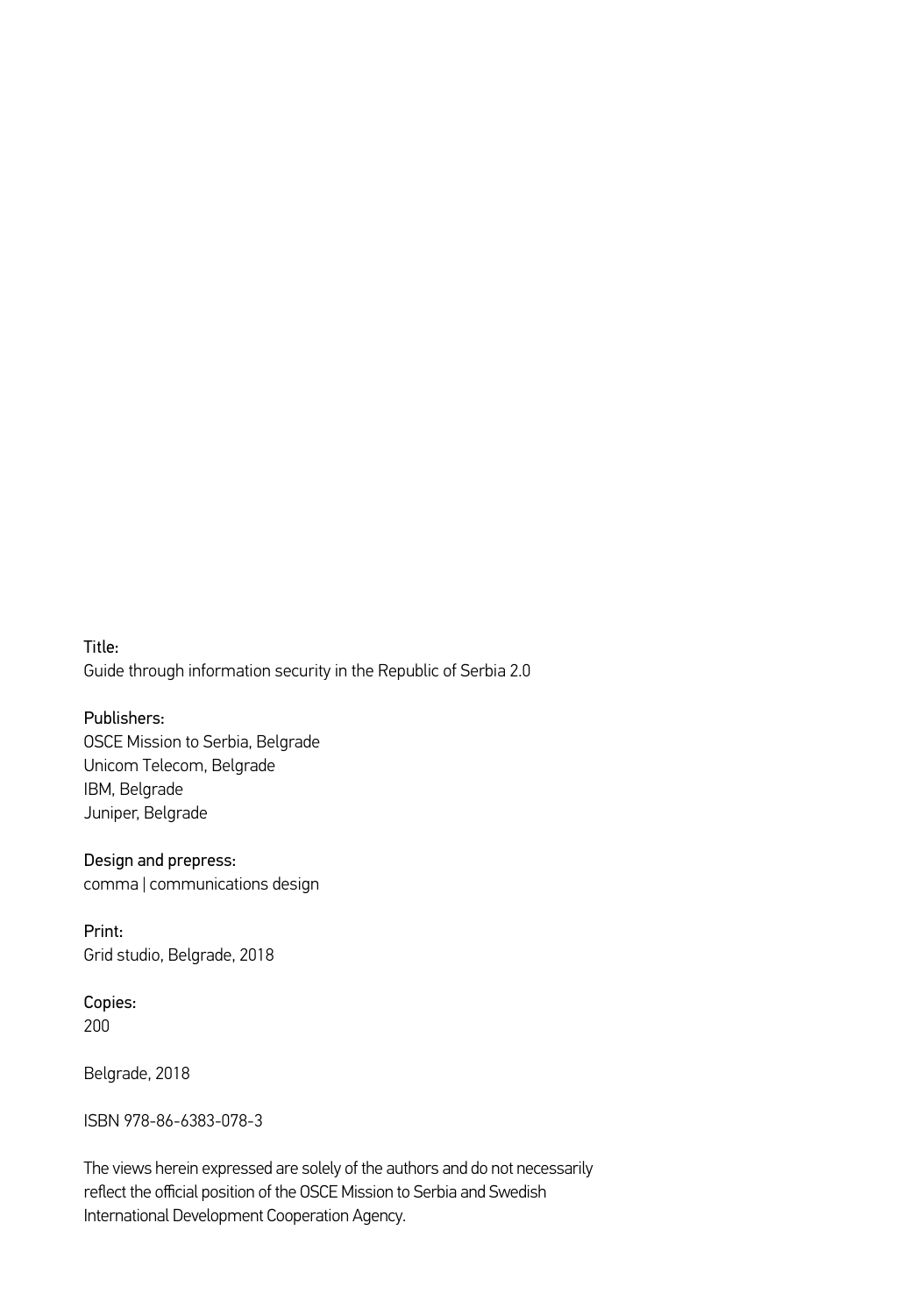Title:
Guide through information security in the Republic of Serbia 2.0

Publishers:
OSCE Mission to Serbia, Belgrade
Unicom Telecom, Belgrade
IBM, Belgrade
Juniper, Belgrade

Design and prepress:
comma | communications design

Print:
Grid studio, Belgrade, 2018

Copies:
200

Belgrade, 2018

ISBN 978-86-6383-078-3

The views herein expressed are solely of the authors and do not necessarily reflect the official position of the OSCE Mission to Serbia and Swedish International Development Cooperation Agency.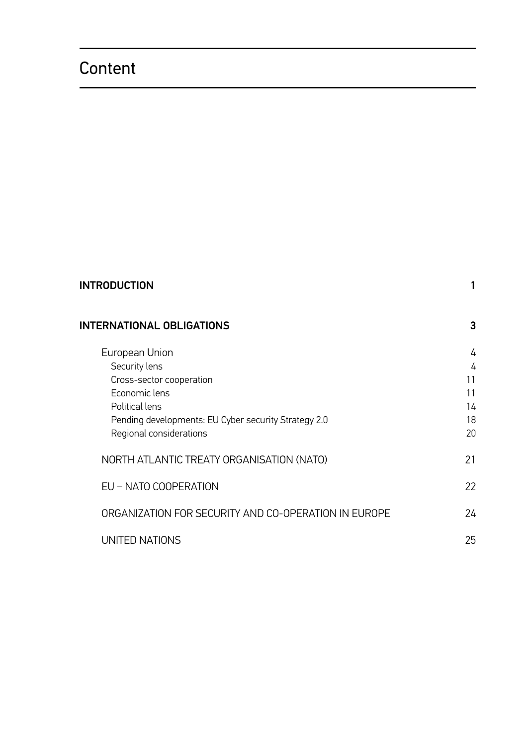# Content

| | |
|---|---|
| **INTRODUCTION** | **1** |
| **INTERNATIONAL OBLIGATIONS** | **3** |
| European Union | 4 |
| Security lens | 4 |
| Cross-sector cooperation | 11 |
| Economic lens | 11 |
| Political lens | 14 |
| Pending developments: EU Cyber security Strategy 2.0 | 18 |
| Regional considerations | 20 |
| NORTH ATLANTIC TREATY ORGANISATION (NATO) | 21 |
| EU – NATO COOPERATION | 22 |
| ORGANIZATION FOR SECURITY AND CO-OPERATION IN EUROPE | 24 |
| UNITED NATIONS | 25 |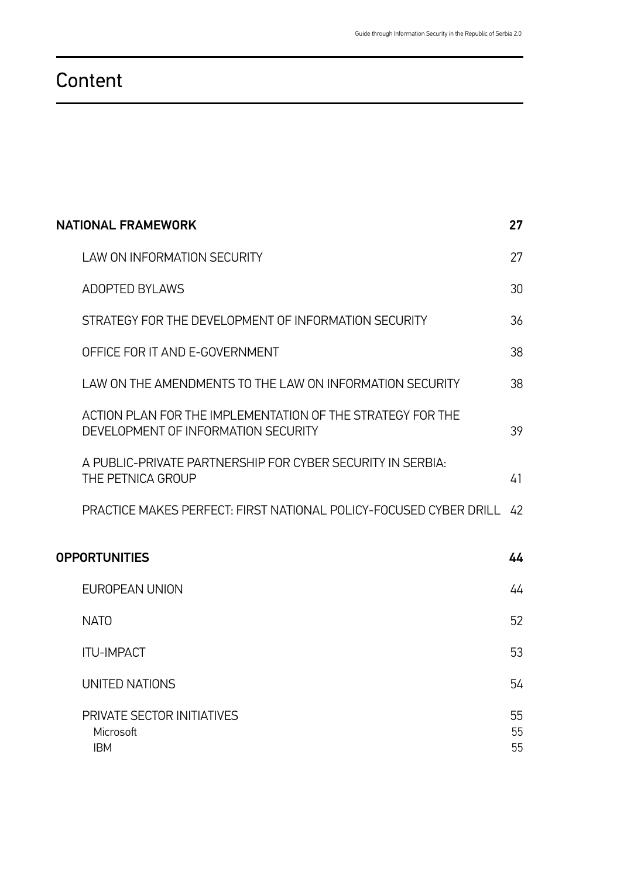# Content

| | |
|---|---|
| **NATIONAL FRAMEWORK** | **27** |
| LAW ON INFORMATION SECURITY | 27 |
| ADOPTED BYLAWS | 30 |
| STRATEGY FOR THE DEVELOPMENT OF INFORMATION SECURITY | 36 |
| OFFICE FOR IT AND E-GOVERNMENT | 38 |
| LAW ON THE AMENDMENTS TO THE LAW ON INFORMATION SECURITY | 38 |
| ACTION PLAN FOR THE IMPLEMENTATION OF THE STRATEGY FOR THE DEVELOPMENT OF INFORMATION SECURITY | 39 |
| A PUBLIC-PRIVATE PARTNERSHIP FOR CYBER SECURITY IN SERBIA: THE PETNICA GROUP | 41 |
| PRACTICE MAKES PERFECT: FIRST NATIONAL POLICY-FOCUSED CYBER DRILL | 42 |
| **OPPORTUNITIES** | **44** |
| EUROPEAN UNION | 44 |
| NATO | 52 |
| ITU-IMPACT | 53 |
| UNITED NATIONS | 54 |
| PRIVATE SECTOR INITIATIVES | 55 |
| Microsoft | 55 |
| IBM | 55 |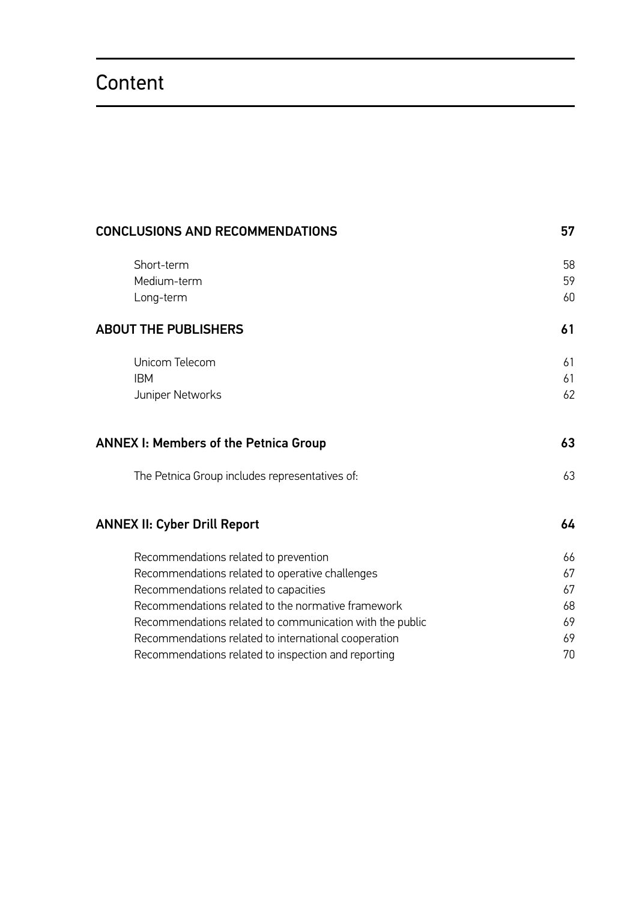# Content

| | |
|---|---|
| **CONCLUSIONS AND RECOMMENDATIONS** | **57** |
| Short-term | 58 |
| Medium-term | 59 |
| Long-term | 60 |
| **ABOUT THE PUBLISHERS** | **61** |
| Unicom Telecom | 61 |
| IBM | 61 |
| Juniper Networks | 62 |
| **ANNEX I: Members of the Petnica Group** | **63** |
| The Petnica Group includes representatives of: | 63 |
| **ANNEX II: Cyber Drill Report** | **64** |
| Recommendations related to prevention | 66 |
| Recommendations related to operative challenges | 67 |
| Recommendations related to capacities | 67 |
| Recommendations related to the normative framework | 68 |
| Recommendations related to communication with the public | 69 |
| Recommendations related to international cooperation | 69 |
| Recommendations related to inspection and reporting | 70 |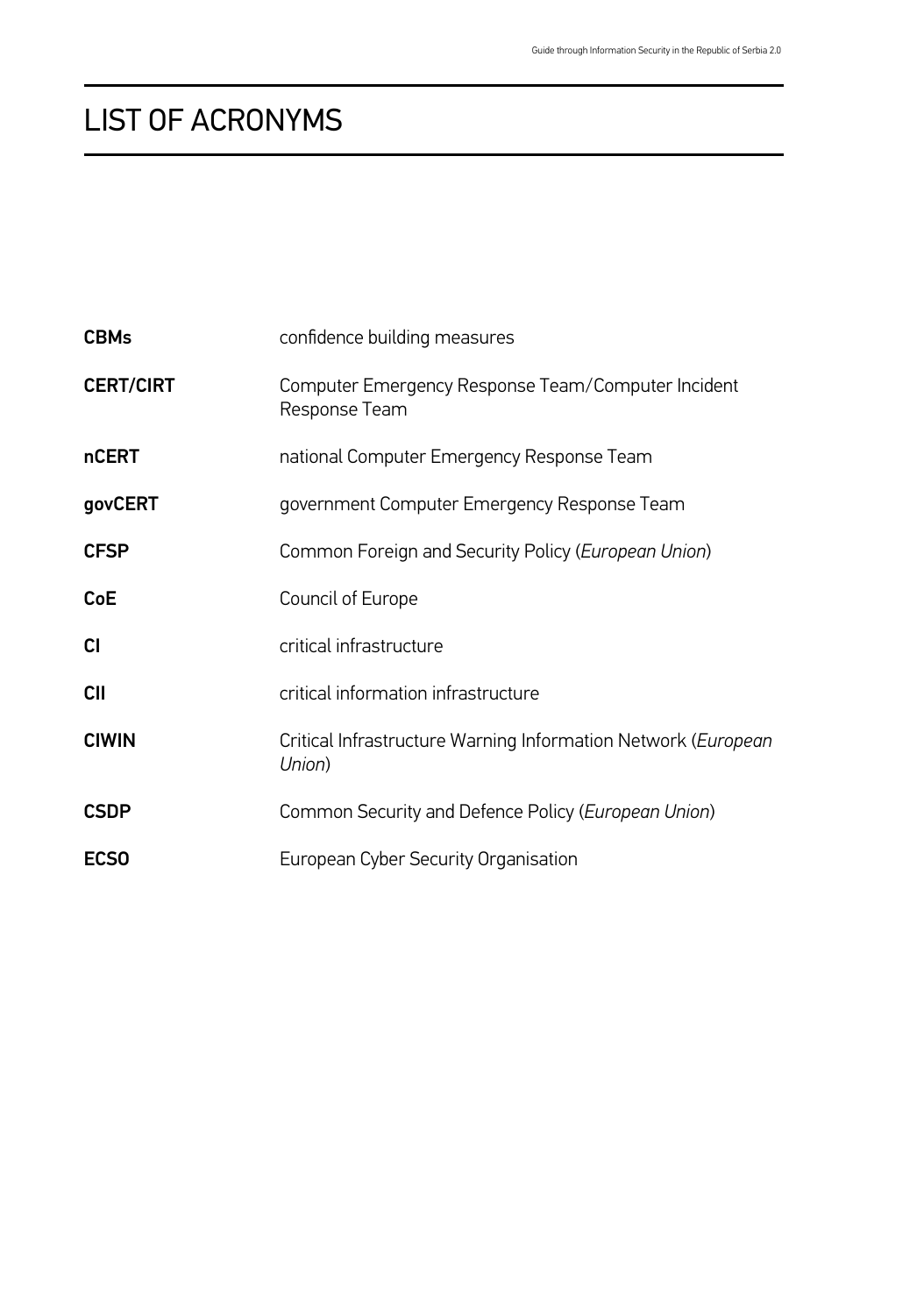# LIST OF ACRONYMS

| | |
|---|---|
| **CBMs** | confidence building measures |
| **CERT/CIRT** | Computer Emergency Response Team/Computer Incident Response Team |
| **nCERT** | national Computer Emergency Response Team |
| **govCERT** | government Computer Emergency Response Team |
| **CFSP** | Common Foreign and Security Policy (*European Union*) |
| **CoE** | Council of Europe |
| **CI** | critical infrastructure |
| **CII** | critical information infrastructure |
| **CIWIN** | Critical Infrastructure Warning Information Network (*European Union*) |
| **CSDP** | Common Security and Defence Policy (*European Union*) |
| **ECSO** | European Cyber Security Organisation |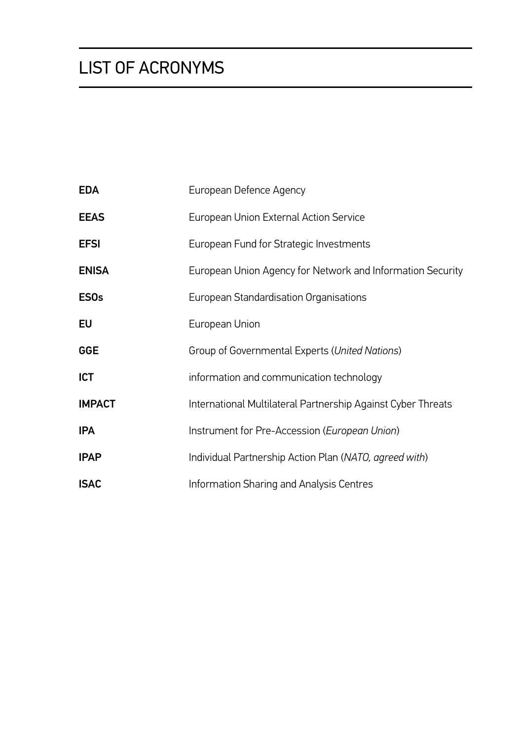# LIST OF ACRONYMS

| | |
|---|---|
| **EDA** | European Defence Agency |
| **EEAS** | European Union External Action Service |
| **EFSI** | European Fund for Strategic Investments |
| **ENISA** | European Union Agency for Network and Information Security |
| **ESOs** | European Standardisation Organisations |
| **EU** | European Union |
| **GGE** | Group of Governmental Experts (*United Nations*) |
| **ICT** | information and communication technology |
| **IMPACT** | International Multilateral Partnership Against Cyber Threats |
| **IPA** | Instrument for Pre-Accession (*European Union*) |
| **IPAP** | Individual Partnership Action Plan (*NATO, agreed with*) |
| **ISAC** | Information Sharing and Analysis Centres |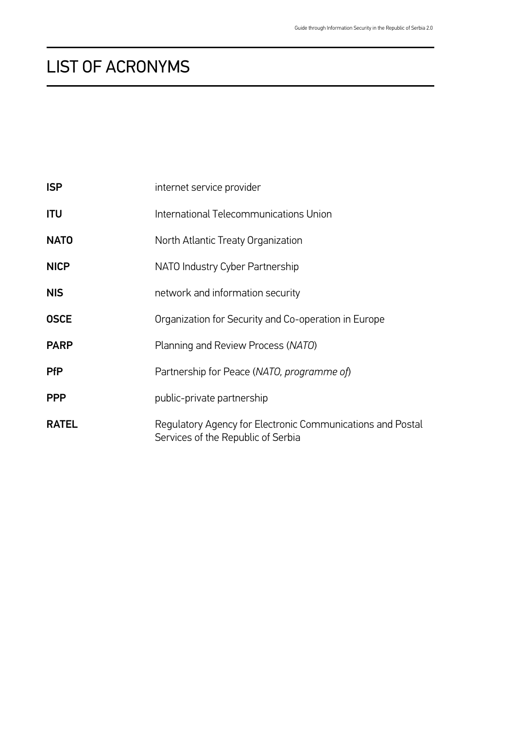# LIST OF ACRONYMS

| | |
|---|---|
| **ISP** | internet service provider |
| **ITU** | International Telecommunications Union |
| **NATO** | North Atlantic Treaty Organization |
| **NICP** | NATO Industry Cyber Partnership |
| **NIS** | network and information security |
| **OSCE** | Organization for Security and Co-operation in Europe |
| **PARP** | Planning and Review Process (*NATO*) |
| **PfP** | Partnership for Peace (*NATO, programme of*) |
| **PPP** | public-private partnership |
| **RATEL** | Regulatory Agency for Electronic Communications and Postal Services of the Republic of Serbia |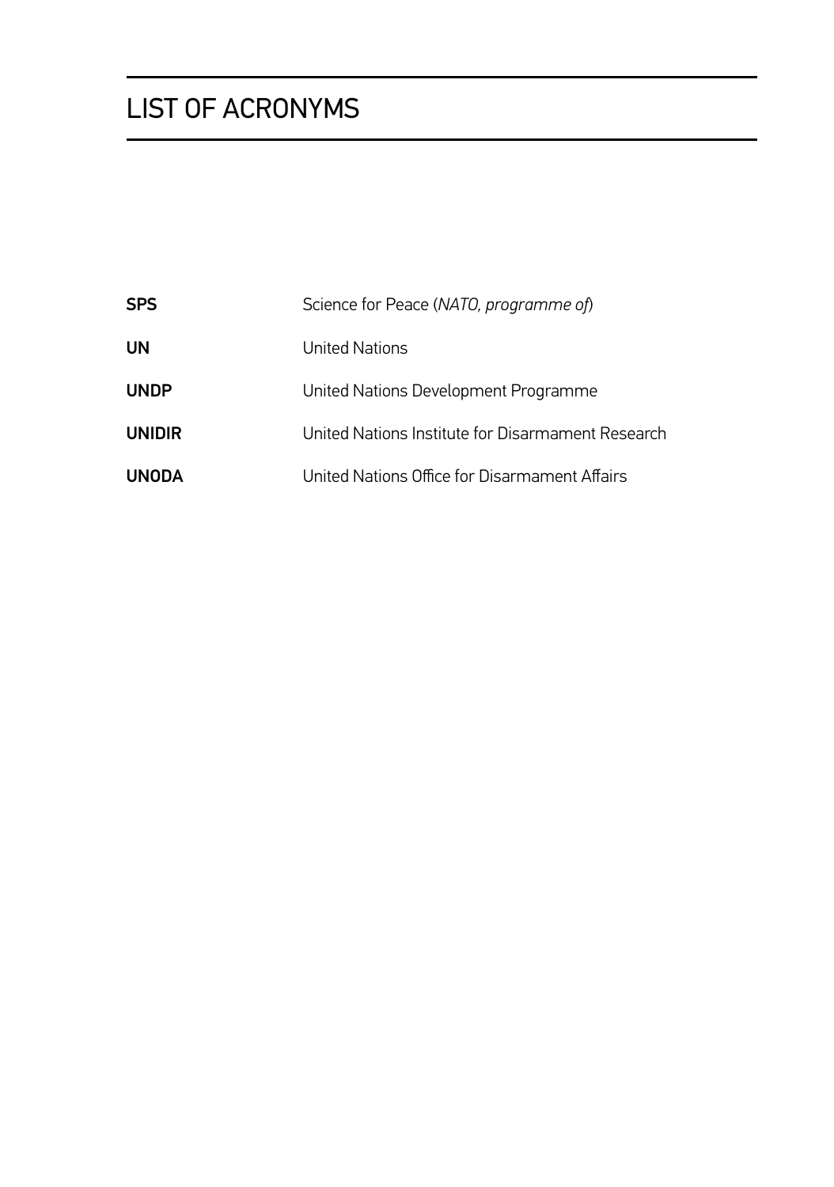# LIST OF ACRONYMS

| | |
|---|---|
| **SPS** | Science for Peace (*NATO, programme of*) |
| **UN** | United Nations |
| **UNDP** | United Nations Development Programme |
| **UNIDIR** | United Nations Institute for Disarmament Research |
| **UNODA** | United Nations Office for Disarmament Affairs |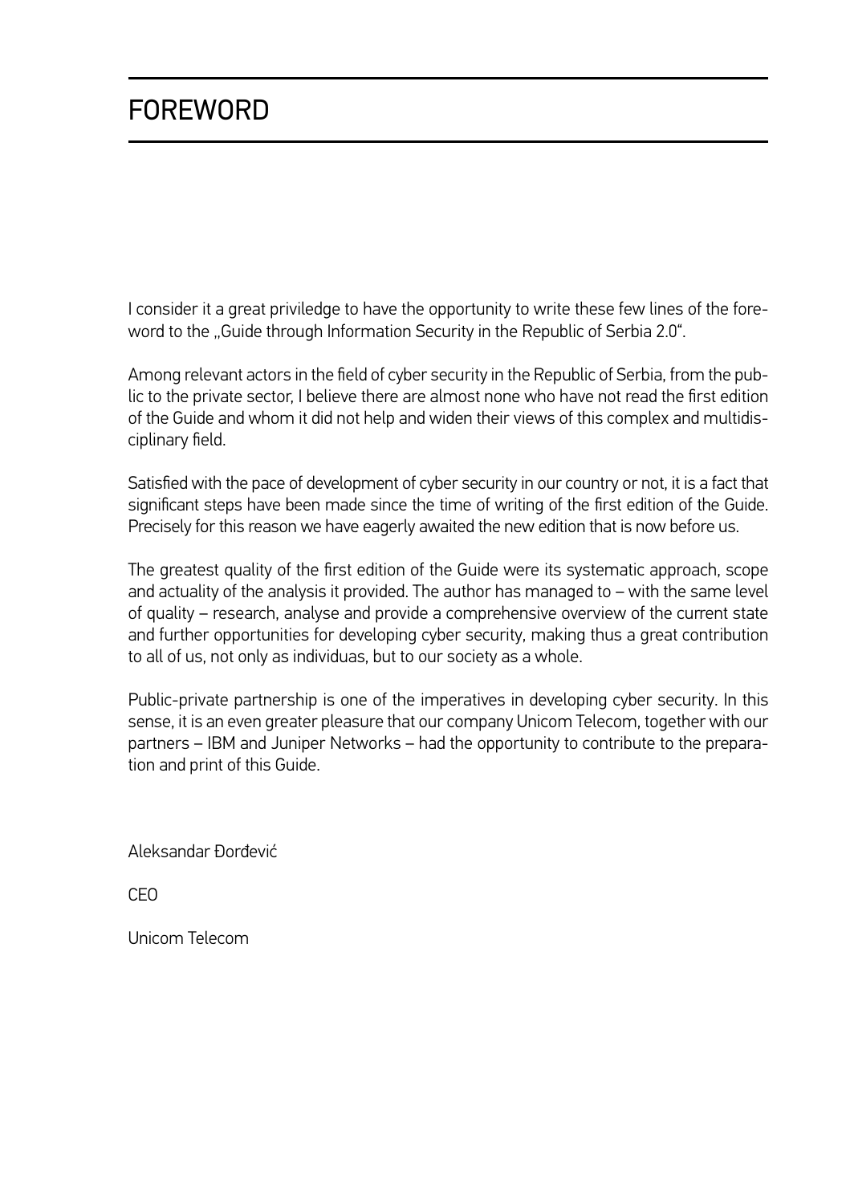# FOREWORD

I consider it a great priviledge to have the opportunity to write these few lines of the foreword to the „Guide through Information Security in the Republic of Serbia 2.0".

Among relevant actors in the field of cyber security in the Republic of Serbia, from the public to the private sector, I believe there are almost none who have not read the first edition of the Guide and whom it did not help and widen their views of this complex and multidisciplinary field.

Satisfied with the pace of development of cyber security in our country or not, it is a fact that significant steps have been made since the time of writing of the first edition of the Guide. Precisely for this reason we have eagerly awaited the new edition that is now before us.

The greatest quality of the first edition of the Guide were its systematic approach, scope and actuality of the analysis it provided. The author has managed to – with the same level of quality – research, analyse and provide a comprehensive overview of the current state and further opportunities for developing cyber security, making thus a great contribution to all of us, not only as individuas, but to our society as a whole.

Public-private partnership is one of the imperatives in developing cyber security. In this sense, it is an even greater pleasure that our company Unicom Telecom, together with our partners – IBM and Juniper Networks – had the opportunity to contribute to the preparation and print of this Guide.

Aleksandar Đorđević

CEO

Unicom Telecom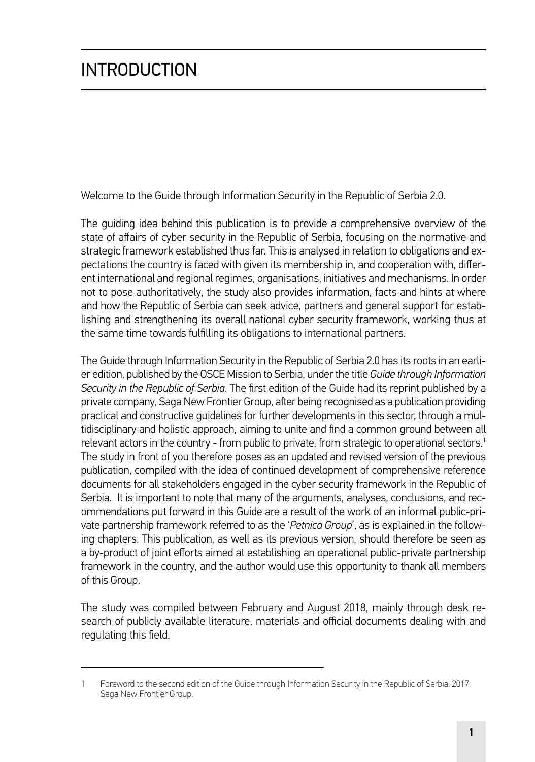# INTRODUCTION

Welcome to the Guide through Information Security in the Republic of Serbia 2.0.

The guiding idea behind this publication is to provide a comprehensive overview of the state of affairs of cyber security in the Republic of Serbia, focusing on the normative and strategic framework established thus far. This is analysed in relation to obligations and expectations the country is faced with given its membership in, and cooperation with, different international and regional regimes, organisations, initiatives and mechanisms. In order not to pose authoritatively, the study also provides information, facts and hints at where and how the Republic of Serbia can seek advice, partners and general support for establishing and strengthening its overall national cyber security framework, working thus at the same time towards fulfilling its obligations to international partners.

The Guide through Information Security in the Republic of Serbia 2.0 has its roots in an earlier edition, published by the OSCE Mission to Serbia, under the title *Guide through Information Security in the Republic of Serbia*. The first edition of the Guide had its reprint published by a private company, Saga New Frontier Group, after being recognised as a publication providing practical and constructive guidelines for further developments in this sector, through a multidisciplinary and holistic approach, aiming to unite and find a common ground between all relevant actors in the country - from public to private, from strategic to operational sectors.[1] The study in front of you therefore poses as an updated and revised version of the previous publication, compiled with the idea of continued development of comprehensive reference documents for all stakeholders engaged in the cyber security framework in the Republic of Serbia. It is important to note that many of the arguments, analyses, conclusions, and recommendations put forward in this Guide are a result of the work of an informal public-private partnership framework referred to as the '*Petnica Group*', as is explained in the following chapters. This publication, as well as its previous version, should therefore be seen as a by-product of joint efforts aimed at establishing an operational public-private partnership framework in the country, and the author would use this opportunity to thank all members of this Group.

The study was compiled between February and August 2018, mainly through desk research of publicly available literature, materials and official documents dealing with and regulating this field.

---

1 Foreword to the second edition of the Guide through Information Security in the Republic of Serbia. 2017. Saga New Frontier Group.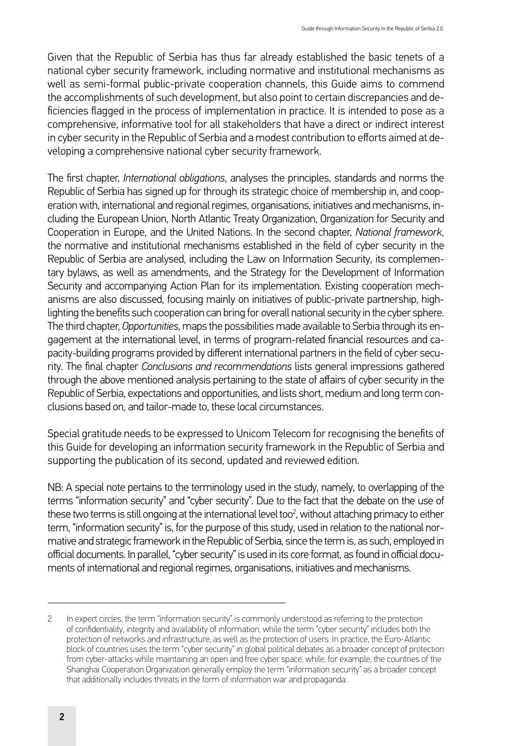Given that the Republic of Serbia has thus far already established the basic tenets of a national cyber security framework, including normative and institutional mechanisms as well as semi-formal public-private cooperation channels, this Guide aims to commend the accomplishments of such development, but also point to certain discrepancies and deficiencies flagged in the process of implementation in practice. It is intended to pose as a comprehensive, informative tool for all stakeholders that have a direct or indirect interest in cyber security in the Republic of Serbia and a modest contribution to efforts aimed at developing a comprehensive national cyber security framework.

The first chapter, *International obligations*, analyses the principles, standards and norms the Republic of Serbia has signed up for through its strategic choice of membership in, and cooperation with, international and regional regimes, organisations, initiatives and mechanisms, including the European Union, North Atlantic Treaty Organization, Organization for Security and Cooperation in Europe, and the United Nations. In the second chapter, *National framework*, the normative and institutional mechanisms established in the field of cyber security in the Republic of Serbia are analysed, including the Law on Information Security, its complementary bylaws, as well as amendments, and the Strategy for the Development of Information Security and accompanying Action Plan for its implementation. Existing cooperation mechanisms are also discussed, focusing mainly on initiatives of public-private partnership, highlighting the benefits such cooperation can bring for overall national security in the cyber sphere. The third chapter, *Opportunities*, maps the possibilities made available to Serbia through its engagement at the international level, in terms of program-related financial resources and capacity-building programs provided by different international partners in the field of cyber security. The final chapter *Conclusions and recommendations* lists general impressions gathered through the above mentioned analysis pertaining to the state of affairs of cyber security in the Republic of Serbia, expectations and opportunities, and lists short, medium and long term conclusions based on, and tailor-made to, these local circumstances.

Special gratitude needs to be expressed to Unicom Telecom for recognising the benefits of this Guide for developing an information security framework in the Republic of Serbia and supporting the publication of its second, updated and reviewed edition.

NB: A special note pertains to the terminology used in the study, namely, to overlapping of the terms "information security" and "cyber security". Due to the fact that the debate on the use of these two terms is still ongoing at the international level too[2], without attaching primacy to either term, "information security" is, for the purpose of this study, used in relation to the national normative and strategic framework in the Republic of Serbia, since the term is, as such, employed in official documents. In parallel, "cyber security" is used in its core format, as found in official documents of international and regional regimes, organisations, initiatives and mechanisms.

---

2 In expert circles, the term "information security" is commonly understood as referring to the protection of confidentiality, integrity and availability of information, while the term "cyber security" includes both the protection of networks and infrastructure, as well as the protection of users. In practice, the Euro-Atlantic block of countries uses the term "cyber security" in global political debates as a broader concept of protection from cyber-attacks while maintaining an open and free cyber space, while, for example, the countries of the Shanghai Cooperation Organization generally employ the term "information security" as a broader concept that additionally includes threats in the form of information war and propaganda.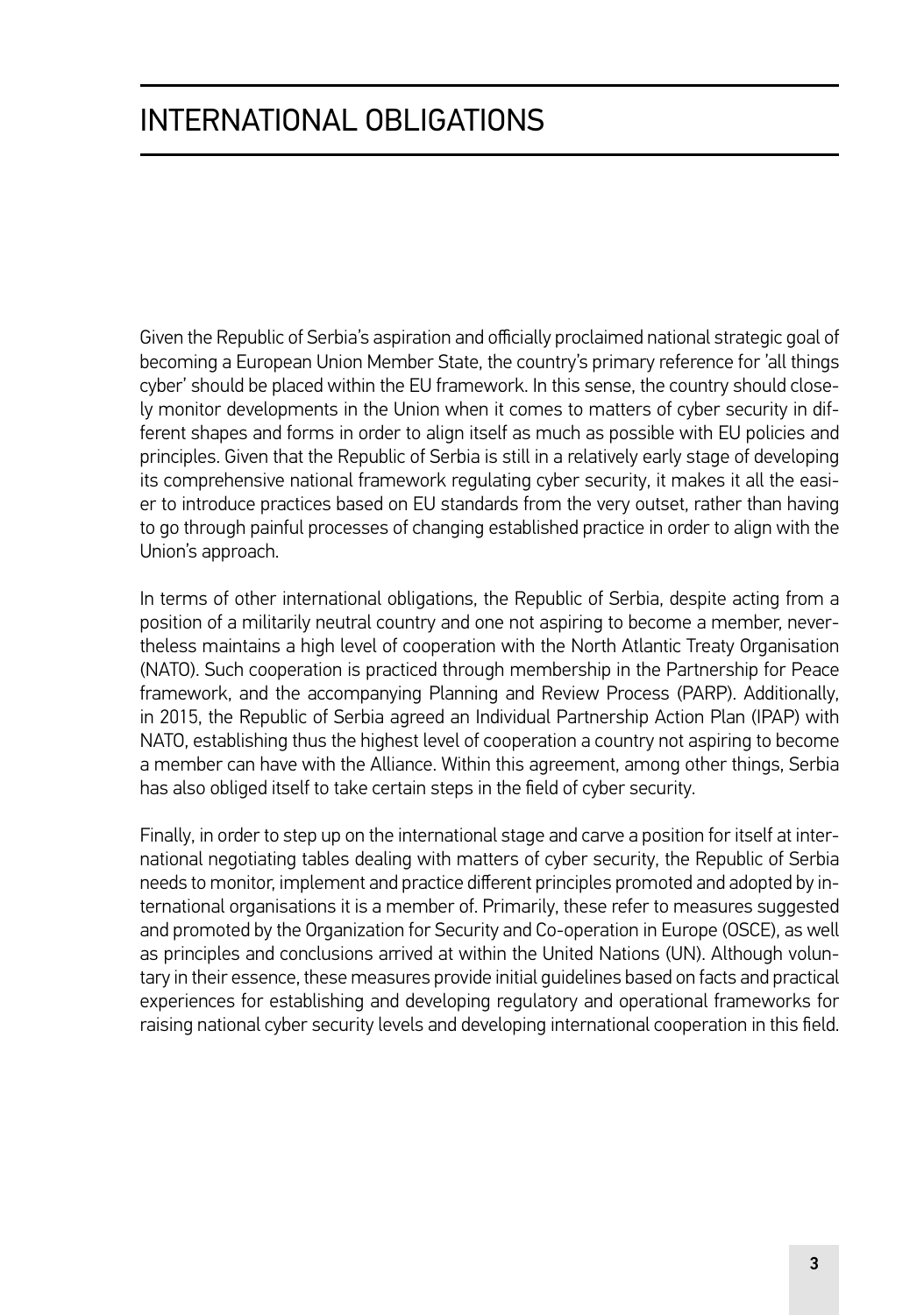# INTERNATIONAL OBLIGATIONS

Given the Republic of Serbia's aspiration and officially proclaimed national strategic goal of becoming a European Union Member State, the country's primary reference for 'all things cyber' should be placed within the EU framework. In this sense, the country should closely monitor developments in the Union when it comes to matters of cyber security in different shapes and forms in order to align itself as much as possible with EU policies and principles. Given that the Republic of Serbia is still in a relatively early stage of developing its comprehensive national framework regulating cyber security, it makes it all the easier to introduce practices based on EU standards from the very outset, rather than having to go through painful processes of changing established practice in order to align with the Union's approach.

In terms of other international obligations, the Republic of Serbia, despite acting from a position of a militarily neutral country and one not aspiring to become a member, nevertheless maintains a high level of cooperation with the North Atlantic Treaty Organisation (NATO). Such cooperation is practiced through membership in the Partnership for Peace framework, and the accompanying Planning and Review Process (PARP). Additionally, in 2015, the Republic of Serbia agreed an Individual Partnership Action Plan (IPAP) with NATO, establishing thus the highest level of cooperation a country not aspiring to become a member can have with the Alliance. Within this agreement, among other things, Serbia has also obliged itself to take certain steps in the field of cyber security.

Finally, in order to step up on the international stage and carve a position for itself at international negotiating tables dealing with matters of cyber security, the Republic of Serbia needs to monitor, implement and practice different principles promoted and adopted by international organisations it is a member of. Primarily, these refer to measures suggested and promoted by the Organization for Security and Co-operation in Europe (OSCE), as well as principles and conclusions arrived at within the United Nations (UN). Although voluntary in their essence, these measures provide initial guidelines based on facts and practical experiences for establishing and developing regulatory and operational frameworks for raising national cyber security levels and developing international cooperation in this field.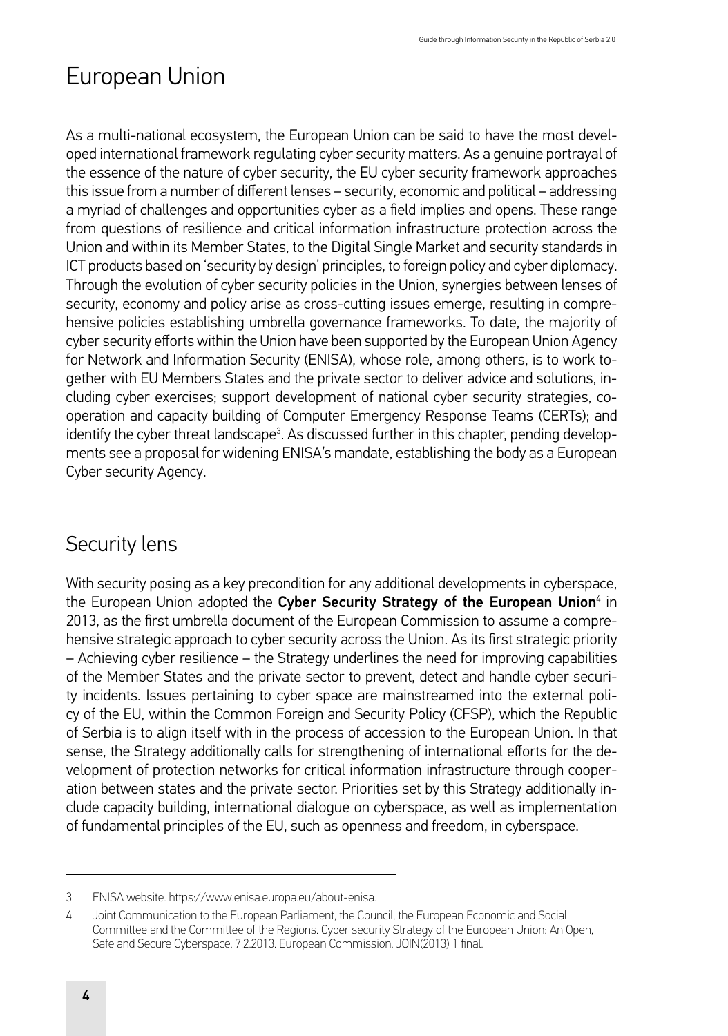# European Union

As a multi-national ecosystem, the European Union can be said to have the most developed international framework regulating cyber security matters. As a genuine portrayal of the essence of the nature of cyber security, the EU cyber security framework approaches this issue from a number of different lenses – security, economic and political – addressing a myriad of challenges and opportunities cyber as a field implies and opens. These range from questions of resilience and critical information infrastructure protection across the Union and within its Member States, to the Digital Single Market and security standards in ICT products based on 'security by design' principles, to foreign policy and cyber diplomacy. Through the evolution of cyber security policies in the Union, synergies between lenses of security, economy and policy arise as cross-cutting issues emerge, resulting in comprehensive policies establishing umbrella governance frameworks. To date, the majority of cyber security efforts within the Union have been supported by the European Union Agency for Network and Information Security (ENISA), whose role, among others, is to work together with EU Members States and the private sector to deliver advice and solutions, including cyber exercises; support development of national cyber security strategies, cooperation and capacity building of Computer Emergency Response Teams (CERTs); and identify the cyber threat landscape[3]. As discussed further in this chapter, pending developments see a proposal for widening ENISA's mandate, establishing the body as a European Cyber security Agency.

## Security lens

With security posing as a key precondition for any additional developments in cyberspace, the European Union adopted the **Cyber Security Strategy of the European Union**[4] in 2013, as the first umbrella document of the European Commission to assume a comprehensive strategic approach to cyber security across the Union. As its first strategic priority – Achieving cyber resilience – the Strategy underlines the need for improving capabilities of the Member States and the private sector to prevent, detect and handle cyber security incidents. Issues pertaining to cyber space are mainstreamed into the external policy of the EU, within the Common Foreign and Security Policy (CFSP), which the Republic of Serbia is to align itself with in the process of accession to the European Union. In that sense, the Strategy additionally calls for strengthening of international efforts for the development of protection networks for critical information infrastructure through cooperation between states and the private sector. Priorities set by this Strategy additionally include capacity building, international dialogue on cyberspace, as well as implementation of fundamental principles of the EU, such as openness and freedom, in cyberspace.

---

3 ENISA website. https://www.enisa.europa.eu/about-enisa.

4 Joint Communication to the European Parliament, the Council, the European Economic and Social Committee and the Committee of the Regions. Cyber security Strategy of the European Union: An Open, Safe and Secure Cyberspace. 7.2.2013. European Commission. JOIN(2013) 1 final.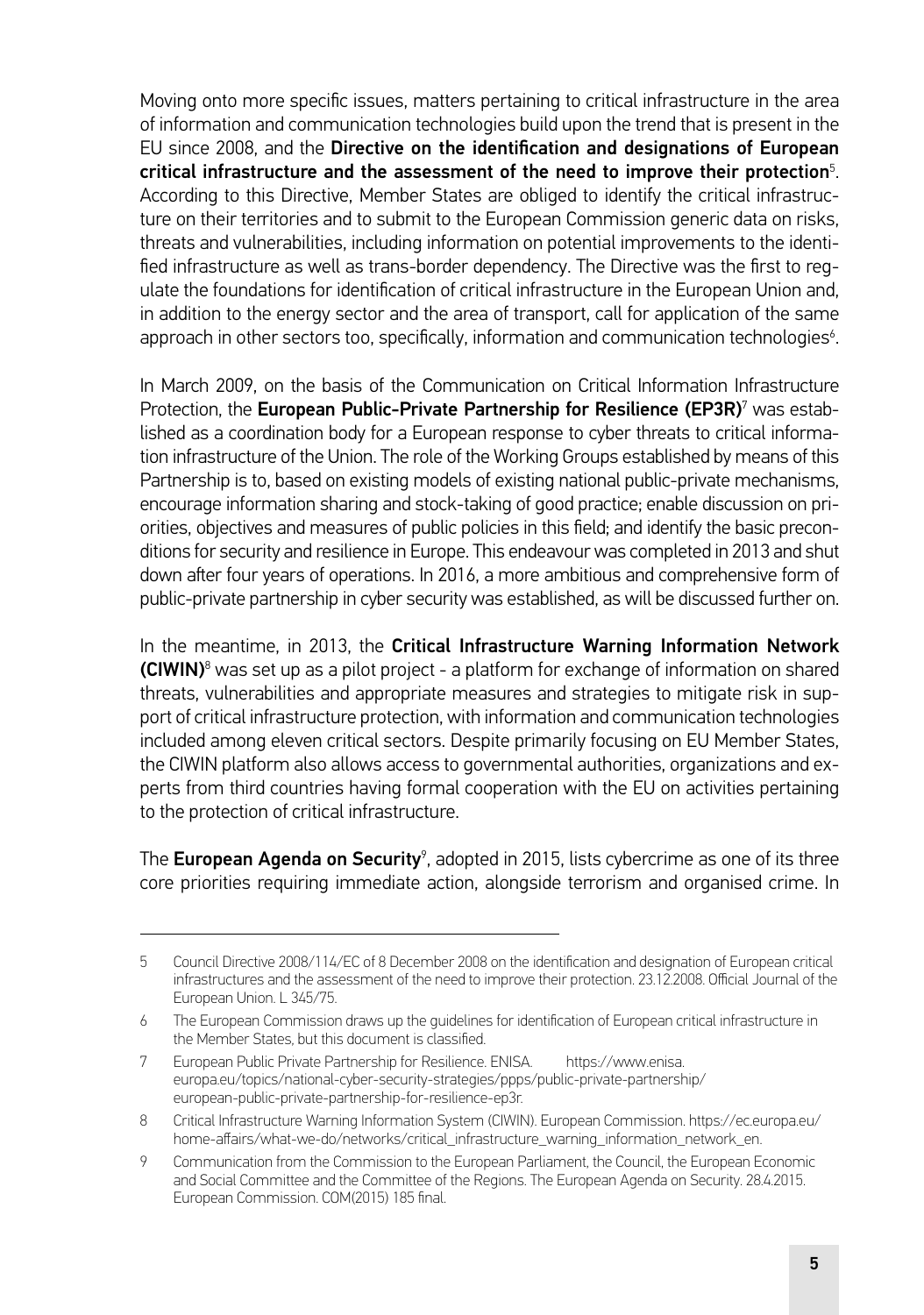Moving onto more specific issues, matters pertaining to critical infrastructure in the area of information and communication technologies build upon the trend that is present in the EU since 2008, and the **Directive on the identification and designations of European critical infrastructure and the assessment of the need to improve their protection**[5]. According to this Directive, Member States are obliged to identify the critical infrastructure on their territories and to submit to the European Commission generic data on risks, threats and vulnerabilities, including information on potential improvements to the identified infrastructure as well as trans-border dependency. The Directive was the first to regulate the foundations for identification of critical infrastructure in the European Union and, in addition to the energy sector and the area of transport, call for application of the same approach in other sectors too, specifically, information and communication technologies[6].

In March 2009, on the basis of the Communication on Critical Information Infrastructure Protection, the **European Public-Private Partnership for Resilience (EP3R)**[7] was established as a coordination body for a European response to cyber threats to critical information infrastructure of the Union. The role of the Working Groups established by means of this Partnership is to, based on existing models of existing national public-private mechanisms, encourage information sharing and stock-taking of good practice; enable discussion on priorities, objectives and measures of public policies in this field; and identify the basic preconditions for security and resilience in Europe. This endeavour was completed in 2013 and shut down after four years of operations. In 2016, a more ambitious and comprehensive form of public-private partnership in cyber security was established, as will be discussed further on.

In the meantime, in 2013, the **Critical Infrastructure Warning Information Network (CIWIN)**[8] was set up as a pilot project - a platform for exchange of information on shared threats, vulnerabilities and appropriate measures and strategies to mitigate risk in support of critical infrastructure protection, with information and communication technologies included among eleven critical sectors. Despite primarily focusing on EU Member States, the CIWIN platform also allows access to governmental authorities, organizations and experts from third countries having formal cooperation with the EU on activities pertaining to the protection of critical infrastructure.

The **European Agenda on Security**[9], adopted in 2015, lists cybercrime as one of its three core priorities requiring immediate action, alongside terrorism and organised crime. In

---

5 Council Directive 2008/114/EC of 8 December 2008 on the identification and designation of European critical infrastructures and the assessment of the need to improve their protection. 23.12.2008. Official Journal of the European Union. L 345/75.

6 The European Commission draws up the guidelines for identification of European critical infrastructure in the Member States, but this document is classified.

7 European Public Private Partnership for Resilience. ENISA. https://www.enisa.europa.eu/topics/national-cyber-security-strategies/ppps/public-private-partnership/european-public-private-partnership-for-resilience-ep3r.

8 Critical Infrastructure Warning Information System (CIWIN). European Commission. https://ec.europa.eu/home-affairs/what-we-do/networks/critical_infrastructure_warning_information_network_en.

9 Communication from the Commission to the European Parliament, the Council, the European Economic and Social Committee and the Committee of the Regions. The European Agenda on Security. 28.4.2015. European Commission. COM(2015) 185 final.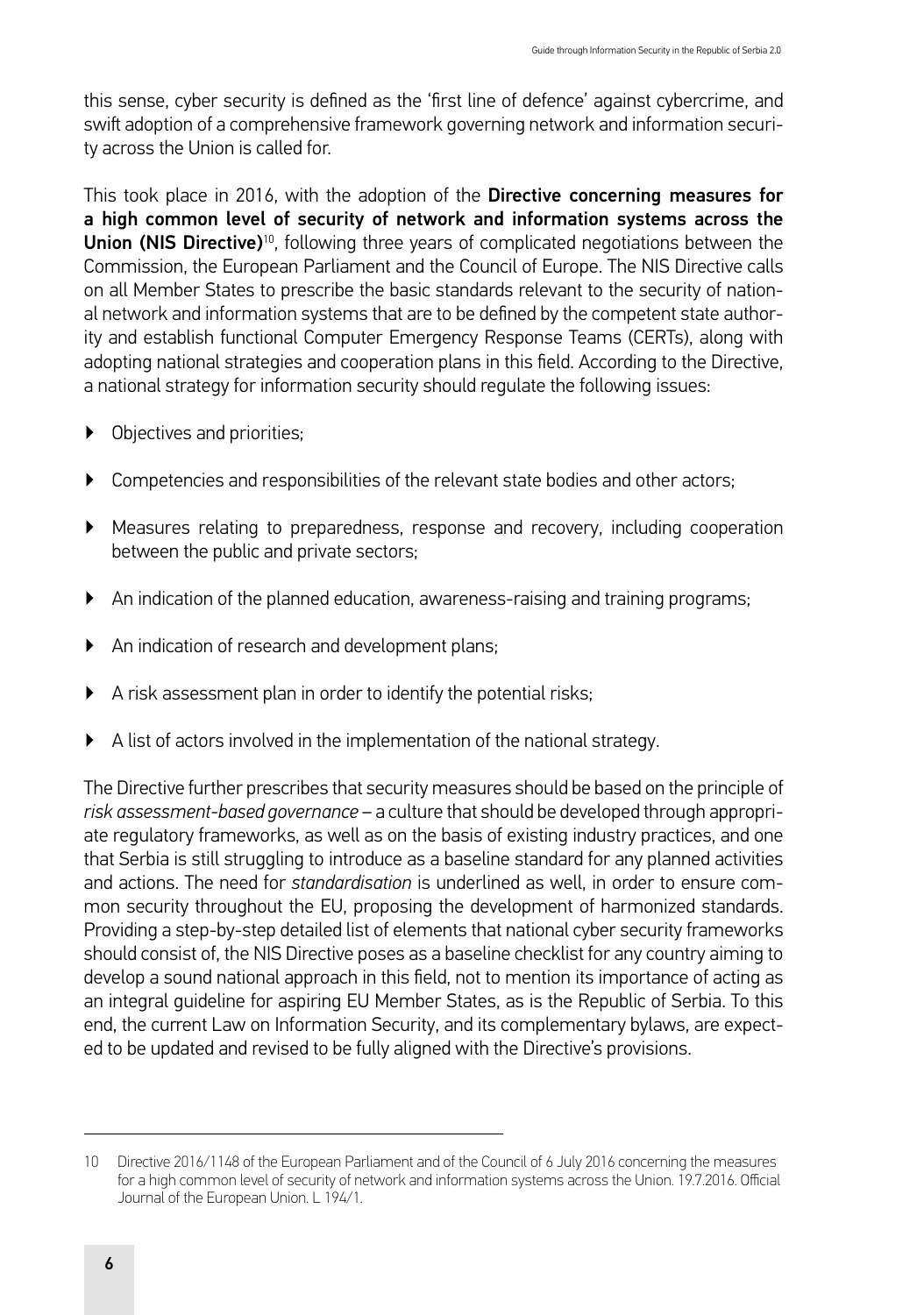this sense, cyber security is defined as the 'first line of defence' against cybercrime, and swift adoption of a comprehensive framework governing network and information security across the Union is called for.

This took place in 2016, with the adoption of the **Directive concerning measures for a high common level of security of network and information systems across the Union (NIS Directive)**[10], following three years of complicated negotiations between the Commission, the European Parliament and the Council of Europe. The NIS Directive calls on all Member States to prescribe the basic standards relevant to the security of national network and information systems that are to be defined by the competent state authority and establish functional Computer Emergency Response Teams (CERTs), along with adopting national strategies and cooperation plans in this field. According to the Directive, a national strategy for information security should regulate the following issues:

- Objectives and priorities;
- Competencies and responsibilities of the relevant state bodies and other actors;
- Measures relating to preparedness, response and recovery, including cooperation between the public and private sectors;
- An indication of the planned education, awareness-raising and training programs;
- An indication of research and development plans;
- A risk assessment plan in order to identify the potential risks;
- A list of actors involved in the implementation of the national strategy.

The Directive further prescribes that security measures should be based on the principle of *risk assessment-based governance* – a culture that should be developed through appropriate regulatory frameworks, as well as on the basis of existing industry practices, and one that Serbia is still struggling to introduce as a baseline standard for any planned activities and actions. The need for *standardisation* is underlined as well, in order to ensure common security throughout the EU, proposing the development of harmonized standards. Providing a step-by-step detailed list of elements that national cyber security frameworks should consist of, the NIS Directive poses as a baseline checklist for any country aiming to develop a sound national approach in this field, not to mention its importance of acting as an integral guideline for aspiring EU Member States, as is the Republic of Serbia. To this end, the current Law on Information Security, and its complementary bylaws, are expected to be updated and revised to be fully aligned with the Directive's provisions.

---

10 Directive 2016/1148 of the European Parliament and of the Council of 6 July 2016 concerning the measures for a high common level of security of network and information systems across the Union. 19.7.2016. Official Journal of the European Union. L 194/1.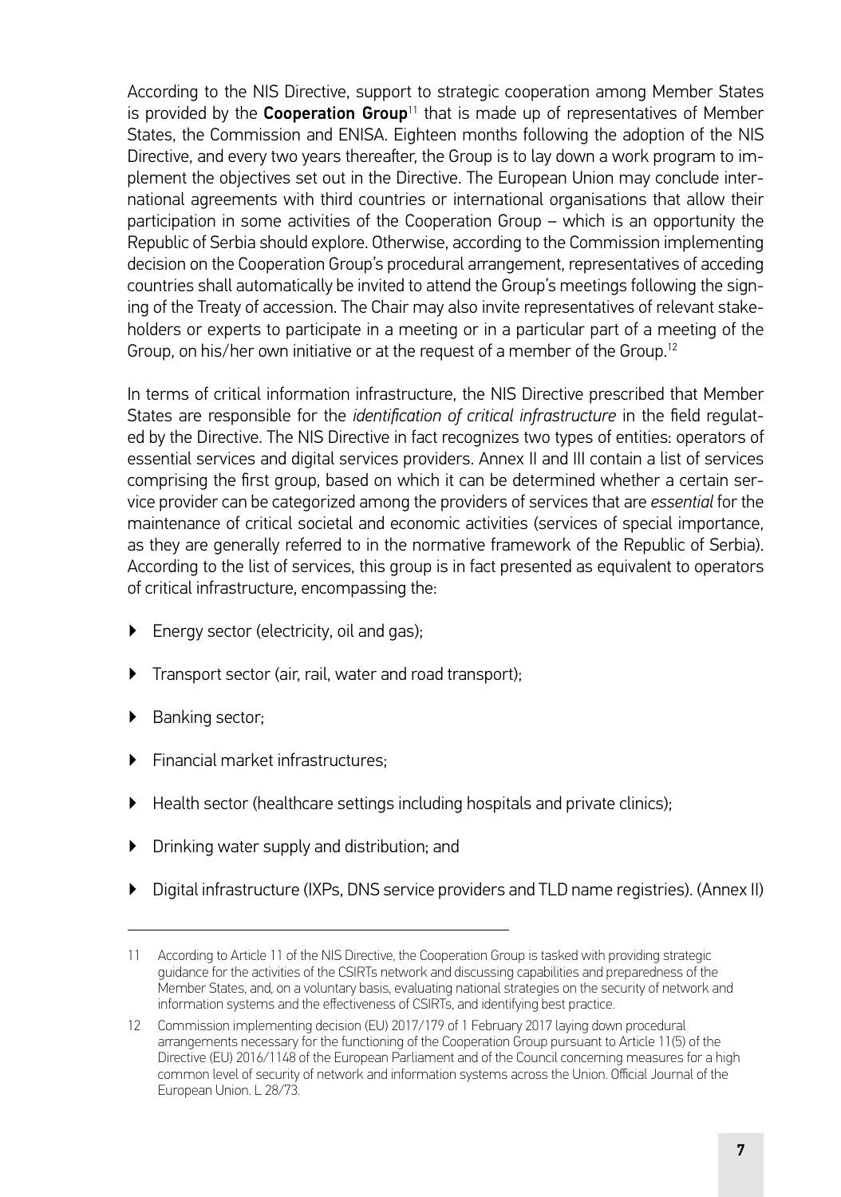According to the NIS Directive, support to strategic cooperation among Member States is provided by the **Cooperation Group**[11] that is made up of representatives of Member States, the Commission and ENISA. Eighteen months following the adoption of the NIS Directive, and every two years thereafter, the Group is to lay down a work program to implement the objectives set out in the Directive. The European Union may conclude international agreements with third countries or international organisations that allow their participation in some activities of the Cooperation Group – which is an opportunity the Republic of Serbia should explore. Otherwise, according to the Commission implementing decision on the Cooperation Group's procedural arrangement, representatives of acceding countries shall automatically be invited to attend the Group's meetings following the signing of the Treaty of accession. The Chair may also invite representatives of relevant stakeholders or experts to participate in a meeting or in a particular part of a meeting of the Group, on his/her own initiative or at the request of a member of the Group.[12]

In terms of critical information infrastructure, the NIS Directive prescribed that Member States are responsible for the *identification of critical infrastructure* in the field regulated by the Directive. The NIS Directive in fact recognizes two types of entities: operators of essential services and digital services providers. Annex II and III contain a list of services comprising the first group, based on which it can be determined whether a certain service provider can be categorized among the providers of services that are *essential* for the maintenance of critical societal and economic activities (services of special importance, as they are generally referred to in the normative framework of the Republic of Serbia). According to the list of services, this group is in fact presented as equivalent to operators of critical infrastructure, encompassing the:

- Energy sector (electricity, oil and gas);
- Transport sector (air, rail, water and road transport);
- Banking sector;
- Financial market infrastructures;
- Health sector (healthcare settings including hospitals and private clinics);
- Drinking water supply and distribution; and
- Digital infrastructure (IXPs, DNS service providers and TLD name registries). (Annex II)

---

11 According to Article 11 of the NIS Directive, the Cooperation Group is tasked with providing strategic guidance for the activities of the CSIRTs network and discussing capabilities and preparedness of the Member States, and, on a voluntary basis, evaluating national strategies on the security of network and information systems and the effectiveness of CSIRTs, and identifying best practice.

12 Commission implementing decision (EU) 2017/179 of 1 February 2017 laying down procedural arrangements necessary for the functioning of the Cooperation Group pursuant to Article 11(5) of the Directive (EU) 2016/1148 of the European Parliament and of the Council concerning measures for a high common level of security of network and information systems across the Union. Official Journal of the European Union. L 28/73.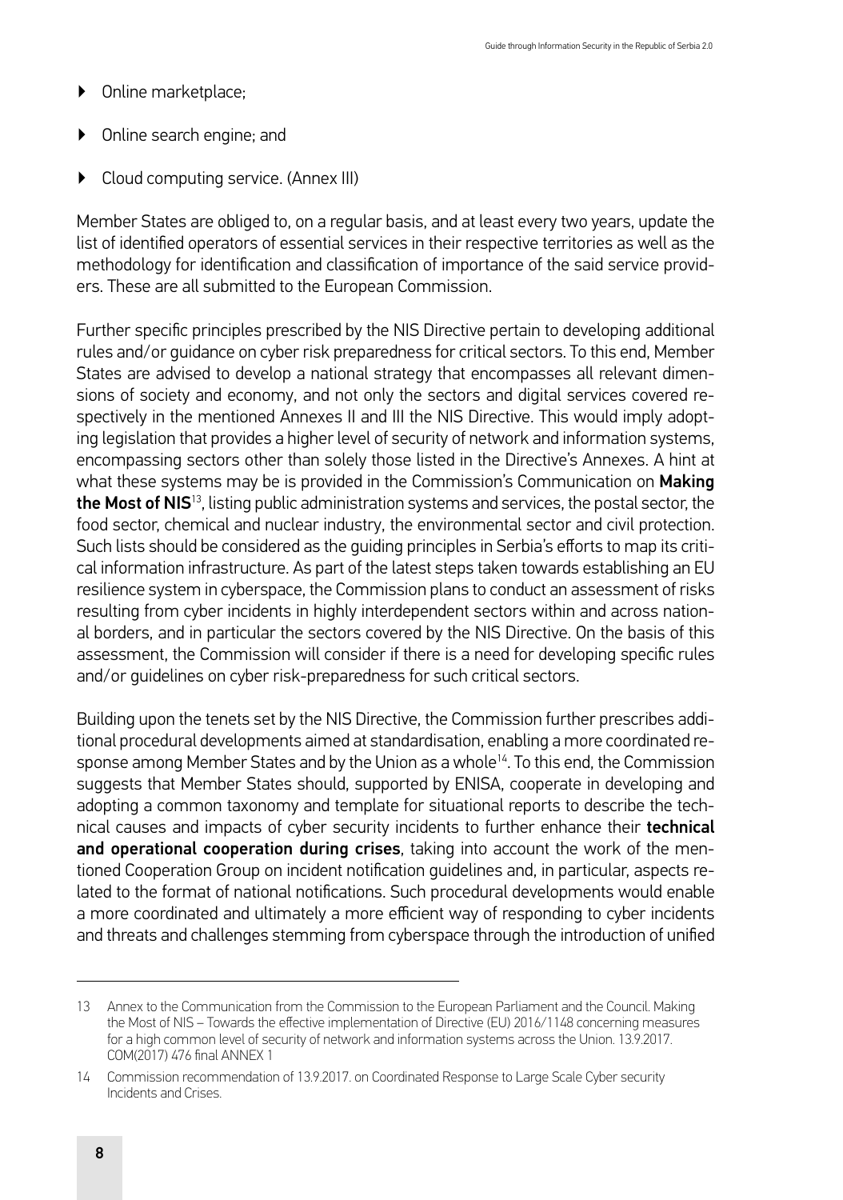- Online marketplace;
- Online search engine; and
- Cloud computing service. (Annex III)

Member States are obliged to, on a regular basis, and at least every two years, update the list of identified operators of essential services in their respective territories as well as the methodology for identification and classification of importance of the said service providers. These are all submitted to the European Commission.

Further specific principles prescribed by the NIS Directive pertain to developing additional rules and/or guidance on cyber risk preparedness for critical sectors. To this end, Member States are advised to develop a national strategy that encompasses all relevant dimensions of society and economy, and not only the sectors and digital services covered respectively in the mentioned Annexes II and III the NIS Directive. This would imply adopting legislation that provides a higher level of security of network and information systems, encompassing sectors other than solely those listed in the Directive's Annexes. A hint at what these systems may be is provided in the Commission's Communication on **Making the Most of NIS**[13], listing public administration systems and services, the postal sector, the food sector, chemical and nuclear industry, the environmental sector and civil protection. Such lists should be considered as the guiding principles in Serbia's efforts to map its critical information infrastructure. As part of the latest steps taken towards establishing an EU resilience system in cyberspace, the Commission plans to conduct an assessment of risks resulting from cyber incidents in highly interdependent sectors within and across national borders, and in particular the sectors covered by the NIS Directive. On the basis of this assessment, the Commission will consider if there is a need for developing specific rules and/or guidelines on cyber risk-preparedness for such critical sectors.

Building upon the tenets set by the NIS Directive, the Commission further prescribes additional procedural developments aimed at standardisation, enabling a more coordinated response among Member States and by the Union as a whole[14]. To this end, the Commission suggests that Member States should, supported by ENISA, cooperate in developing and adopting a common taxonomy and template for situational reports to describe the technical causes and impacts of cyber security incidents to further enhance their **technical and operational cooperation during crises**, taking into account the work of the mentioned Cooperation Group on incident notification guidelines and, in particular, aspects related to the format of national notifications. Such procedural developments would enable a more coordinated and ultimately a more efficient way of responding to cyber incidents and threats and challenges stemming from cyberspace through the introduction of unified

---

13 Annex to the Communication from the Commission to the European Parliament and the Council. Making the Most of NIS – Towards the effective implementation of Directive (EU) 2016/1148 concerning measures for a high common level of security of network and information systems across the Union. 13.9.2017. COM(2017) 476 final ANNEX 1

14 Commission recommendation of 13.9.2017. on Coordinated Response to Large Scale Cyber security Incidents and Crises.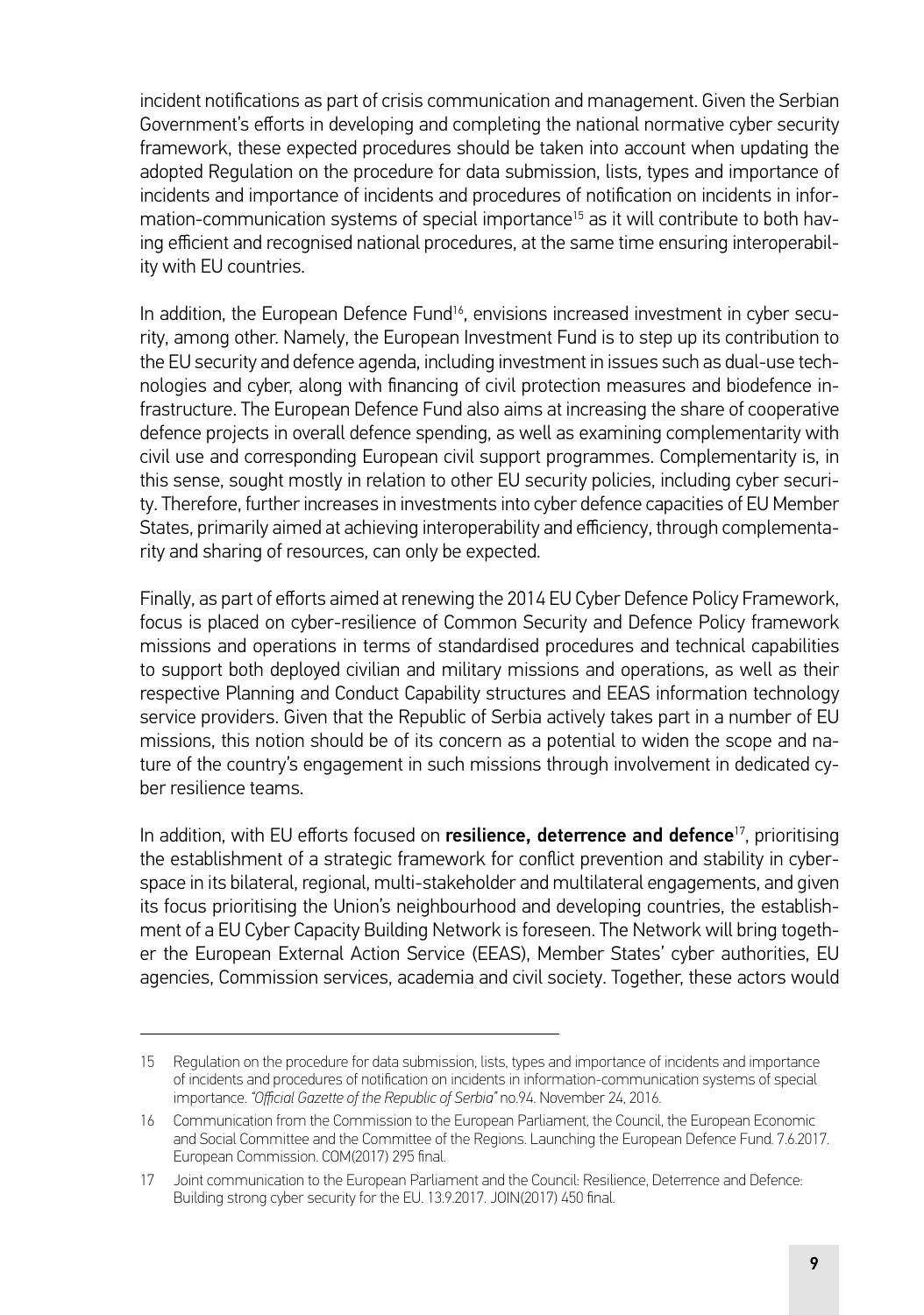incident notifications as part of crisis communication and management. Given the Serbian Government's efforts in developing and completing the national normative cyber security framework, these expected procedures should be taken into account when updating the adopted Regulation on the procedure for data submission, lists, types and importance of incidents and importance of incidents and procedures of notification on incidents in information-communication systems of special importance[15] as it will contribute to both having efficient and recognised national procedures, at the same time ensuring interoperability with EU countries.

In addition, the European Defence Fund[16], envisions increased investment in cyber security, among other. Namely, the European Investment Fund is to step up its contribution to the EU security and defence agenda, including investment in issues such as dual-use technologies and cyber, along with financing of civil protection measures and biodefence infrastructure. The European Defence Fund also aims at increasing the share of cooperative defence projects in overall defence spending, as well as examining complementarity with civil use and corresponding European civil support programmes. Complementarity is, in this sense, sought mostly in relation to other EU security policies, including cyber security. Therefore, further increases in investments into cyber defence capacities of EU Member States, primarily aimed at achieving interoperability and efficiency, through complementarity and sharing of resources, can only be expected.

Finally, as part of efforts aimed at renewing the 2014 EU Cyber Defence Policy Framework, focus is placed on cyber-resilience of Common Security and Defence Policy framework missions and operations in terms of standardised procedures and technical capabilities to support both deployed civilian and military missions and operations, as well as their respective Planning and Conduct Capability structures and EEAS information technology service providers. Given that the Republic of Serbia actively takes part in a number of EU missions, this notion should be of its concern as a potential to widen the scope and nature of the country's engagement in such missions through involvement in dedicated cyber resilience teams.

In addition, with EU efforts focused on **resilience, deterrence and defence**[17], prioritising the establishment of a strategic framework for conflict prevention and stability in cyberspace in its bilateral, regional, multi-stakeholder and multilateral engagements, and given its focus prioritising the Union's neighbourhood and developing countries, the establishment of a EU Cyber Capacity Building Network is foreseen. The Network will bring together the European External Action Service (EEAS), Member States' cyber authorities, EU agencies, Commission services, academia and civil society. Together, these actors would

---

15 Regulation on the procedure for data submission, lists, types and importance of incidents and importance of incidents and procedures of notification on incidents in information-communication systems of special importance. *"Official Gazette of the Republic of Serbia"* no.94. November 24, 2016.

16 Communication from the Commission to the European Parliament, the Council, the European Economic and Social Committee and the Committee of the Regions. Launching the European Defence Fund. 7.6.2017. European Commission. COM(2017) 295 final.

17 Joint communication to the European Parliament and the Council: Resilience, Deterrence and Defence: Building strong cyber security for the EU. 13.9.2017. JOIN(2017) 450 final.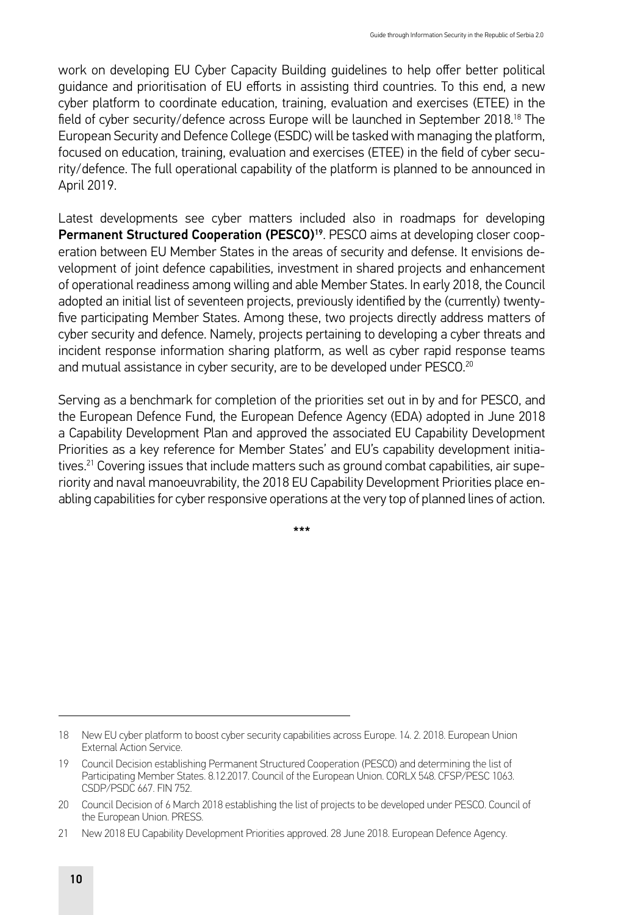work on developing EU Cyber Capacity Building guidelines to help offer better political guidance and prioritisation of EU efforts in assisting third countries. To this end, a new cyber platform to coordinate education, training, evaluation and exercises (ETEE) in the field of cyber security/defence across Europe will be launched in September 2018.[18] The European Security and Defence College (ESDC) will be tasked with managing the platform, focused on education, training, evaluation and exercises (ETEE) in the field of cyber security/defence. The full operational capability of the platform is planned to be announced in April 2019.

Latest developments see cyber matters included also in roadmaps for developing **Permanent Structured Cooperation (PESCO)**[19]. PESCO aims at developing closer cooperation between EU Member States in the areas of security and defense. It envisions development of joint defence capabilities, investment in shared projects and enhancement of operational readiness among willing and able Member States. In early 2018, the Council adopted an initial list of seventeen projects, previously identified by the (currently) twenty-five participating Member States. Among these, two projects directly address matters of cyber security and defence. Namely, projects pertaining to developing a cyber threats and incident response information sharing platform, as well as cyber rapid response teams and mutual assistance in cyber security, are to be developed under PESCO.[20]

Serving as a benchmark for completion of the priorities set out in by and for PESCO, and the European Defence Fund, the European Defence Agency (EDA) adopted in June 2018 a Capability Development Plan and approved the associated EU Capability Development Priorities as a key reference for Member States' and EU's capability development initiatives.[21] Covering issues that include matters such as ground combat capabilities, air superiority and naval manoeuvrability, the 2018 EU Capability Development Priorities place enabling capabilities for cyber responsive operations at the very top of planned lines of action.

\*\*\*

---

18 New EU cyber platform to boost cyber security capabilities across Europe. 14. 2. 2018. European Union External Action Service.

19 Council Decision establishing Permanent Structured Cooperation (PESCO) and determining the list of Participating Member States. 8.12.2017. Council of the European Union. CORLX 548. CFSP/PESC 1063. CSDP/PSDC 667. FIN 752.

20 Council Decision of 6 March 2018 establishing the list of projects to be developed under PESCO. Council of the European Union. PRESS.

21 New 2018 EU Capability Development Priorities approved. 28 June 2018. European Defence Agency.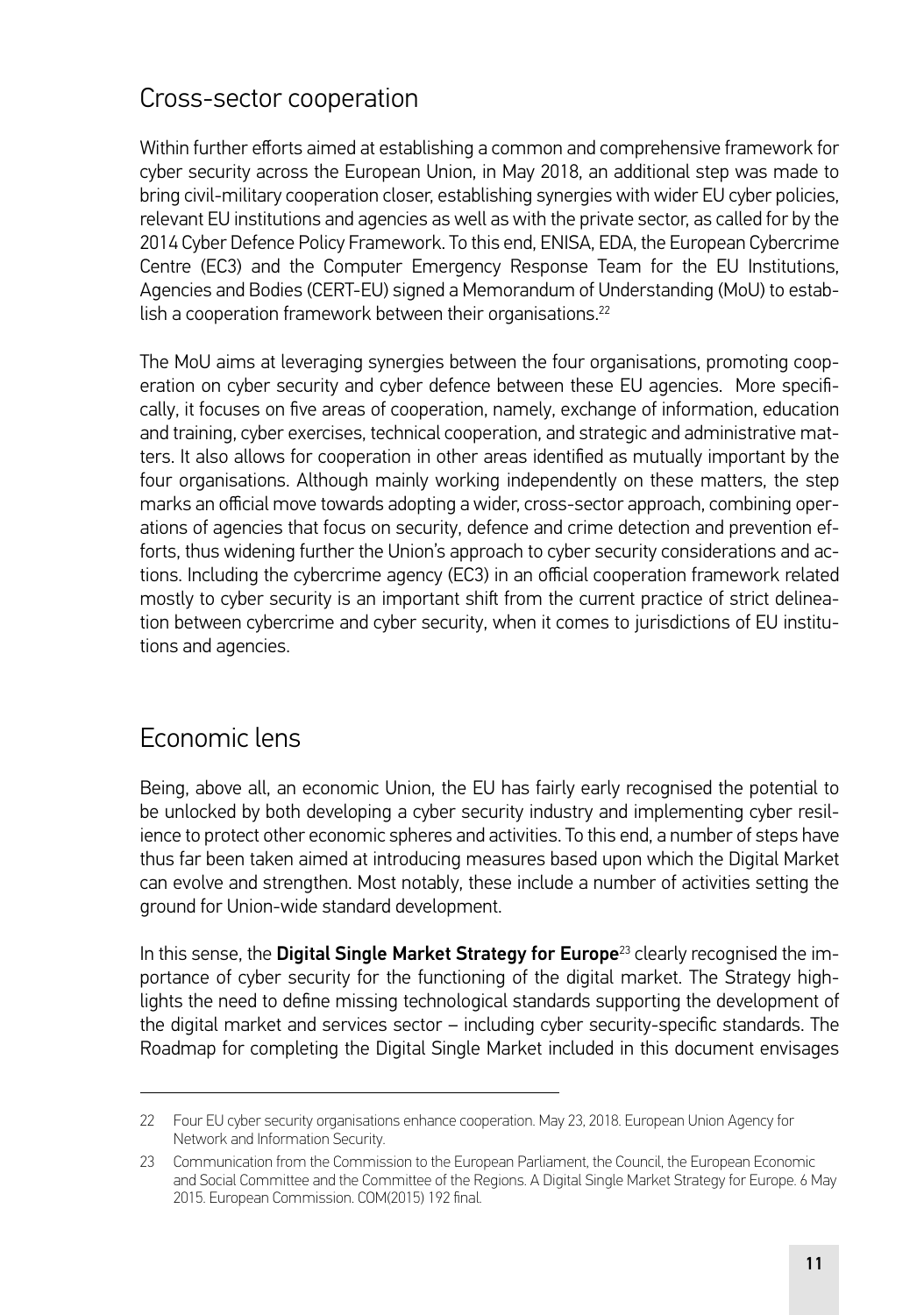## Cross-sector cooperation

Within further efforts aimed at establishing a common and comprehensive framework for cyber security across the European Union, in May 2018, an additional step was made to bring civil-military cooperation closer, establishing synergies with wider EU cyber policies, relevant EU institutions and agencies as well as with the private sector, as called for by the 2014 Cyber Defence Policy Framework. To this end, ENISA, EDA, the European Cybercrime Centre (EC3) and the Computer Emergency Response Team for the EU Institutions, Agencies and Bodies (CERT-EU) signed a Memorandum of Understanding (MoU) to establish a cooperation framework between their organisations.[22]

The MoU aims at leveraging synergies between the four organisations, promoting cooperation on cyber security and cyber defence between these EU agencies. More specifically, it focuses on five areas of cooperation, namely, exchange of information, education and training, cyber exercises, technical cooperation, and strategic and administrative matters. It also allows for cooperation in other areas identified as mutually important by the four organisations. Although mainly working independently on these matters, the step marks an official move towards adopting a wider, cross-sector approach, combining operations of agencies that focus on security, defence and crime detection and prevention efforts, thus widening further the Union's approach to cyber security considerations and actions. Including the cybercrime agency (EC3) in an official cooperation framework related mostly to cyber security is an important shift from the current practice of strict delineation between cybercrime and cyber security, when it comes to jurisdictions of EU institutions and agencies.

## Economic lens

Being, above all, an economic Union, the EU has fairly early recognised the potential to be unlocked by both developing a cyber security industry and implementing cyber resilience to protect other economic spheres and activities. To this end, a number of steps have thus far been taken aimed at introducing measures based upon which the Digital Market can evolve and strengthen. Most notably, these include a number of activities setting the ground for Union-wide standard development.

In this sense, the **Digital Single Market Strategy for Europe**[23] clearly recognised the importance of cyber security for the functioning of the digital market. The Strategy highlights the need to define missing technological standards supporting the development of the digital market and services sector – including cyber security-specific standards. The Roadmap for completing the Digital Single Market included in this document envisages

---

22 Four EU cyber security organisations enhance cooperation. May 23, 2018. European Union Agency for Network and Information Security.

23 Communication from the Commission to the European Parliament, the Council, the European Economic and Social Committee and the Committee of the Regions. A Digital Single Market Strategy for Europe. 6 May 2015. European Commission. COM(2015) 192 final.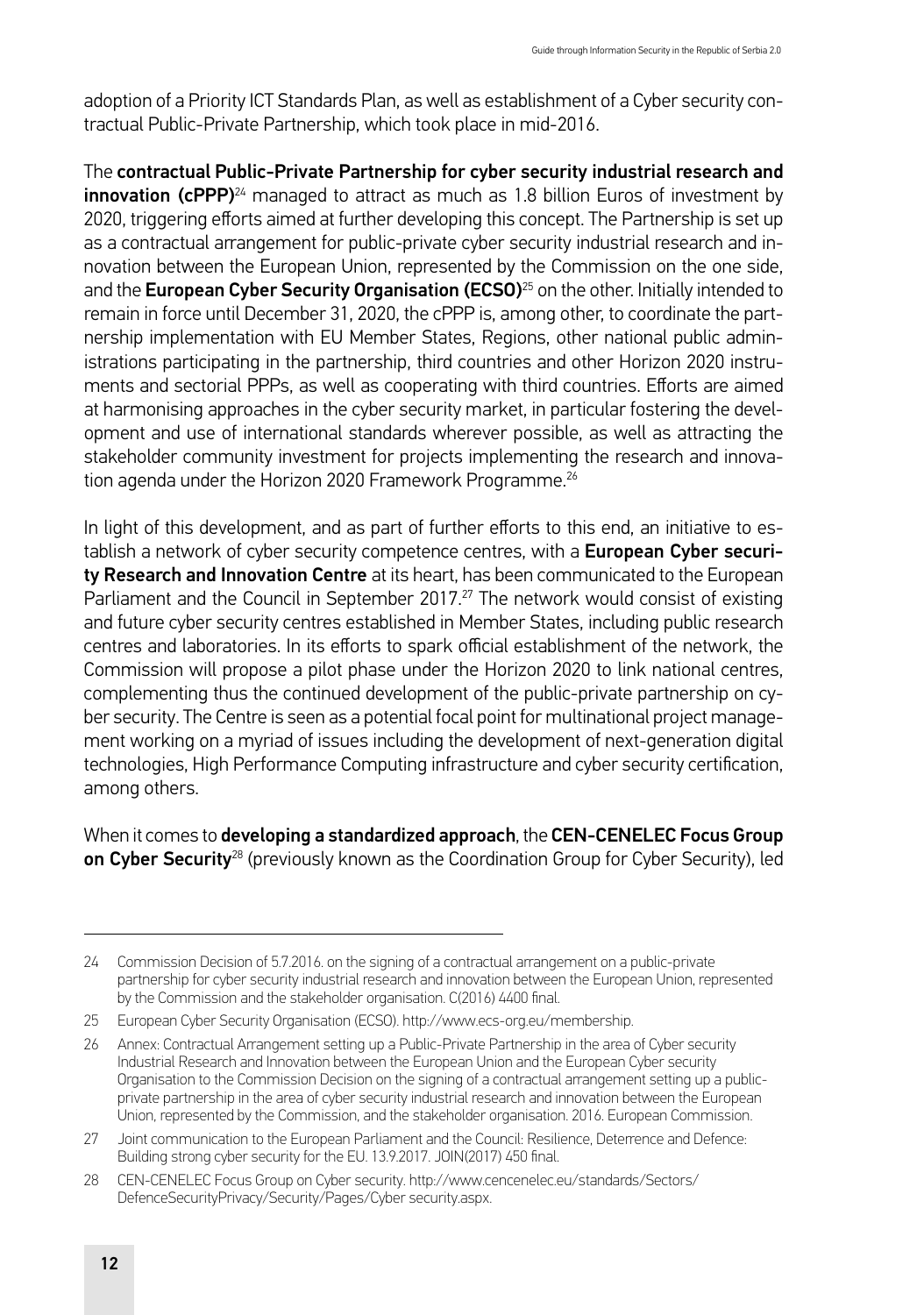adoption of a Priority ICT Standards Plan, as well as establishment of a Cyber security contractual Public-Private Partnership, which took place in mid-2016.

The **contractual Public-Private Partnership for cyber security industrial research and innovation (cPPP)**[24] managed to attract as much as 1.8 billion Euros of investment by 2020, triggering efforts aimed at further developing this concept. The Partnership is set up as a contractual arrangement for public-private cyber security industrial research and innovation between the European Union, represented by the Commission on the one side, and the **European Cyber Security Organisation (ECSO)**[25] on the other. Initially intended to remain in force until December 31, 2020, the cPPP is, among other, to coordinate the partnership implementation with EU Member States, Regions, other national public administrations participating in the partnership, third countries and other Horizon 2020 instruments and sectorial PPPs, as well as cooperating with third countries. Efforts are aimed at harmonising approaches in the cyber security market, in particular fostering the development and use of international standards wherever possible, as well as attracting the stakeholder community investment for projects implementing the research and innovation agenda under the Horizon 2020 Framework Programme.[26]

In light of this development, and as part of further efforts to this end, an initiative to establish a network of cyber security competence centres, with a **European Cyber security Research and Innovation Centre** at its heart, has been communicated to the European Parliament and the Council in September 2017.[27] The network would consist of existing and future cyber security centres established in Member States, including public research centres and laboratories. In its efforts to spark official establishment of the network, the Commission will propose a pilot phase under the Horizon 2020 to link national centres, complementing thus the continued development of the public-private partnership on cyber security. The Centre is seen as a potential focal point for multinational project management working on a myriad of issues including the development of next-generation digital technologies, High Performance Computing infrastructure and cyber security certification, among others.

When it comes to **developing a standardized approach**, the **CEN-CENELEC Focus Group on Cyber Security**[28] (previously known as the Coordination Group for Cyber Security), led

---

24 Commission Decision of 5.7.2016. on the signing of a contractual arrangement on a public-private partnership for cyber security industrial research and innovation between the European Union, represented by the Commission and the stakeholder organisation. C(2016) 4400 final.

25 European Cyber Security Organisation (ECSO). http://www.ecs-org.eu/membership.

26 Annex: Contractual Arrangement setting up a Public-Private Partnership in the area of Cyber security Industrial Research and Innovation between the European Union and the European Cyber security Organisation to the Commission Decision on the signing of a contractual arrangement setting up a public-private partnership in the area of cyber security industrial research and innovation between the European Union, represented by the Commission, and the stakeholder organisation. 2016. European Commission.

27 Joint communication to the European Parliament and the Council: Resilience, Deterrence and Defence: Building strong cyber security for the EU. 13.9.2017. JOIN(2017) 450 final.

28 CEN-CENELEC Focus Group on Cyber security. http://www.cencenelec.eu/standards/Sectors/DefenceSecurityPrivacy/Security/Pages/Cyber security.aspx.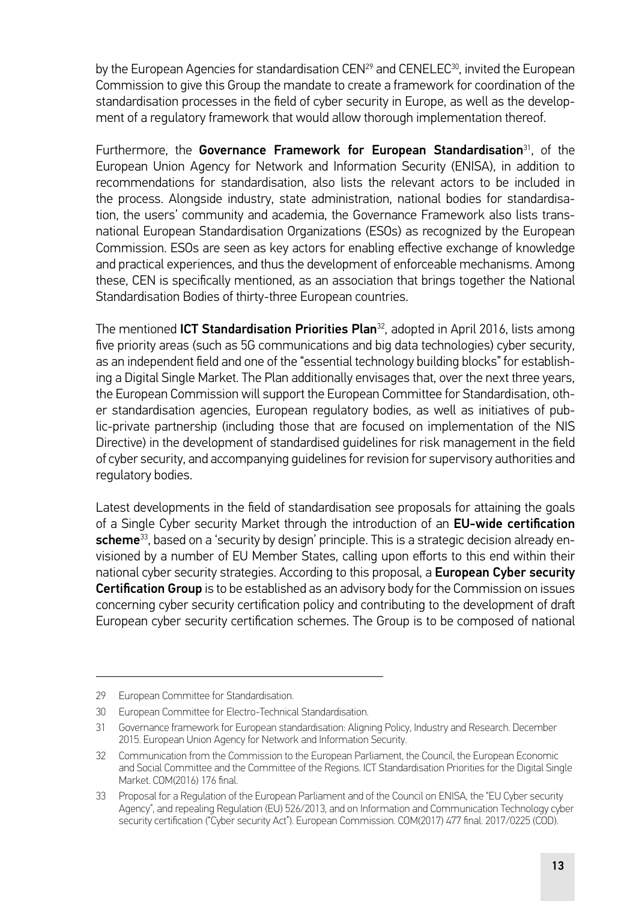by the European Agencies for standardisation CEN[29] and CENELEC[30], invited the European Commission to give this Group the mandate to create a framework for coordination of the standardisation processes in the field of cyber security in Europe, as well as the development of a regulatory framework that would allow thorough implementation thereof.

Furthermore, the **Governance Framework for European Standardisation**[31], of the European Union Agency for Network and Information Security (ENISA), in addition to recommendations for standardisation, also lists the relevant actors to be included in the process. Alongside industry, state administration, national bodies for standardisation, the users' community and academia, the Governance Framework also lists transnational European Standardisation Organizations (ESOs) as recognized by the European Commission. ESOs are seen as key actors for enabling effective exchange of knowledge and practical experiences, and thus the development of enforceable mechanisms. Among these, CEN is specifically mentioned, as an association that brings together the National Standardisation Bodies of thirty-three European countries.

The mentioned **ICT Standardisation Priorities Plan**[32], adopted in April 2016, lists among five priority areas (such as 5G communications and big data technologies) cyber security, as an independent field and one of the "essential technology building blocks" for establishing a Digital Single Market. The Plan additionally envisages that, over the next three years, the European Commission will support the European Committee for Standardisation, other standardisation agencies, European regulatory bodies, as well as initiatives of public-private partnership (including those that are focused on implementation of the NIS Directive) in the development of standardised guidelines for risk management in the field of cyber security, and accompanying guidelines for revision for supervisory authorities and regulatory bodies.

Latest developments in the field of standardisation see proposals for attaining the goals of a Single Cyber security Market through the introduction of an **EU-wide certification scheme**[33], based on a 'security by design' principle. This is a strategic decision already envisioned by a number of EU Member States, calling upon efforts to this end within their national cyber security strategies. According to this proposal, a **European Cyber security Certification Group** is to be established as an advisory body for the Commission on issues concerning cyber security certification policy and contributing to the development of draft European cyber security certification schemes. The Group is to be composed of national

---

29 European Committee for Standardisation.

30 European Committee for Electro-Technical Standardisation.

31 Governance framework for European standardisation: Aligning Policy, Industry and Research. December 2015. European Union Agency for Network and Information Security.

32 Communication from the Commission to the European Parliament, the Council, the European Economic and Social Committee and the Committee of the Regions. ICT Standardisation Priorities for the Digital Single Market. COM(2016) 176 final.

33 Proposal for a Regulation of the European Parliament and of the Council on ENISA, the "EU Cyber security Agency", and repealing Regulation (EU) 526/2013, and on Information and Communication Technology cyber security certification ("Cyber security Act"). European Commission. COM(2017) 477 final. 2017/0225 (COD).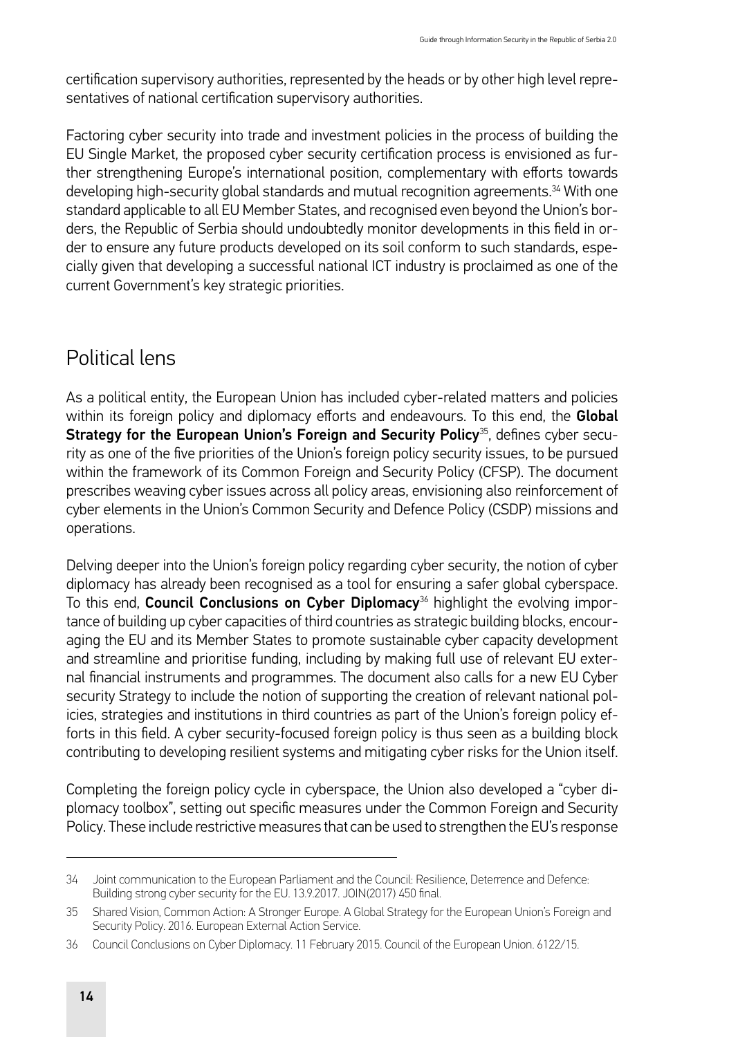certification supervisory authorities, represented by the heads or by other high level representatives of national certification supervisory authorities.

Factoring cyber security into trade and investment policies in the process of building the EU Single Market, the proposed cyber security certification process is envisioned as further strengthening Europe's international position, complementary with efforts towards developing high-security global standards and mutual recognition agreements.[34] With one standard applicable to all EU Member States, and recognised even beyond the Union's borders, the Republic of Serbia should undoubtedly monitor developments in this field in order to ensure any future products developed on its soil conform to such standards, especially given that developing a successful national ICT industry is proclaimed as one of the current Government's key strategic priorities.

## Political lens

As a political entity, the European Union has included cyber-related matters and policies within its foreign policy and diplomacy efforts and endeavours. To this end, the **Global Strategy for the European Union's Foreign and Security Policy**[35], defines cyber security as one of the five priorities of the Union's foreign policy security issues, to be pursued within the framework of its Common Foreign and Security Policy (CFSP). The document prescribes weaving cyber issues across all policy areas, envisioning also reinforcement of cyber elements in the Union's Common Security and Defence Policy (CSDP) missions and operations.

Delving deeper into the Union's foreign policy regarding cyber security, the notion of cyber diplomacy has already been recognised as a tool for ensuring a safer global cyberspace. To this end, **Council Conclusions on Cyber Diplomacy**[36] highlight the evolving importance of building up cyber capacities of third countries as strategic building blocks, encouraging the EU and its Member States to promote sustainable cyber capacity development and streamline and prioritise funding, including by making full use of relevant EU external financial instruments and programmes. The document also calls for a new EU Cyber security Strategy to include the notion of supporting the creation of relevant national policies, strategies and institutions in third countries as part of the Union's foreign policy efforts in this field. A cyber security-focused foreign policy is thus seen as a building block contributing to developing resilient systems and mitigating cyber risks for the Union itself.

Completing the foreign policy cycle in cyberspace, the Union also developed a "cyber diplomacy toolbox", setting out specific measures under the Common Foreign and Security Policy. These include restrictive measures that can be used to strengthen the EU's response

---

34 Joint communication to the European Parliament and the Council: Resilience, Deterrence and Defence: Building strong cyber security for the EU. 13.9.2017. JOIN(2017) 450 final.

35 Shared Vision, Common Action: A Stronger Europe. A Global Strategy for the European Union's Foreign and Security Policy. 2016. European External Action Service.

36 Council Conclusions on Cyber Diplomacy. 11 February 2015. Council of the European Union. 6122/15.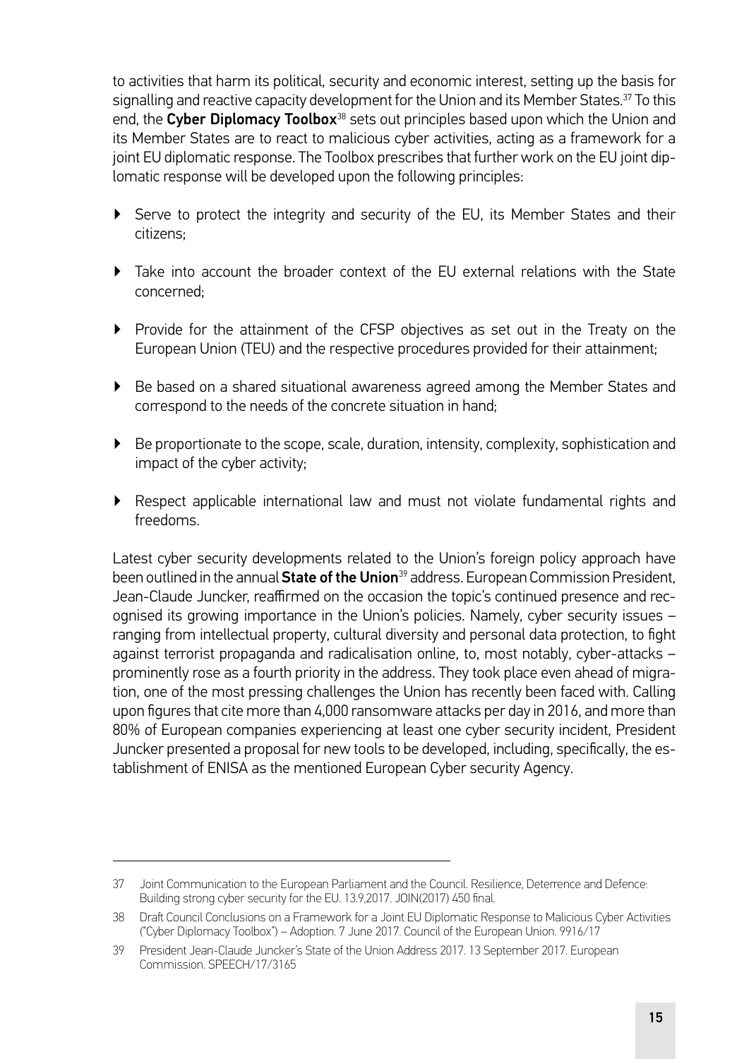to activities that harm its political, security and economic interest, setting up the basis for signalling and reactive capacity development for the Union and its Member States.[37] To this end, the **Cyber Diplomacy Toolbox**[38] sets out principles based upon which the Union and its Member States are to react to malicious cyber activities, acting as a framework for a joint EU diplomatic response. The Toolbox prescribes that further work on the EU joint diplomatic response will be developed upon the following principles:

- Serve to protect the integrity and security of the EU, its Member States and their citizens;
- Take into account the broader context of the EU external relations with the State concerned;
- Provide for the attainment of the CFSP objectives as set out in the Treaty on the European Union (TEU) and the respective procedures provided for their attainment;
- Be based on a shared situational awareness agreed among the Member States and correspond to the needs of the concrete situation in hand;
- Be proportionate to the scope, scale, duration, intensity, complexity, sophistication and impact of the cyber activity;
- Respect applicable international law and must not violate fundamental rights and freedoms.

Latest cyber security developments related to the Union's foreign policy approach have been outlined in the annual **State of the Union**[39] address. European Commission President, Jean-Claude Juncker, reaffirmed on the occasion the topic's continued presence and recognised its growing importance in the Union's policies. Namely, cyber security issues – ranging from intellectual property, cultural diversity and personal data protection, to fight against terrorist propaganda and radicalisation online, to, most notably, cyber-attacks – prominently rose as a fourth priority in the address. They took place even ahead of migration, one of the most pressing challenges the Union has recently been faced with. Calling upon figures that cite more than 4,000 ransomware attacks per day in 2016, and more than 80% of European companies experiencing at least one cyber security incident, President Juncker presented a proposal for new tools to be developed, including, specifically, the establishment of ENISA as the mentioned European Cyber security Agency.

---

37 Joint Communication to the European Parliament and the Council. Resilience, Deterrence and Defence: Building strong cyber security for the EU. 13.9,2017. JOIN(2017) 450 final.

38 Draft Council Conclusions on a Framework for a Joint EU Diplomatic Response to Malicious Cyber Activities ("Cyber Diplomacy Toolbox") – Adoption. 7 June 2017. Council of the European Union. 9916/17

39 President Jean-Claude Juncker's State of the Union Address 2017. 13 September 2017. European Commission. SPEECH/17/3165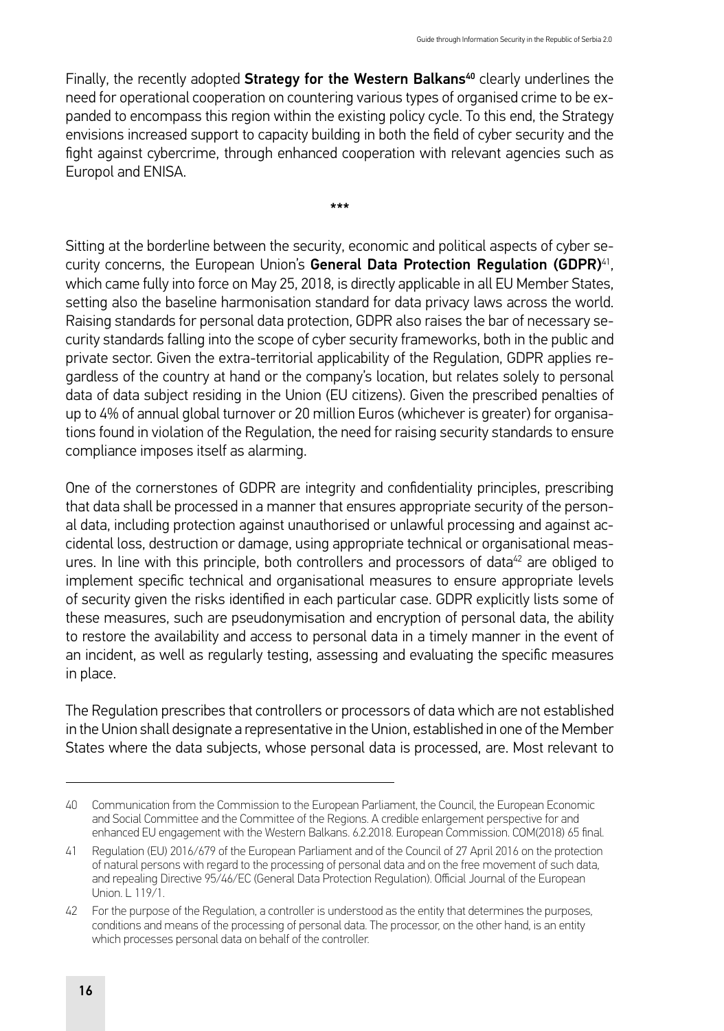Finally, the recently adopted **Strategy for the Western Balkans**[40] clearly underlines the need for operational cooperation on countering various types of organised crime to be expanded to encompass this region within the existing policy cycle. To this end, the Strategy envisions increased support to capacity building in both the field of cyber security and the fight against cybercrime, through enhanced cooperation with relevant agencies such as Europol and ENISA.

\*\*\*

Sitting at the borderline between the security, economic and political aspects of cyber security concerns, the European Union's **General Data Protection Regulation (GDPR)**[41], which came fully into force on May 25, 2018, is directly applicable in all EU Member States, setting also the baseline harmonisation standard for data privacy laws across the world. Raising standards for personal data protection, GDPR also raises the bar of necessary security standards falling into the scope of cyber security frameworks, both in the public and private sector. Given the extra-territorial applicability of the Regulation, GDPR applies regardless of the country at hand or the company's location, but relates solely to personal data of data subject residing in the Union (EU citizens). Given the prescribed penalties of up to 4% of annual global turnover or 20 million Euros (whichever is greater) for organisations found in violation of the Regulation, the need for raising security standards to ensure compliance imposes itself as alarming.

One of the cornerstones of GDPR are integrity and confidentiality principles, prescribing that data shall be processed in a manner that ensures appropriate security of the personal data, including protection against unauthorised or unlawful processing and against accidental loss, destruction or damage, using appropriate technical or organisational measures. In line with this principle, both controllers and processors of data[42] are obliged to implement specific technical and organisational measures to ensure appropriate levels of security given the risks identified in each particular case. GDPR explicitly lists some of these measures, such are pseudonymisation and encryption of personal data, the ability to restore the availability and access to personal data in a timely manner in the event of an incident, as well as regularly testing, assessing and evaluating the specific measures in place.

The Regulation prescribes that controllers or processors of data which are not established in the Union shall designate a representative in the Union, established in one of the Member States where the data subjects, whose personal data is processed, are. Most relevant to

---

40 Communication from the Commission to the European Parliament, the Council, the European Economic and Social Committee and the Committee of the Regions. A credible enlargement perspective for and enhanced EU engagement with the Western Balkans. 6.2.2018. European Commission. COM(2018) 65 final.

41 Regulation (EU) 2016/679 of the European Parliament and of the Council of 27 April 2016 on the protection of natural persons with regard to the processing of personal data and on the free movement of such data, and repealing Directive 95/46/EC (General Data Protection Regulation). Official Journal of the European Union. L 119/1.

42 For the purpose of the Regulation, a controller is understood as the entity that determines the purposes, conditions and means of the processing of personal data. The processor, on the other hand, is an entity which processes personal data on behalf of the controller.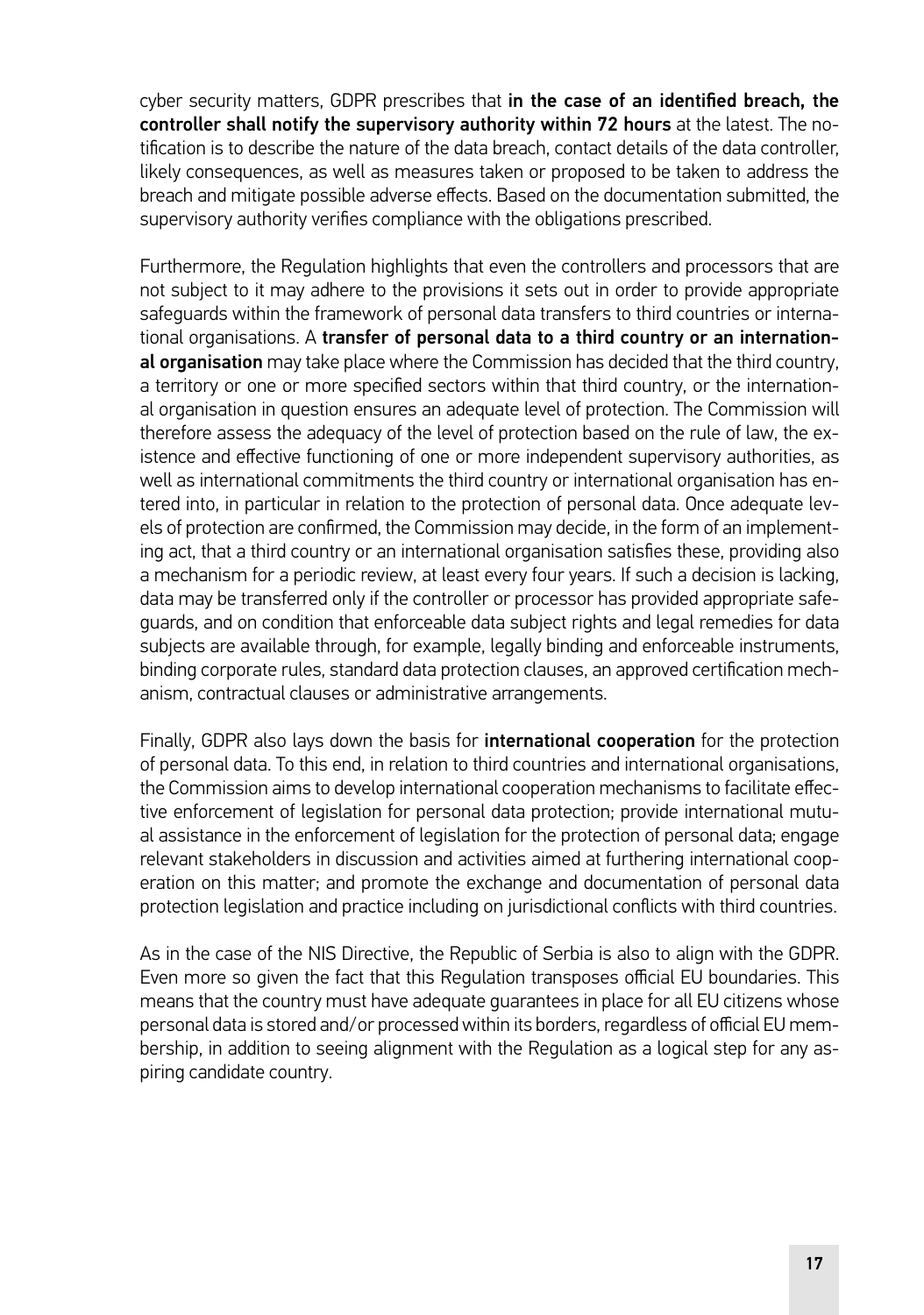cyber security matters, GDPR prescribes that **in the case of an identified breach, the controller shall notify the supervisory authority within 72 hours** at the latest. The notification is to describe the nature of the data breach, contact details of the data controller, likely consequences, as well as measures taken or proposed to be taken to address the breach and mitigate possible adverse effects. Based on the documentation submitted, the supervisory authority verifies compliance with the obligations prescribed.

Furthermore, the Regulation highlights that even the controllers and processors that are not subject to it may adhere to the provisions it sets out in order to provide appropriate safeguards within the framework of personal data transfers to third countries or international organisations. A **transfer of personal data to a third country or an international organisation** may take place where the Commission has decided that the third country, a territory or one or more specified sectors within that third country, or the international organisation in question ensures an adequate level of protection. The Commission will therefore assess the adequacy of the level of protection based on the rule of law, the existence and effective functioning of one or more independent supervisory authorities, as well as international commitments the third country or international organisation has entered into, in particular in relation to the protection of personal data. Once adequate levels of protection are confirmed, the Commission may decide, in the form of an implementing act, that a third country or an international organisation satisfies these, providing also a mechanism for a periodic review, at least every four years. If such a decision is lacking, data may be transferred only if the controller or processor has provided appropriate safeguards, and on condition that enforceable data subject rights and legal remedies for data subjects are available through, for example, legally binding and enforceable instruments, binding corporate rules, standard data protection clauses, an approved certification mechanism, contractual clauses or administrative arrangements.

Finally, GDPR also lays down the basis for **international cooperation** for the protection of personal data. To this end, in relation to third countries and international organisations, the Commission aims to develop international cooperation mechanisms to facilitate effective enforcement of legislation for personal data protection; provide international mutual assistance in the enforcement of legislation for the protection of personal data; engage relevant stakeholders in discussion and activities aimed at furthering international cooperation on this matter; and promote the exchange and documentation of personal data protection legislation and practice including on jurisdictional conflicts with third countries.

As in the case of the NIS Directive, the Republic of Serbia is also to align with the GDPR. Even more so given the fact that this Regulation transposes official EU boundaries. This means that the country must have adequate guarantees in place for all EU citizens whose personal data is stored and/or processed within its borders, regardless of official EU membership, in addition to seeing alignment with the Regulation as a logical step for any aspiring candidate country.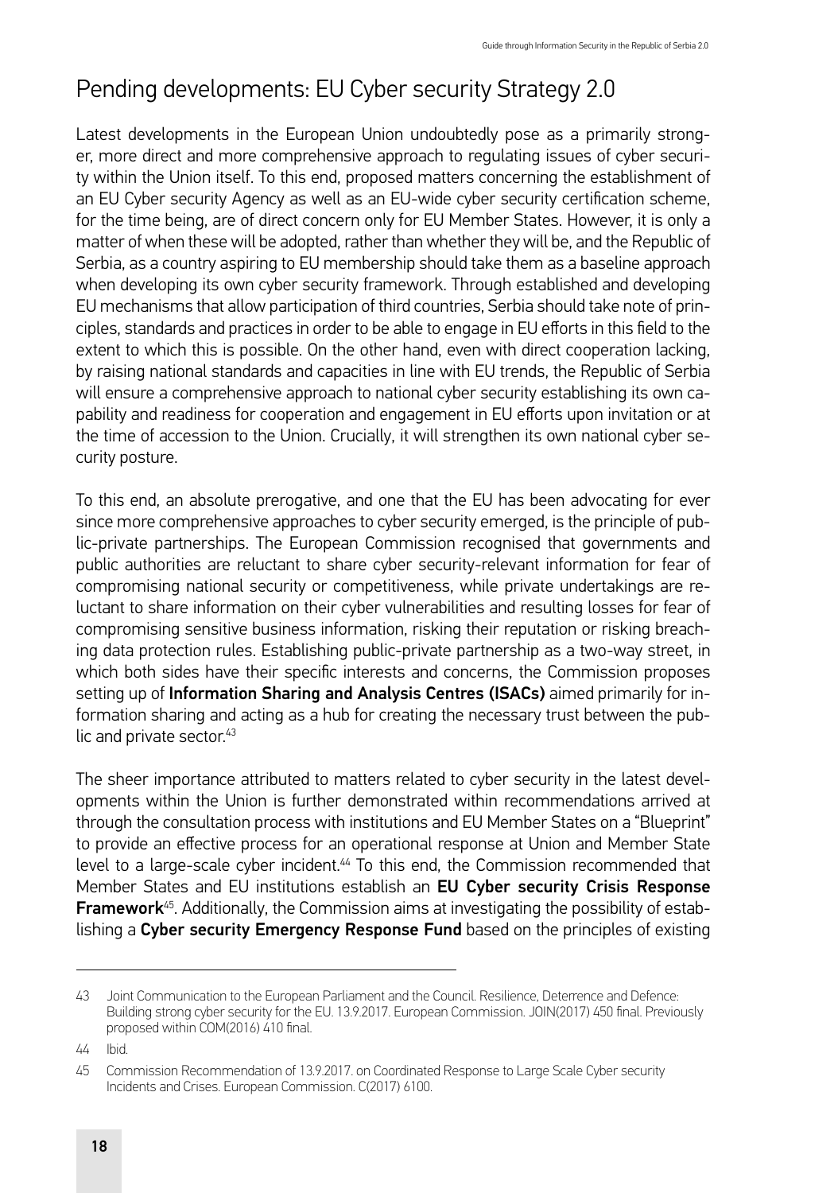## Pending developments: EU Cyber security Strategy 2.0

Latest developments in the European Union undoubtedly pose as a primarily stronger, more direct and more comprehensive approach to regulating issues of cyber security within the Union itself. To this end, proposed matters concerning the establishment of an EU Cyber security Agency as well as an EU-wide cyber security certification scheme, for the time being, are of direct concern only for EU Member States. However, it is only a matter of when these will be adopted, rather than whether they will be, and the Republic of Serbia, as a country aspiring to EU membership should take them as a baseline approach when developing its own cyber security framework. Through established and developing EU mechanisms that allow participation of third countries, Serbia should take note of principles, standards and practices in order to be able to engage in EU efforts in this field to the extent to which this is possible. On the other hand, even with direct cooperation lacking, by raising national standards and capacities in line with EU trends, the Republic of Serbia will ensure a comprehensive approach to national cyber security establishing its own capability and readiness for cooperation and engagement in EU efforts upon invitation or at the time of accession to the Union. Crucially, it will strengthen its own national cyber security posture.

To this end, an absolute prerogative, and one that the EU has been advocating for ever since more comprehensive approaches to cyber security emerged, is the principle of public-private partnerships. The European Commission recognised that governments and public authorities are reluctant to share cyber security-relevant information for fear of compromising national security or competitiveness, while private undertakings are reluctant to share information on their cyber vulnerabilities and resulting losses for fear of compromising sensitive business information, risking their reputation or risking breaching data protection rules. Establishing public-private partnership as a two-way street, in which both sides have their specific interests and concerns, the Commission proposes setting up of **Information Sharing and Analysis Centres (ISACs)** aimed primarily for information sharing and acting as a hub for creating the necessary trust between the public and private sector.[43]

The sheer importance attributed to matters related to cyber security in the latest developments within the Union is further demonstrated within recommendations arrived at through the consultation process with institutions and EU Member States on a "Blueprint" to provide an effective process for an operational response at Union and Member State level to a large-scale cyber incident.[44] To this end, the Commission recommended that Member States and EU institutions establish an **EU Cyber security Crisis Response Framework**[45]. Additionally, the Commission aims at investigating the possibility of establishing a **Cyber security Emergency Response Fund** based on the principles of existing

---

43 Joint Communication to the European Parliament and the Council. Resilience, Deterrence and Defence: Building strong cyber security for the EU. 13.9.2017. European Commission. JOIN(2017) 450 final. Previously proposed within COM(2016) 410 final.

44 Ibid.

45 Commission Recommendation of 13.9.2017. on Coordinated Response to Large Scale Cyber security Incidents and Crises. European Commission. C(2017) 6100.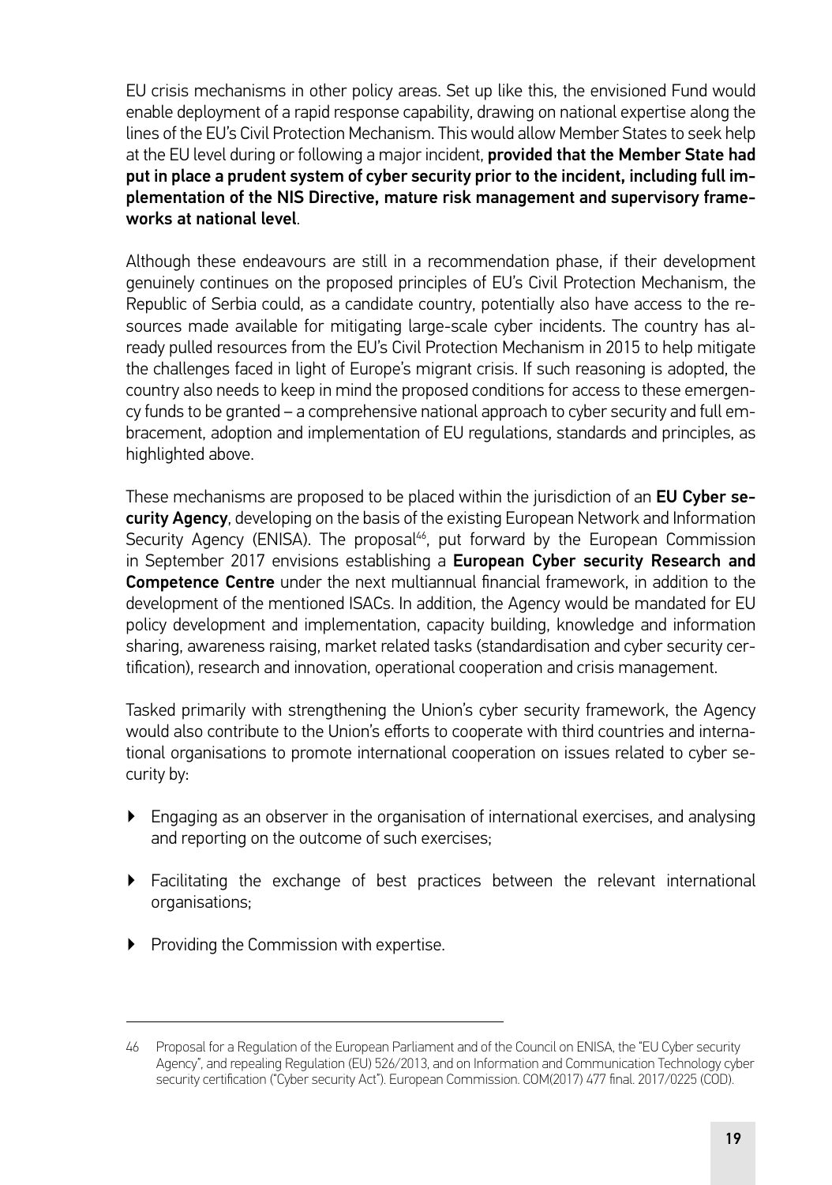EU crisis mechanisms in other policy areas. Set up like this, the envisioned Fund would enable deployment of a rapid response capability, drawing on national expertise along the lines of the EU's Civil Protection Mechanism. This would allow Member States to seek help at the EU level during or following a major incident, **provided that the Member State had put in place a prudent system of cyber security prior to the incident, including full implementation of the NIS Directive, mature risk management and supervisory frameworks at national level**.

Although these endeavours are still in a recommendation phase, if their development genuinely continues on the proposed principles of EU's Civil Protection Mechanism, the Republic of Serbia could, as a candidate country, potentially also have access to the resources made available for mitigating large-scale cyber incidents. The country has already pulled resources from the EU's Civil Protection Mechanism in 2015 to help mitigate the challenges faced in light of Europe's migrant crisis. If such reasoning is adopted, the country also needs to keep in mind the proposed conditions for access to these emergency funds to be granted – a comprehensive national approach to cyber security and full embracement, adoption and implementation of EU regulations, standards and principles, as highlighted above.

These mechanisms are proposed to be placed within the jurisdiction of an **EU Cyber security Agency**, developing on the basis of the existing European Network and Information Security Agency (ENISA). The proposal[46], put forward by the European Commission in September 2017 envisions establishing a **European Cyber security Research and Competence Centre** under the next multiannual financial framework, in addition to the development of the mentioned ISACs. In addition, the Agency would be mandated for EU policy development and implementation, capacity building, knowledge and information sharing, awareness raising, market related tasks (standardisation and cyber security certification), research and innovation, operational cooperation and crisis management.

Tasked primarily with strengthening the Union's cyber security framework, the Agency would also contribute to the Union's efforts to cooperate with third countries and international organisations to promote international cooperation on issues related to cyber security by:

- Engaging as an observer in the organisation of international exercises, and analysing and reporting on the outcome of such exercises;
- Facilitating the exchange of best practices between the relevant international organisations;
- Providing the Commission with expertise.

---

46 Proposal for a Regulation of the European Parliament and of the Council on ENISA, the "EU Cyber security Agency", and repealing Regulation (EU) 526/2013, and on Information and Communication Technology cyber security certification ("Cyber security Act"). European Commission. COM(2017) 477 final. 2017/0225 (COD).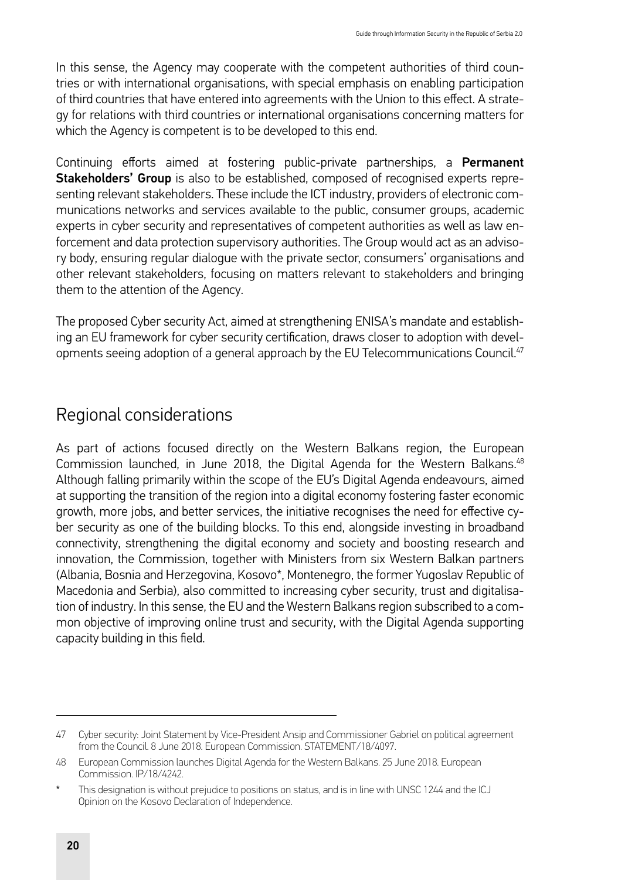In this sense, the Agency may cooperate with the competent authorities of third countries or with international organisations, with special emphasis on enabling participation of third countries that have entered into agreements with the Union to this effect. A strategy for relations with third countries or international organisations concerning matters for which the Agency is competent is to be developed to this end.

Continuing efforts aimed at fostering public-private partnerships, a **Permanent Stakeholders' Group** is also to be established, composed of recognised experts representing relevant stakeholders. These include the ICT industry, providers of electronic communications networks and services available to the public, consumer groups, academic experts in cyber security and representatives of competent authorities as well as law enforcement and data protection supervisory authorities. The Group would act as an advisory body, ensuring regular dialogue with the private sector, consumers' organisations and other relevant stakeholders, focusing on matters relevant to stakeholders and bringing them to the attention of the Agency.

The proposed Cyber security Act, aimed at strengthening ENISA's mandate and establishing an EU framework for cyber security certification, draws closer to adoption with developments seeing adoption of a general approach by the EU Telecommunications Council.[47]

## Regional considerations

As part of actions focused directly on the Western Balkans region, the European Commission launched, in June 2018, the Digital Agenda for the Western Balkans.[48] Although falling primarily within the scope of the EU's Digital Agenda endeavours, aimed at supporting the transition of the region into a digital economy fostering faster economic growth, more jobs, and better services, the initiative recognises the need for effective cyber security as one of the building blocks. To this end, alongside investing in broadband connectivity, strengthening the digital economy and society and boosting research and innovation, the Commission, together with Ministers from six Western Balkan partners (Albania, Bosnia and Herzegovina, Kosovo*, Montenegro, the former Yugoslav Republic of Macedonia and Serbia), also committed to increasing cyber security, trust and digitalisation of industry. In this sense, the EU and the Western Balkans region subscribed to a common objective of improving online trust and security, with the Digital Agenda supporting capacity building in this field.

---

47 Cyber security: Joint Statement by Vice-President Ansip and Commissioner Gabriel on political agreement from the Council. 8 June 2018. European Commission. STATEMENT/18/4097.

48 European Commission launches Digital Agenda for the Western Balkans. 25 June 2018. European Commission. IP/18/4242.

\* This designation is without prejudice to positions on status, and is in line with UNSC 1244 and the ICJ Opinion on the Kosovo Declaration of Independence.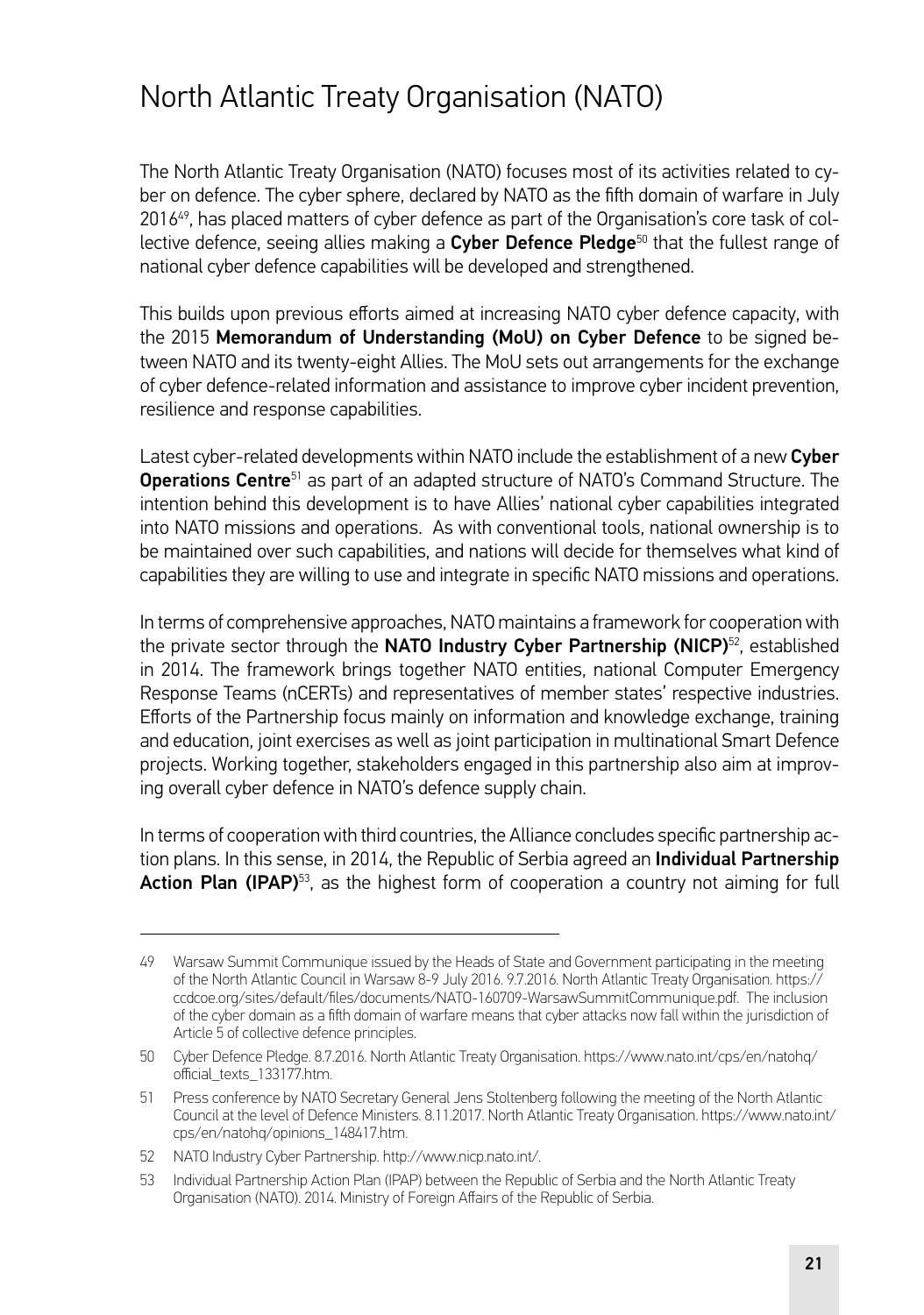# North Atlantic Treaty Organisation (NATO)

The North Atlantic Treaty Organisation (NATO) focuses most of its activities related to cyber on defence. The cyber sphere, declared by NATO as the fifth domain of warfare in July 2016[49], has placed matters of cyber defence as part of the Organisation's core task of collective defence, seeing allies making a **Cyber Defence Pledge**[50] that the fullest range of national cyber defence capabilities will be developed and strengthened.

This builds upon previous efforts aimed at increasing NATO cyber defence capacity, with the 2015 **Memorandum of Understanding (MoU) on Cyber Defence** to be signed between NATO and its twenty-eight Allies. The MoU sets out arrangements for the exchange of cyber defence-related information and assistance to improve cyber incident prevention, resilience and response capabilities.

Latest cyber-related developments within NATO include the establishment of a new **Cyber Operations Centre**[51] as part of an adapted structure of NATO's Command Structure. The intention behind this development is to have Allies' national cyber capabilities integrated into NATO missions and operations. As with conventional tools, national ownership is to be maintained over such capabilities, and nations will decide for themselves what kind of capabilities they are willing to use and integrate in specific NATO missions and operations.

In terms of comprehensive approaches, NATO maintains a framework for cooperation with the private sector through the **NATO Industry Cyber Partnership (NICP)**[52], established in 2014. The framework brings together NATO entities, national Computer Emergency Response Teams (nCERTs) and representatives of member states' respective industries. Efforts of the Partnership focus mainly on information and knowledge exchange, training and education, joint exercises as well as joint participation in multinational Smart Defence projects. Working together, stakeholders engaged in this partnership also aim at improving overall cyber defence in NATO's defence supply chain.

In terms of cooperation with third countries, the Alliance concludes specific partnership action plans. In this sense, in 2014, the Republic of Serbia agreed an **Individual Partnership Action Plan (IPAP)**[53], as the highest form of cooperation a country not aiming for full

---

49 Warsaw Summit Communique issued by the Heads of State and Government participating in the meeting of the North Atlantic Council in Warsaw 8-9 July 2016. 9.7.2016. North Atlantic Treaty Organisation. https://ccdcoe.org/sites/default/files/documents/NATO-160709-WarsawSummitCommunique.pdf. The inclusion of the cyber domain as a fifth domain of warfare means that cyber attacks now fall within the jurisdiction of Article 5 of collective defence principles.

50 Cyber Defence Pledge. 8.7.2016. North Atlantic Treaty Organisation. https://www.nato.int/cps/en/natohq/official_texts_133177.htm.

51 Press conference by NATO Secretary General Jens Stoltenberg following the meeting of the North Atlantic Council at the level of Defence Ministers. 8.11.2017. North Atlantic Treaty Organisation. https://www.nato.int/cps/en/natohq/opinions_148417.htm.

52 NATO Industry Cyber Partnership. http://www.nicp.nato.int/.

53 Individual Partnership Action Plan (IPAP) between the Republic of Serbia and the North Atlantic Treaty Organisation (NATO). 2014. Ministry of Foreign Affairs of the Republic of Serbia.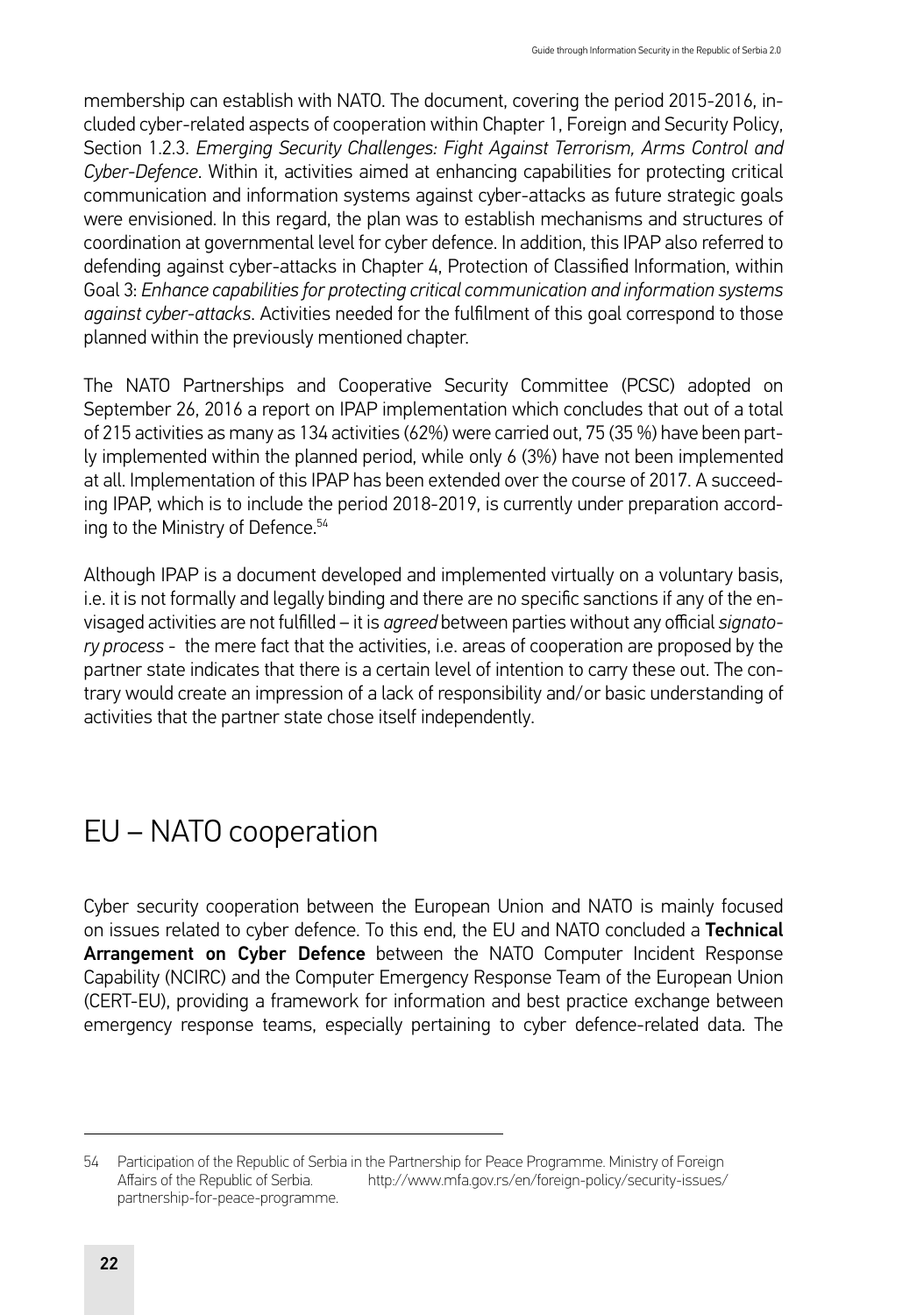membership can establish with NATO. The document, covering the period 2015-2016, included cyber-related aspects of cooperation within Chapter 1, Foreign and Security Policy, Section 1.2.3. *Emerging Security Challenges: Fight Against Terrorism, Arms Control and Cyber-Defence*. Within it, activities aimed at enhancing capabilities for protecting critical communication and information systems against cyber-attacks as future strategic goals were envisioned. In this regard, the plan was to establish mechanisms and structures of coordination at governmental level for cyber defence. In addition, this IPAP also referred to defending against cyber-attacks in Chapter 4, Protection of Classified Information, within Goal 3: *Enhance capabilities for protecting critical communication and information systems against cyber-attacks*. Activities needed for the fulfilment of this goal correspond to those planned within the previously mentioned chapter.

The NATO Partnerships and Cooperative Security Committee (PCSC) adopted on September 26, 2016 a report on IPAP implementation which concludes that out of a total of 215 activities as many as 134 activities (62%) were carried out, 75 (35 %) have been partly implemented within the planned period, while only 6 (3%) have not been implemented at all. Implementation of this IPAP has been extended over the course of 2017. A succeeding IPAP, which is to include the period 2018-2019, is currently under preparation according to the Ministry of Defence.[54]

Although IPAP is a document developed and implemented virtually on a voluntary basis, i.e. it is not formally and legally binding and there are no specific sanctions if any of the envisaged activities are not fulfilled – it is *agreed* between parties without any official *signatory process* - the mere fact that the activities, i.e. areas of cooperation are proposed by the partner state indicates that there is a certain level of intention to carry these out. The contrary would create an impression of a lack of responsibility and/or basic understanding of activities that the partner state chose itself independently.

## EU – NATO cooperation

Cyber security cooperation between the European Union and NATO is mainly focused on issues related to cyber defence. To this end, the EU and NATO concluded a **Technical Arrangement on Cyber Defence** between the NATO Computer Incident Response Capability (NCIRC) and the Computer Emergency Response Team of the European Union (CERT-EU), providing a framework for information and best practice exchange between emergency response teams, especially pertaining to cyber defence-related data. The

---

54 Participation of the Republic of Serbia in the Partnership for Peace Programme. Ministry of Foreign Affairs of the Republic of Serbia. http://www.mfa.gov.rs/en/foreign-policy/security-issues/partnership-for-peace-programme.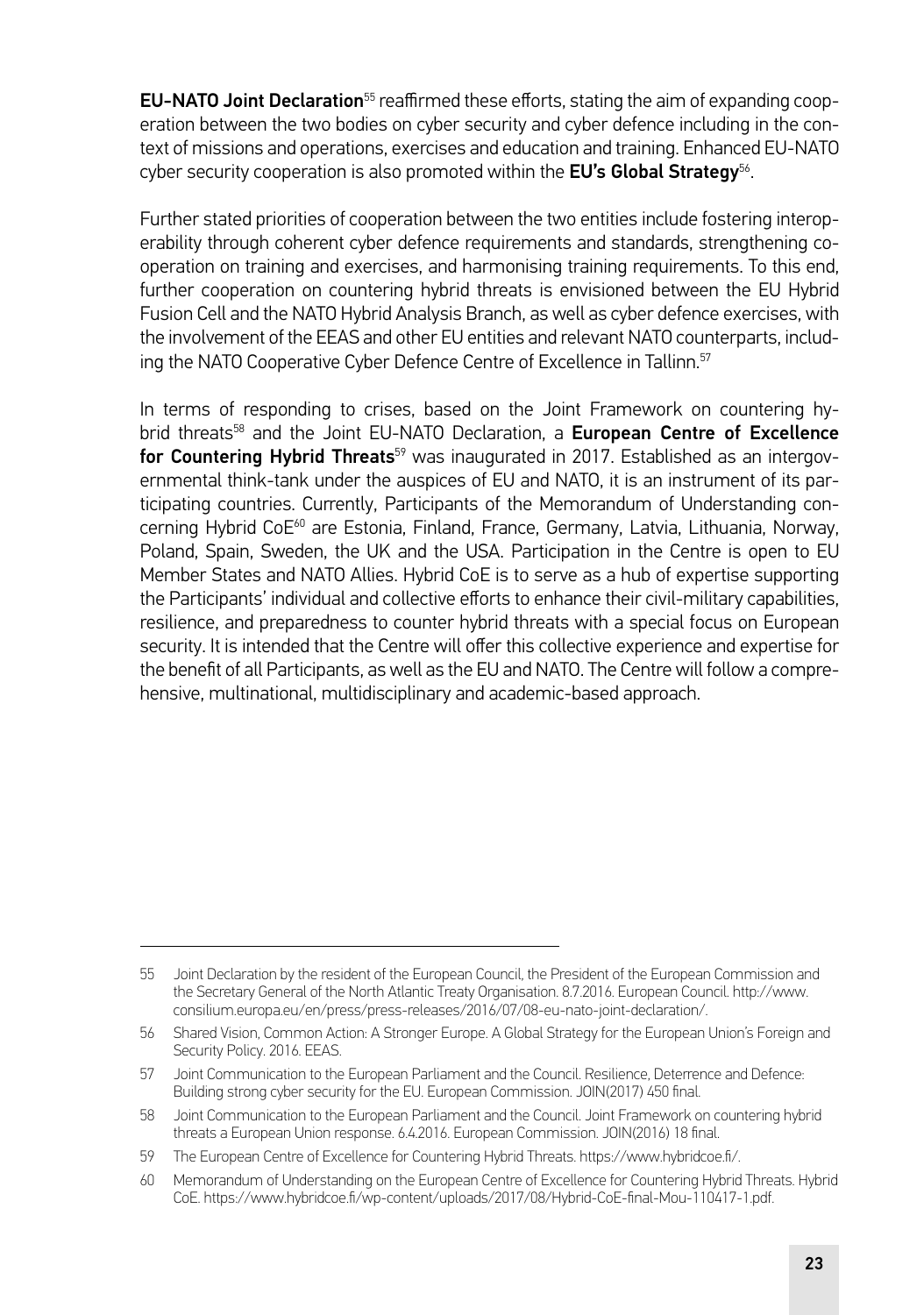**EU-NATO Joint Declaration**[55] reaffirmed these efforts, stating the aim of expanding cooperation between the two bodies on cyber security and cyber defence including in the context of missions and operations, exercises and education and training. Enhanced EU-NATO cyber security cooperation is also promoted within the **EU's Global Strategy**[56].

Further stated priorities of cooperation between the two entities include fostering interoperability through coherent cyber defence requirements and standards, strengthening cooperation on training and exercises, and harmonising training requirements. To this end, further cooperation on countering hybrid threats is envisioned between the EU Hybrid Fusion Cell and the NATO Hybrid Analysis Branch, as well as cyber defence exercises, with the involvement of the EEAS and other EU entities and relevant NATO counterparts, including the NATO Cooperative Cyber Defence Centre of Excellence in Tallinn.[57]

In terms of responding to crises, based on the Joint Framework on countering hybrid threats[58] and the Joint EU-NATO Declaration, a **European Centre of Excellence for Countering Hybrid Threats**[59] was inaugurated in 2017. Established as an intergovernmental think-tank under the auspices of EU and NATO, it is an instrument of its participating countries. Currently, Participants of the Memorandum of Understanding concerning Hybrid CoE[60] are Estonia, Finland, France, Germany, Latvia, Lithuania, Norway, Poland, Spain, Sweden, the UK and the USA. Participation in the Centre is open to EU Member States and NATO Allies. Hybrid CoE is to serve as a hub of expertise supporting the Participants' individual and collective efforts to enhance their civil-military capabilities, resilience, and preparedness to counter hybrid threats with a special focus on European security. It is intended that the Centre will offer this collective experience and expertise for the benefit of all Participants, as well as the EU and NATO. The Centre will follow a comprehensive, multinational, multidisciplinary and academic-based approach.

---

55 Joint Declaration by the resident of the European Council, the President of the European Commission and the Secretary General of the North Atlantic Treaty Organisation. 8.7.2016. European Council. http://www.consilium.europa.eu/en/press/press-releases/2016/07/08-eu-nato-joint-declaration/.

56 Shared Vision, Common Action: A Stronger Europe. A Global Strategy for the European Union's Foreign and Security Policy. 2016. EEAS.

57 Joint Communication to the European Parliament and the Council. Resilience, Deterrence and Defence: Building strong cyber security for the EU. European Commission. JOIN(2017) 450 final.

58 Joint Communication to the European Parliament and the Council. Joint Framework on countering hybrid threats a European Union response. 6.4.2016. European Commission. JOIN(2016) 18 final.

59 The European Centre of Excellence for Countering Hybrid Threats. https://www.hybridcoe.fi/.

60 Memorandum of Understanding on the European Centre of Excellence for Countering Hybrid Threats. Hybrid CoE. https://www.hybridcoe.fi/wp-content/uploads/2017/08/Hybrid-CoE-final-Mou-110417-1.pdf.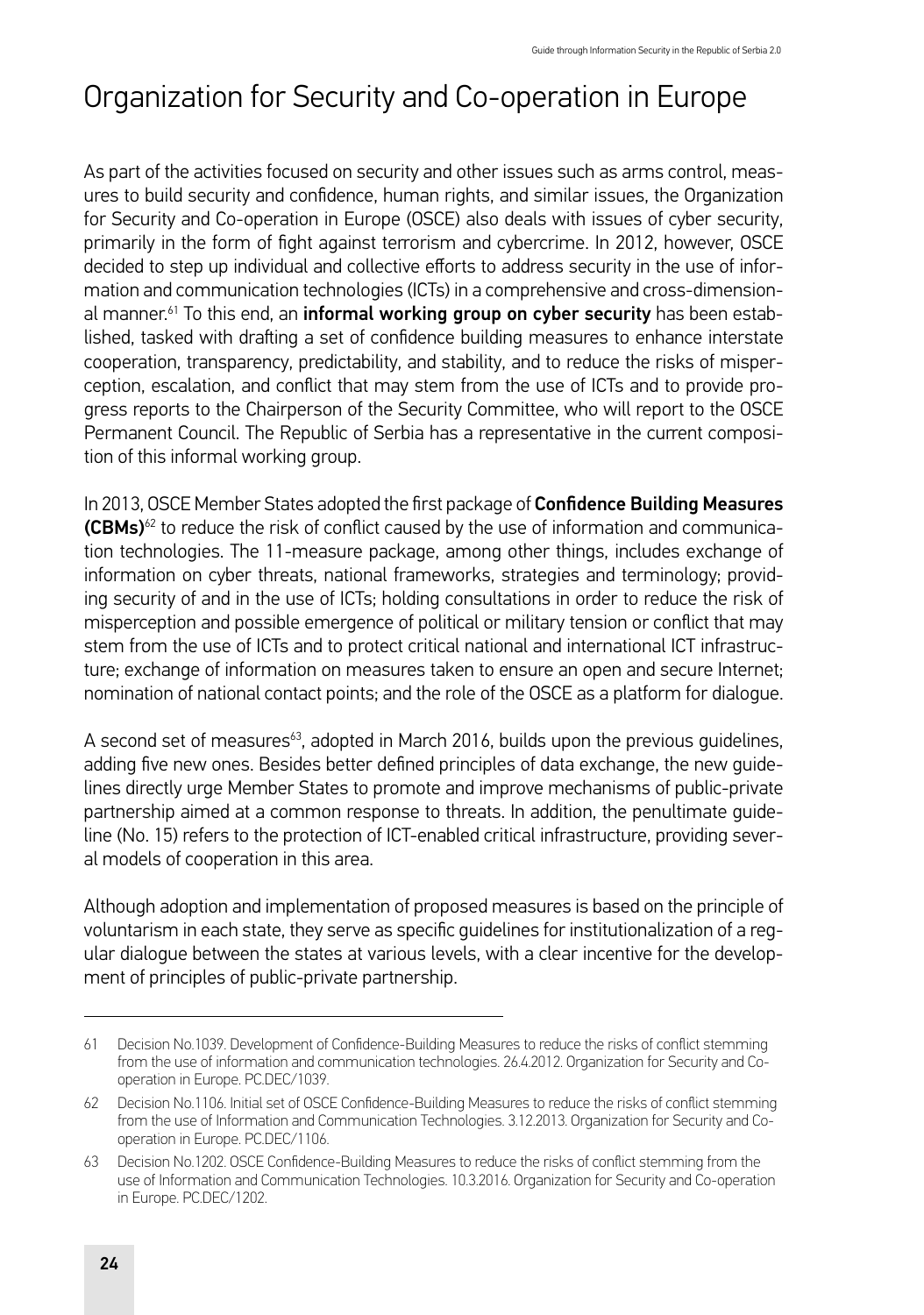# Organization for Security and Co-operation in Europe

As part of the activities focused on security and other issues such as arms control, measures to build security and confidence, human rights, and similar issues, the Organization for Security and Co-operation in Europe (OSCE) also deals with issues of cyber security, primarily in the form of fight against terrorism and cybercrime. In 2012, however, OSCE decided to step up individual and collective efforts to address security in the use of information and communication technologies (ICTs) in a comprehensive and cross-dimensional manner.[61] To this end, an **informal working group on cyber security** has been established, tasked with drafting a set of confidence building measures to enhance interstate cooperation, transparency, predictability, and stability, and to reduce the risks of misperception, escalation, and conflict that may stem from the use of ICTs and to provide progress reports to the Chairperson of the Security Committee, who will report to the OSCE Permanent Council. The Republic of Serbia has a representative in the current composition of this informal working group.

In 2013, OSCE Member States adopted the first package of **Confidence Building Measures (CBMs)**[62] to reduce the risk of conflict caused by the use of information and communication technologies. The 11-measure package, among other things, includes exchange of information on cyber threats, national frameworks, strategies and terminology; providing security of and in the use of ICTs; holding consultations in order to reduce the risk of misperception and possible emergence of political or military tension or conflict that may stem from the use of ICTs and to protect critical national and international ICT infrastructure; exchange of information on measures taken to ensure an open and secure Internet; nomination of national contact points; and the role of the OSCE as a platform for dialogue.

A second set of measures[63], adopted in March 2016, builds upon the previous guidelines, adding five new ones. Besides better defined principles of data exchange, the new guidelines directly urge Member States to promote and improve mechanisms of public-private partnership aimed at a common response to threats. In addition, the penultimate guideline (No. 15) refers to the protection of ICT-enabled critical infrastructure, providing several models of cooperation in this area.

Although adoption and implementation of proposed measures is based on the principle of voluntarism in each state, they serve as specific guidelines for institutionalization of a regular dialogue between the states at various levels, with a clear incentive for the development of principles of public-private partnership.

---

61 Decision No.1039. Development of Confidence-Building Measures to reduce the risks of conflict stemming from the use of information and communication technologies. 26.4.2012. Organization for Security and Co-operation in Europe. PC.DEC/1039.

62 Decision No.1106. Initial set of OSCE Confidence-Building Measures to reduce the risks of conflict stemming from the use of Information and Communication Technologies. 3.12.2013. Organization for Security and Co-operation in Europe. PC.DEC/1106.

63 Decision No.1202. OSCE Confidence-Building Measures to reduce the risks of conflict stemming from the use of Information and Communication Technologies. 10.3.2016. Organization for Security and Co-operation in Europe. PC.DEC/1202.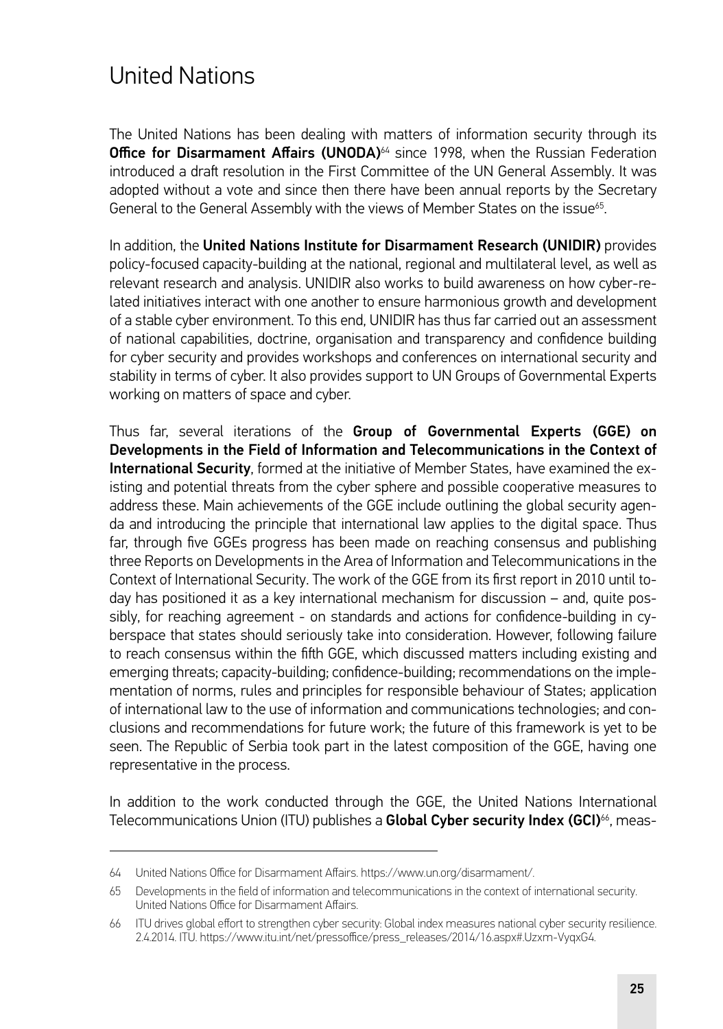## United Nations

The United Nations has been dealing with matters of information security through its **Office for Disarmament Affairs (UNODA)**[64] since 1998, when the Russian Federation introduced a draft resolution in the First Committee of the UN General Assembly. It was adopted without a vote and since then there have been annual reports by the Secretary General to the General Assembly with the views of Member States on the issue[65].

In addition, the **United Nations Institute for Disarmament Research (UNIDIR)** provides policy-focused capacity-building at the national, regional and multilateral level, as well as relevant research and analysis. UNIDIR also works to build awareness on how cyber-related initiatives interact with one another to ensure harmonious growth and development of a stable cyber environment. To this end, UNIDIR has thus far carried out an assessment of national capabilities, doctrine, organisation and transparency and confidence building for cyber security and provides workshops and conferences on international security and stability in terms of cyber. It also provides support to UN Groups of Governmental Experts working on matters of space and cyber.

Thus far, several iterations of the **Group of Governmental Experts (GGE) on Developments in the Field of Information and Telecommunications in the Context of International Security**, formed at the initiative of Member States, have examined the existing and potential threats from the cyber sphere and possible cooperative measures to address these. Main achievements of the GGE include outlining the global security agenda and introducing the principle that international law applies to the digital space. Thus far, through five GGEs progress has been made on reaching consensus and publishing three Reports on Developments in the Area of Information and Telecommunications in the Context of International Security. The work of the GGE from its first report in 2010 until today has positioned it as a key international mechanism for discussion – and, quite possibly, for reaching agreement - on standards and actions for confidence-building in cyberspace that states should seriously take into consideration. However, following failure to reach consensus within the fifth GGE, which discussed matters including existing and emerging threats; capacity-building; confidence-building; recommendations on the implementation of norms, rules and principles for responsible behaviour of States; application of international law to the use of information and communications technologies; and conclusions and recommendations for future work; the future of this framework is yet to be seen. The Republic of Serbia took part in the latest composition of the GGE, having one representative in the process.

In addition to the work conducted through the GGE, the United Nations International Telecommunications Union (ITU) publishes a **Global Cyber security Index (GCI)**[66], meas-

---

64 United Nations Office for Disarmament Affairs. https://www.un.org/disarmament/.

65 Developments in the field of information and telecommunications in the context of international security. United Nations Office for Disarmament Affairs.

66 ITU drives global effort to strengthen cyber security: Global index measures national cyber security resilience. 2.4.2014. ITU. https://www.itu.int/net/pressoffice/press_releases/2014/16.aspx#.Uzxm-VyqxG4.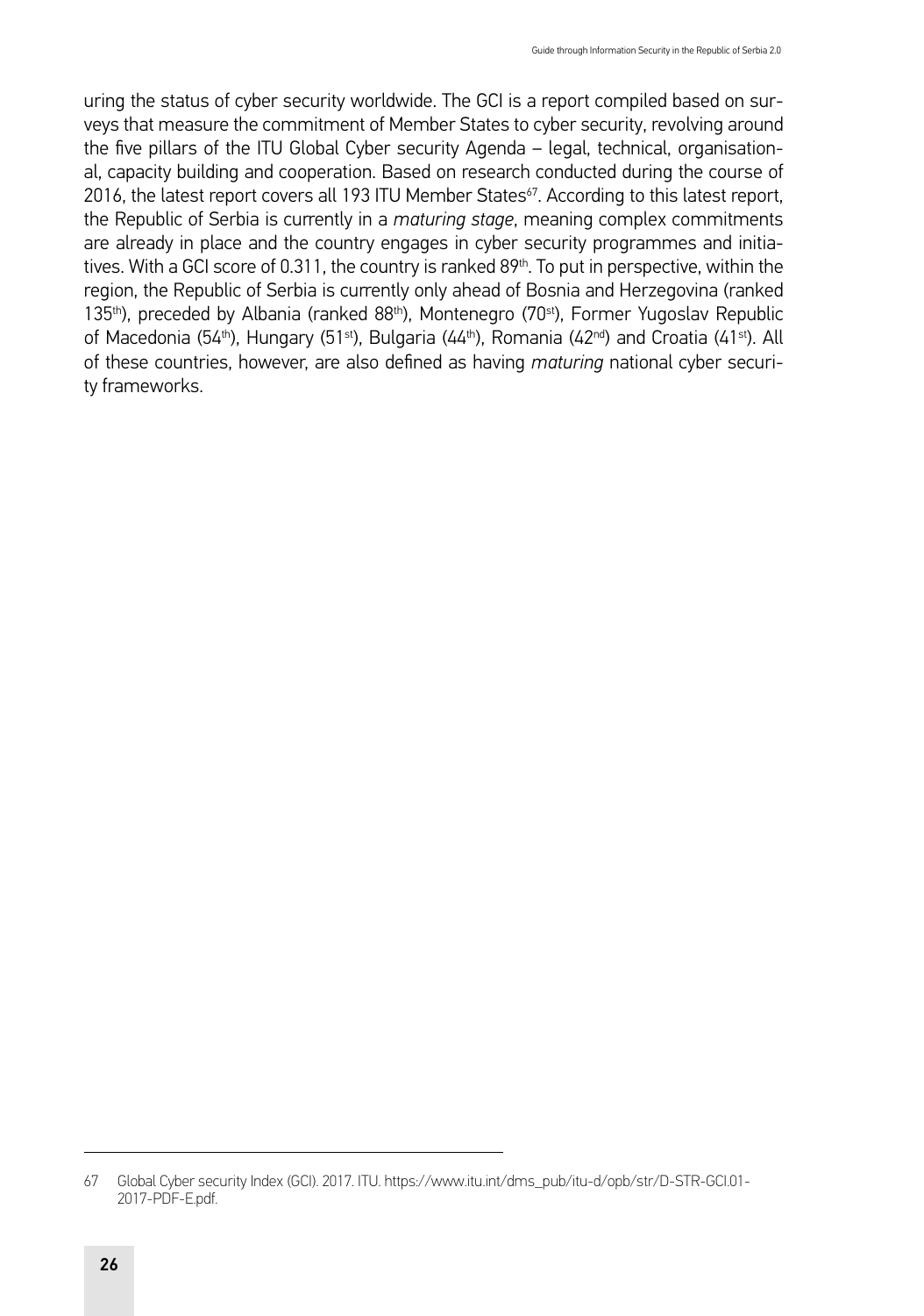uring the status of cyber security worldwide. The GCI is a report compiled based on surveys that measure the commitment of Member States to cyber security, revolving around the five pillars of the ITU Global Cyber security Agenda – legal, technical, organisational, capacity building and cooperation. Based on research conducted during the course of 2016, the latest report covers all 193 ITU Member States[67]. According to this latest report, the Republic of Serbia is currently in a *maturing stage*, meaning complex commitments are already in place and the country engages in cyber security programmes and initiatives. With a GCI score of 0.311, the country is ranked 89th. To put in perspective, within the region, the Republic of Serbia is currently only ahead of Bosnia and Herzegovina (ranked 135th), preceded by Albania (ranked 88th), Montenegro (70st), Former Yugoslav Republic of Macedonia (54th), Hungary (51st), Bulgaria (44th), Romania (42nd) and Croatia (41st). All of these countries, however, are also defined as having *maturing* national cyber security frameworks.

---

67 Global Cyber security Index (GCI). 2017. ITU. https://www.itu.int/dms_pub/itu-d/opb/str/D-STR-GCI.01-2017-PDF-E.pdf.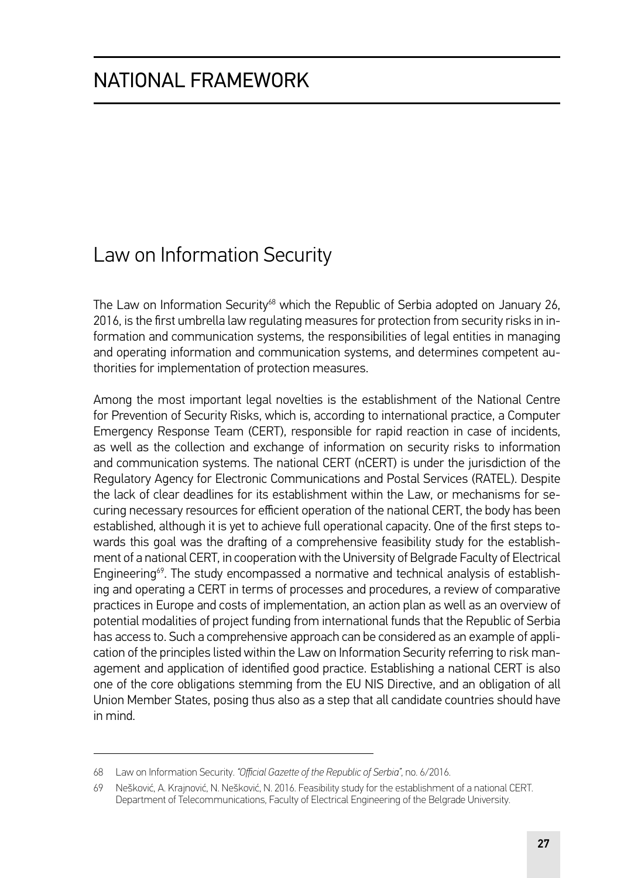# NATIONAL FRAMEWORK

## Law on Information Security

The Law on Information Security[68] which the Republic of Serbia adopted on January 26, 2016, is the first umbrella law regulating measures for protection from security risks in information and communication systems, the responsibilities of legal entities in managing and operating information and communication systems, and determines competent authorities for implementation of protection measures.

Among the most important legal novelties is the establishment of the National Centre for Prevention of Security Risks, which is, according to international practice, a Computer Emergency Response Team (CERT), responsible for rapid reaction in case of incidents, as well as the collection and exchange of information on security risks to information and communication systems. The national CERT (nCERT) is under the jurisdiction of the Regulatory Agency for Electronic Communications and Postal Services (RATEL). Despite the lack of clear deadlines for its establishment within the Law, or mechanisms for securing necessary resources for efficient operation of the national CERT, the body has been established, although it is yet to achieve full operational capacity. One of the first steps towards this goal was the drafting of a comprehensive feasibility study for the establishment of a national CERT, in cooperation with the University of Belgrade Faculty of Electrical Engineering[69]. The study encompassed a normative and technical analysis of establishing and operating a CERT in terms of processes and procedures, a review of comparative practices in Europe and costs of implementation, an action plan as well as an overview of potential modalities of project funding from international funds that the Republic of Serbia has access to. Such a comprehensive approach can be considered as an example of application of the principles listed within the Law on Information Security referring to risk management and application of identified good practice. Establishing a national CERT is also one of the core obligations stemming from the EU NIS Directive, and an obligation of all Union Member States, posing thus also as a step that all candidate countries should have in mind.

---

68 Law on Information Security. *"Official Gazette of the Republic of Serbia"*, no. 6/2016.

69 Nešković, A. Krajnović, N. Nešković, N. 2016. Feasibility study for the establishment of a national CERT. Department of Telecommunications, Faculty of Electrical Engineering of the Belgrade University.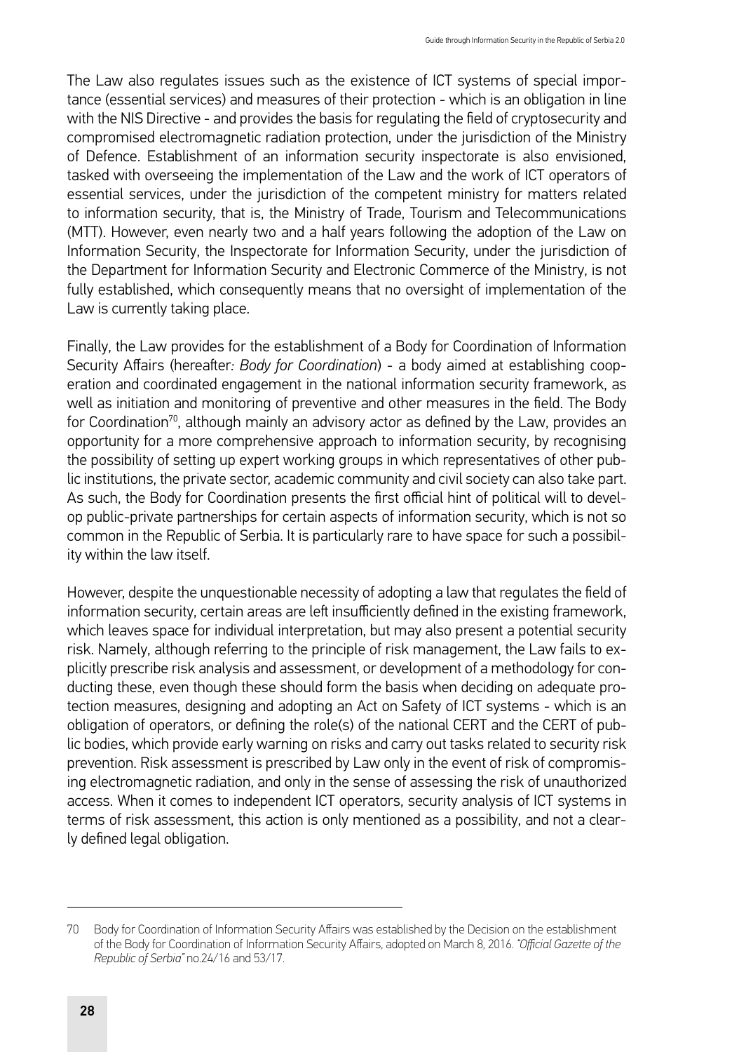The Law also regulates issues such as the existence of ICT systems of special importance (essential services) and measures of their protection - which is an obligation in line with the NIS Directive - and provides the basis for regulating the field of cryptosecurity and compromised electromagnetic radiation protection, under the jurisdiction of the Ministry of Defence. Establishment of an information security inspectorate is also envisioned, tasked with overseeing the implementation of the Law and the work of ICT operators of essential services, under the jurisdiction of the competent ministry for matters related to information security, that is, the Ministry of Trade, Tourism and Telecommunications (MTT). However, even nearly two and a half years following the adoption of the Law on Information Security, the Inspectorate for Information Security, under the jurisdiction of the Department for Information Security and Electronic Commerce of the Ministry, is not fully established, which consequently means that no oversight of implementation of the Law is currently taking place.

Finally, the Law provides for the establishment of a Body for Coordination of Information Security Affairs (hereafter*: Body for Coordination*) - a body aimed at establishing cooperation and coordinated engagement in the national information security framework, as well as initiation and monitoring of preventive and other measures in the field. The Body for Coordination[70], although mainly an advisory actor as defined by the Law, provides an opportunity for a more comprehensive approach to information security, by recognising the possibility of setting up expert working groups in which representatives of other public institutions, the private sector, academic community and civil society can also take part. As such, the Body for Coordination presents the first official hint of political will to develop public-private partnerships for certain aspects of information security, which is not so common in the Republic of Serbia. It is particularly rare to have space for such a possibility within the law itself.

However, despite the unquestionable necessity of adopting a law that regulates the field of information security, certain areas are left insufficiently defined in the existing framework, which leaves space for individual interpretation, but may also present a potential security risk. Namely, although referring to the principle of risk management, the Law fails to explicitly prescribe risk analysis and assessment, or development of a methodology for conducting these, even though these should form the basis when deciding on adequate protection measures, designing and adopting an Act on Safety of ICT systems - which is an obligation of operators, or defining the role(s) of the national CERT and the CERT of public bodies, which provide early warning on risks and carry out tasks related to security risk prevention. Risk assessment is prescribed by Law only in the event of risk of compromising electromagnetic radiation, and only in the sense of assessing the risk of unauthorized access. When it comes to independent ICT operators, security analysis of ICT systems in terms of risk assessment, this action is only mentioned as a possibility, and not a clearly defined legal obligation.

---

70 Body for Coordination of Information Security Affairs was established by the Decision on the establishment of the Body for Coordination of Information Security Affairs, adopted on March 8, 2016. *"Official Gazette of the Republic of Serbia"* no.24/16 and 53/17.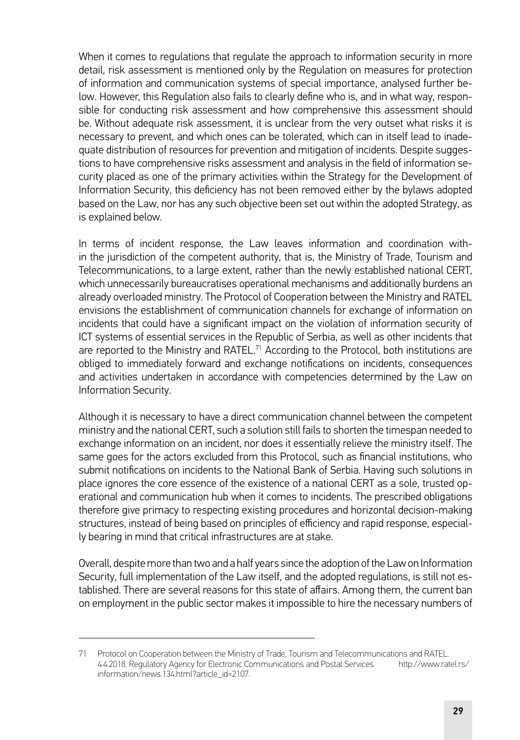When it comes to regulations that regulate the approach to information security in more detail, risk assessment is mentioned only by the Regulation on measures for protection of information and communication systems of special importance, analysed further below. However, this Regulation also fails to clearly define who is, and in what way, responsible for conducting risk assessment and how comprehensive this assessment should be. Without adequate risk assessment, it is unclear from the very outset what risks it is necessary to prevent, and which ones can be tolerated, which can in itself lead to inadequate distribution of resources for prevention and mitigation of incidents. Despite suggestions to have comprehensive risks assessment and analysis in the field of information security placed as one of the primary activities within the Strategy for the Development of Information Security, this deficiency has not been removed either by the bylaws adopted based on the Law, nor has any such objective been set out within the adopted Strategy, as is explained below.

In terms of incident response, the Law leaves information and coordination within the jurisdiction of the competent authority, that is, the Ministry of Trade, Tourism and Telecommunications, to a large extent, rather than the newly established national CERT, which unnecessarily bureaucratises operational mechanisms and additionally burdens an already overloaded ministry. The Protocol of Cooperation between the Ministry and RATEL envisions the establishment of communication channels for exchange of information on incidents that could have a significant impact on the violation of information security of ICT systems of essential services in the Republic of Serbia, as well as other incidents that are reported to the Ministry and RATEL.[71] According to the Protocol, both institutions are obliged to immediately forward and exchange notifications on incidents, consequences and activities undertaken in accordance with competencies determined by the Law on Information Security.

Although it is necessary to have a direct communication channel between the competent ministry and the national CERT, such a solution still fails to shorten the timespan needed to exchange information on an incident, nor does it essentially relieve the ministry itself. The same goes for the actors excluded from this Protocol, such as financial institutions, who submit notifications on incidents to the National Bank of Serbia. Having such solutions in place ignores the core essence of the existence of a national CERT as a sole, trusted operational and communication hub when it comes to incidents. The prescribed obligations therefore give primacy to respecting existing procedures and horizontal decision-making structures, instead of being based on principles of efficiency and rapid response, especially bearing in mind that critical infrastructures are at stake.

Overall, despite more than two and a half years since the adoption of the Law on Information Security, full implementation of the Law itself, and the adopted regulations, is still not established. There are several reasons for this state of affairs. Among them, the current ban on employment in the public sector makes it impossible to hire the necessary numbers of

---

71 Protocol on Cooperation between the Ministry of Trade, Tourism and Telecommunications and RATEL. 4.4.2018. Regulatory Agency for Electronic Communications and Postal Services. http://www.ratel.rs/information/news.134.html?article_id=2107.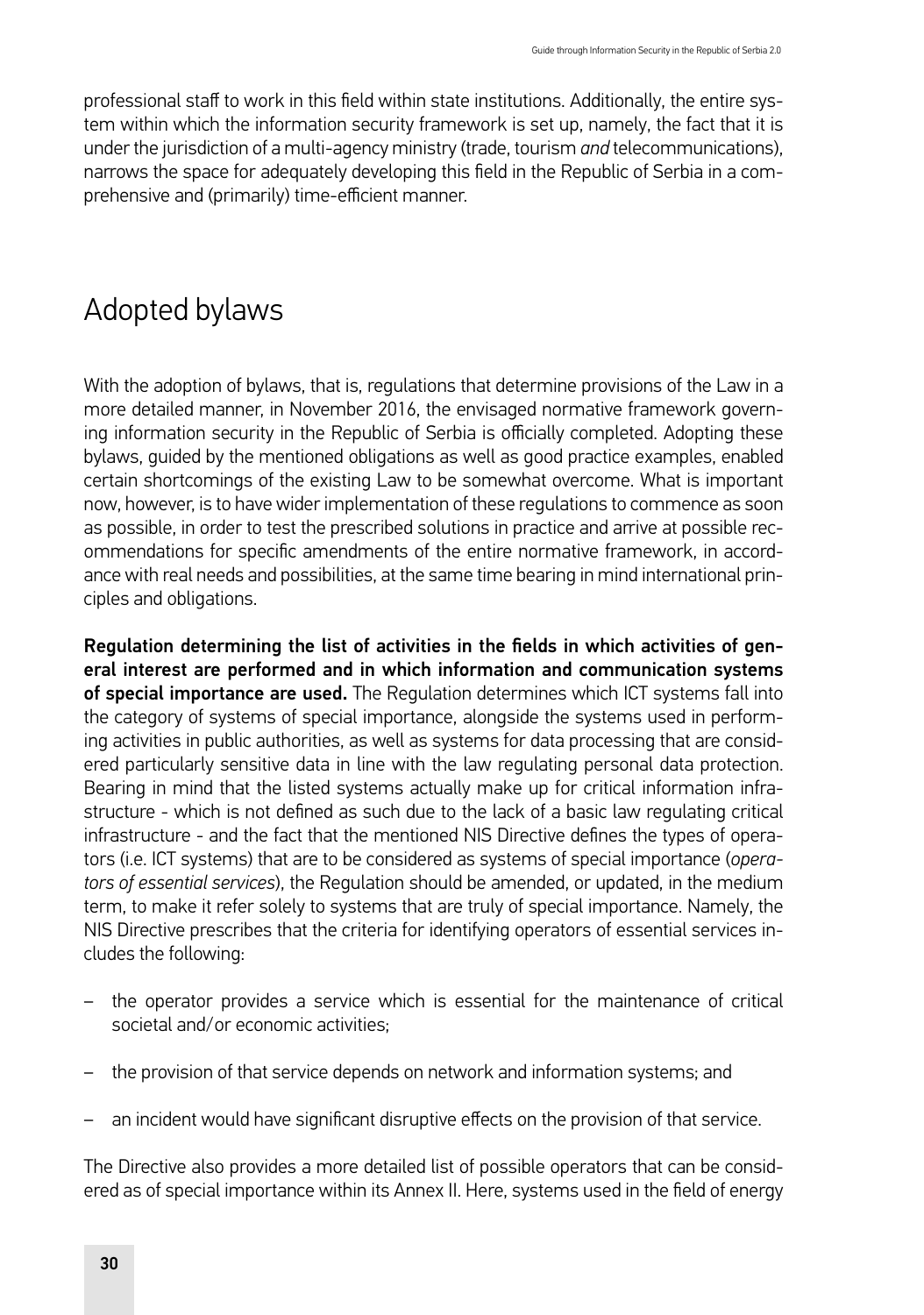professional staff to work in this field within state institutions. Additionally, the entire system within which the information security framework is set up, namely, the fact that it is under the jurisdiction of a multi-agency ministry (trade, tourism *and* telecommunications), narrows the space for adequately developing this field in the Republic of Serbia in a comprehensive and (primarily) time-efficient manner.

## Adopted bylaws

With the adoption of bylaws, that is, regulations that determine provisions of the Law in a more detailed manner, in November 2016, the envisaged normative framework governing information security in the Republic of Serbia is officially completed. Adopting these bylaws, guided by the mentioned obligations as well as good practice examples, enabled certain shortcomings of the existing Law to be somewhat overcome. What is important now, however, is to have wider implementation of these regulations to commence as soon as possible, in order to test the prescribed solutions in practice and arrive at possible recommendations for specific amendments of the entire normative framework, in accordance with real needs and possibilities, at the same time bearing in mind international principles and obligations.

**Regulation determining the list of activities in the fields in which activities of general interest are performed and in which information and communication systems of special importance are used.** The Regulation determines which ICT systems fall into the category of systems of special importance, alongside the systems used in performing activities in public authorities, as well as systems for data processing that are considered particularly sensitive data in line with the law regulating personal data protection. Bearing in mind that the listed systems actually make up for critical information infrastructure - which is not defined as such due to the lack of a basic law regulating critical infrastructure - and the fact that the mentioned NIS Directive defines the types of operators (i.e. ICT systems) that are to be considered as systems of special importance (*operators of essential services*), the Regulation should be amended, or updated, in the medium term, to make it refer solely to systems that are truly of special importance. Namely, the NIS Directive prescribes that the criteria for identifying operators of essential services includes the following:

– the operator provides a service which is essential for the maintenance of critical societal and/or economic activities;

– the provision of that service depends on network and information systems; and

– an incident would have significant disruptive effects on the provision of that service.

The Directive also provides a more detailed list of possible operators that can be considered as of special importance within its Annex II. Here, systems used in the field of energy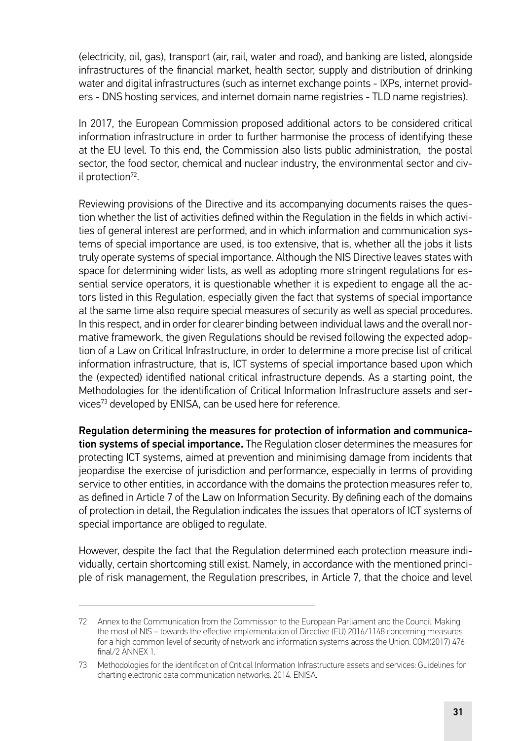(electricity, oil, gas), transport (air, rail, water and road), and banking are listed, alongside infrastructures of the financial market, health sector, supply and distribution of drinking water and digital infrastructures (such as internet exchange points - IXPs, internet providers - DNS hosting services, and internet domain name registries - TLD name registries).

In 2017, the European Commission proposed additional actors to be considered critical information infrastructure in order to further harmonise the process of identifying these at the EU level. To this end, the Commission also lists public administration, the postal sector, the food sector, chemical and nuclear industry, the environmental sector and civil protection[72].

Reviewing provisions of the Directive and its accompanying documents raises the question whether the list of activities defined within the Regulation in the fields in which activities of general interest are performed, and in which information and communication systems of special importance are used, is too extensive, that is, whether all the jobs it lists truly operate systems of special importance. Although the NIS Directive leaves states with space for determining wider lists, as well as adopting more stringent regulations for essential service operators, it is questionable whether it is expedient to engage all the actors listed in this Regulation, especially given the fact that systems of special importance at the same time also require special measures of security as well as special procedures. In this respect, and in order for clearer binding between individual laws and the overall normative framework, the given Regulations should be revised following the expected adoption of a Law on Critical Infrastructure, in order to determine a more precise list of critical information infrastructure, that is, ICT systems of special importance based upon which the (expected) identified national critical infrastructure depends. As a starting point, the Methodologies for the identification of Critical Information Infrastructure assets and services[73] developed by ENISA, can be used here for reference.

**Regulation determining the measures for protection of information and communication systems of special importance.** The Regulation closer determines the measures for protecting ICT systems, aimed at prevention and minimising damage from incidents that jeopardise the exercise of jurisdiction and performance, especially in terms of providing service to other entities, in accordance with the domains the protection measures refer to, as defined in Article 7 of the Law on Information Security. By defining each of the domains of protection in detail, the Regulation indicates the issues that operators of ICT systems of special importance are obliged to regulate.

However, despite the fact that the Regulation determined each protection measure individually, certain shortcoming still exist. Namely, in accordance with the mentioned principle of risk management, the Regulation prescribes, in Article 7, that the choice and level

---

72 Annex to the Communication from the Commission to the European Parliament and the Council. Making the most of NIS – towards the effective implementation of Directive (EU) 2016/1148 concerning measures for a high common level of security of network and information systems across the Union. COM(2017) 476 final/2 ANNEX 1.

73 Methodologies for the identification of Critical Information Infrastructure assets and services: Guidelines for charting electronic data communication networks. 2014. ENISA.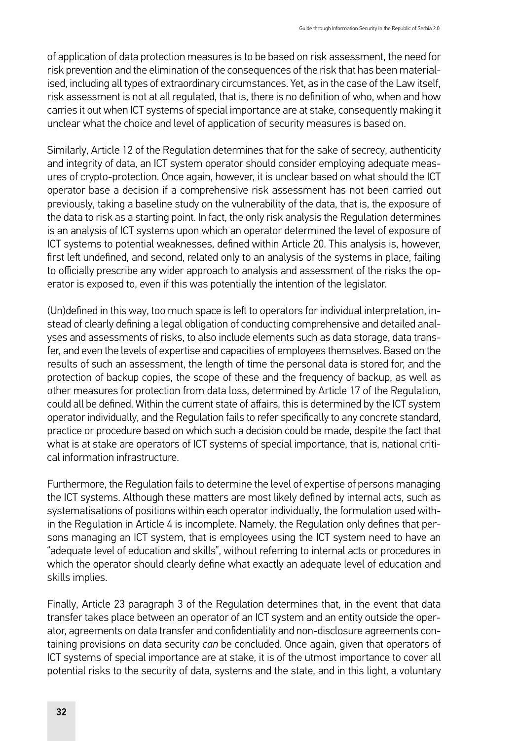of application of data protection measures is to be based on risk assessment, the need for risk prevention and the elimination of the consequences of the risk that has been materialised, including all types of extraordinary circumstances. Yet, as in the case of the Law itself, risk assessment is not at all regulated, that is, there is no definition of who, when and how carries it out when ICT systems of special importance are at stake, consequently making it unclear what the choice and level of application of security measures is based on.

Similarly, Article 12 of the Regulation determines that for the sake of secrecy, authenticity and integrity of data, an ICT system operator should consider employing adequate measures of crypto-protection. Once again, however, it is unclear based on what should the ICT operator base a decision if a comprehensive risk assessment has not been carried out previously, taking a baseline study on the vulnerability of the data, that is, the exposure of the data to risk as a starting point. In fact, the only risk analysis the Regulation determines is an analysis of ICT systems upon which an operator determined the level of exposure of ICT systems to potential weaknesses, defined within Article 20. This analysis is, however, first left undefined, and second, related only to an analysis of the systems in place, failing to officially prescribe any wider approach to analysis and assessment of the risks the operator is exposed to, even if this was potentially the intention of the legislator.

(Un)defined in this way, too much space is left to operators for individual interpretation, instead of clearly defining a legal obligation of conducting comprehensive and detailed analyses and assessments of risks, to also include elements such as data storage, data transfer, and even the levels of expertise and capacities of employees themselves. Based on the results of such an assessment, the length of time the personal data is stored for, and the protection of backup copies, the scope of these and the frequency of backup, as well as other measures for protection from data loss, determined by Article 17 of the Regulation, could all be defined. Within the current state of affairs, this is determined by the ICT system operator individually, and the Regulation fails to refer specifically to any concrete standard, practice or procedure based on which such a decision could be made, despite the fact that what is at stake are operators of ICT systems of special importance, that is, national critical information infrastructure.

Furthermore, the Regulation fails to determine the level of expertise of persons managing the ICT systems. Although these matters are most likely defined by internal acts, such as systematisations of positions within each operator individually, the formulation used within the Regulation in Article 4 is incomplete. Namely, the Regulation only defines that persons managing an ICT system, that is employees using the ICT system need to have an "adequate level of education and skills", without referring to internal acts or procedures in which the operator should clearly define what exactly an adequate level of education and skills implies.

Finally, Article 23 paragraph 3 of the Regulation determines that, in the event that data transfer takes place between an operator of an ICT system and an entity outside the operator, agreements on data transfer and confidentiality and non-disclosure agreements containing provisions on data security *can* be concluded. Once again, given that operators of ICT systems of special importance are at stake, it is of the utmost importance to cover all potential risks to the security of data, systems and the state, and in this light, a voluntary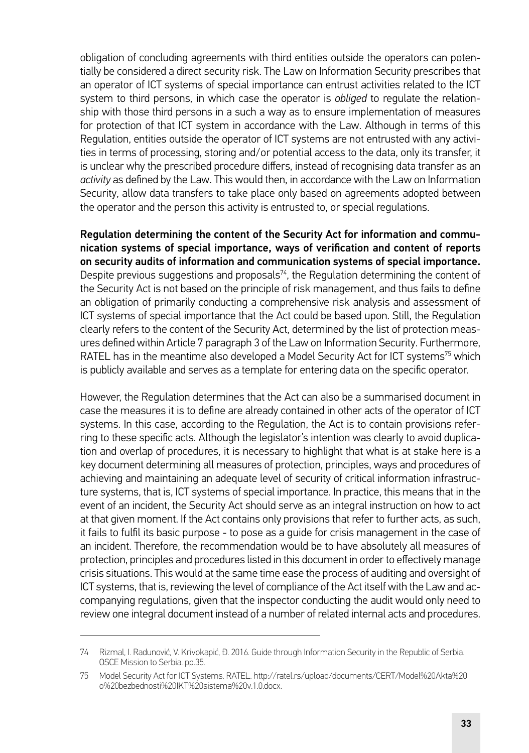obligation of concluding agreements with third entities outside the operators can potentially be considered a direct security risk. The Law on Information Security prescribes that an operator of ICT systems of special importance can entrust activities related to the ICT system to third persons, in which case the operator is *obliged* to regulate the relationship with those third persons in a such a way as to ensure implementation of measures for protection of that ICT system in accordance with the Law. Although in terms of this Regulation, entities outside the operator of ICT systems are not entrusted with any activities in terms of processing, storing and/or potential access to the data, only its transfer, it is unclear why the prescribed procedure differs, instead of recognising data transfer as an *activity* as defined by the Law. This would then, in accordance with the Law on Information Security, allow data transfers to take place only based on agreements adopted between the operator and the person this activity is entrusted to, or special regulations.

**Regulation determining the content of the Security Act for information and communication systems of special importance, ways of verification and content of reports on security audits of information and communication systems of special importance.** Despite previous suggestions and proposals[74], the Regulation determining the content of the Security Act is not based on the principle of risk management, and thus fails to define an obligation of primarily conducting a comprehensive risk analysis and assessment of ICT systems of special importance that the Act could be based upon. Still, the Regulation clearly refers to the content of the Security Act, determined by the list of protection measures defined within Article 7 paragraph 3 of the Law on Information Security. Furthermore, RATEL has in the meantime also developed a Model Security Act for ICT systems[75] which is publicly available and serves as a template for entering data on the specific operator.

However, the Regulation determines that the Act can also be a summarised document in case the measures it is to define are already contained in other acts of the operator of ICT systems. In this case, according to the Regulation, the Act is to contain provisions referring to these specific acts. Although the legislator's intention was clearly to avoid duplication and overlap of procedures, it is necessary to highlight that what is at stake here is a key document determining all measures of protection, principles, ways and procedures of achieving and maintaining an adequate level of security of critical information infrastructure systems, that is, ICT systems of special importance. In practice, this means that in the event of an incident, the Security Act should serve as an integral instruction on how to act at that given moment. If the Act contains only provisions that refer to further acts, as such, it fails to fulfil its basic purpose - to pose as a guide for crisis management in the case of an incident. Therefore, the recommendation would be to have absolutely all measures of protection, principles and procedures listed in this document in order to effectively manage crisis situations. This would at the same time ease the process of auditing and oversight of ICT systems, that is, reviewing the level of compliance of the Act itself with the Law and accompanying regulations, given that the inspector conducting the audit would only need to review one integral document instead of a number of related internal acts and procedures.

---

74 Rizmal, I. Radunović, V. Krivokapić, Đ. 2016. Guide through Information Security in the Republic of Serbia. OSCE Mission to Serbia. pp.35.

75 Model Security Act for ICT Systems. RATEL. http://ratel.rs/upload/documents/CERT/Model%20Akta%20o%20bezbednosti%20IKT%20sistema%20v.1.0.docx.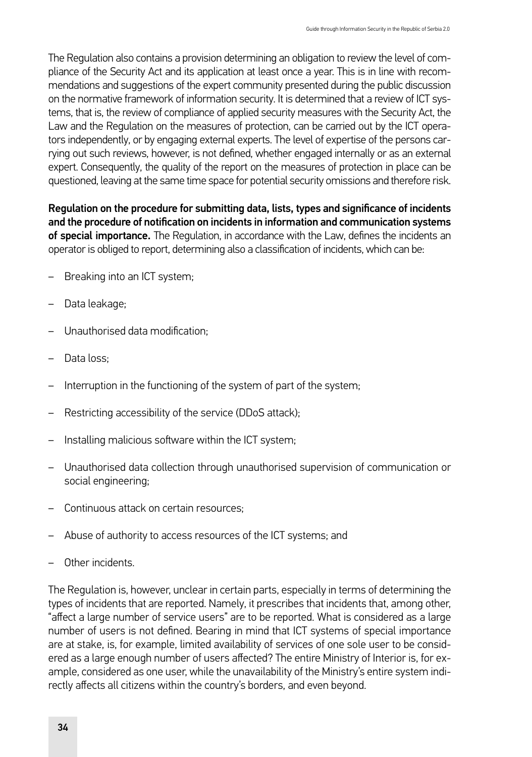The Regulation also contains a provision determining an obligation to review the level of compliance of the Security Act and its application at least once a year. This is in line with recommendations and suggestions of the expert community presented during the public discussion on the normative framework of information security. It is determined that a review of ICT systems, that is, the review of compliance of applied security measures with the Security Act, the Law and the Regulation on the measures of protection, can be carried out by the ICT operators independently, or by engaging external experts. The level of expertise of the persons carrying out such reviews, however, is not defined, whether engaged internally or as an external expert. Consequently, the quality of the report on the measures of protection in place can be questioned, leaving at the same time space for potential security omissions and therefore risk.

**Regulation on the procedure for submitting data, lists, types and significance of incidents and the procedure of notification on incidents in information and communication systems of special importance.** The Regulation, in accordance with the Law, defines the incidents an operator is obliged to report, determining also a classification of incidents, which can be:

- Breaking into an ICT system;
- Data leakage;
- Unauthorised data modification;
- Data loss;
- Interruption in the functioning of the system of part of the system;
- Restricting accessibility of the service (DDoS attack);
- Installing malicious software within the ICT system;
- Unauthorised data collection through unauthorised supervision of communication or social engineering;
- Continuous attack on certain resources;
- Abuse of authority to access resources of the ICT systems; and
- Other incidents.

The Regulation is, however, unclear in certain parts, especially in terms of determining the types of incidents that are reported. Namely, it prescribes that incidents that, among other, "affect a large number of service users" are to be reported. What is considered as a large number of users is not defined. Bearing in mind that ICT systems of special importance are at stake, is, for example, limited availability of services of one sole user to be considered as a large enough number of users affected? The entire Ministry of Interior is, for example, considered as one user, while the unavailability of the Ministry's entire system indirectly affects all citizens within the country's borders, and even beyond.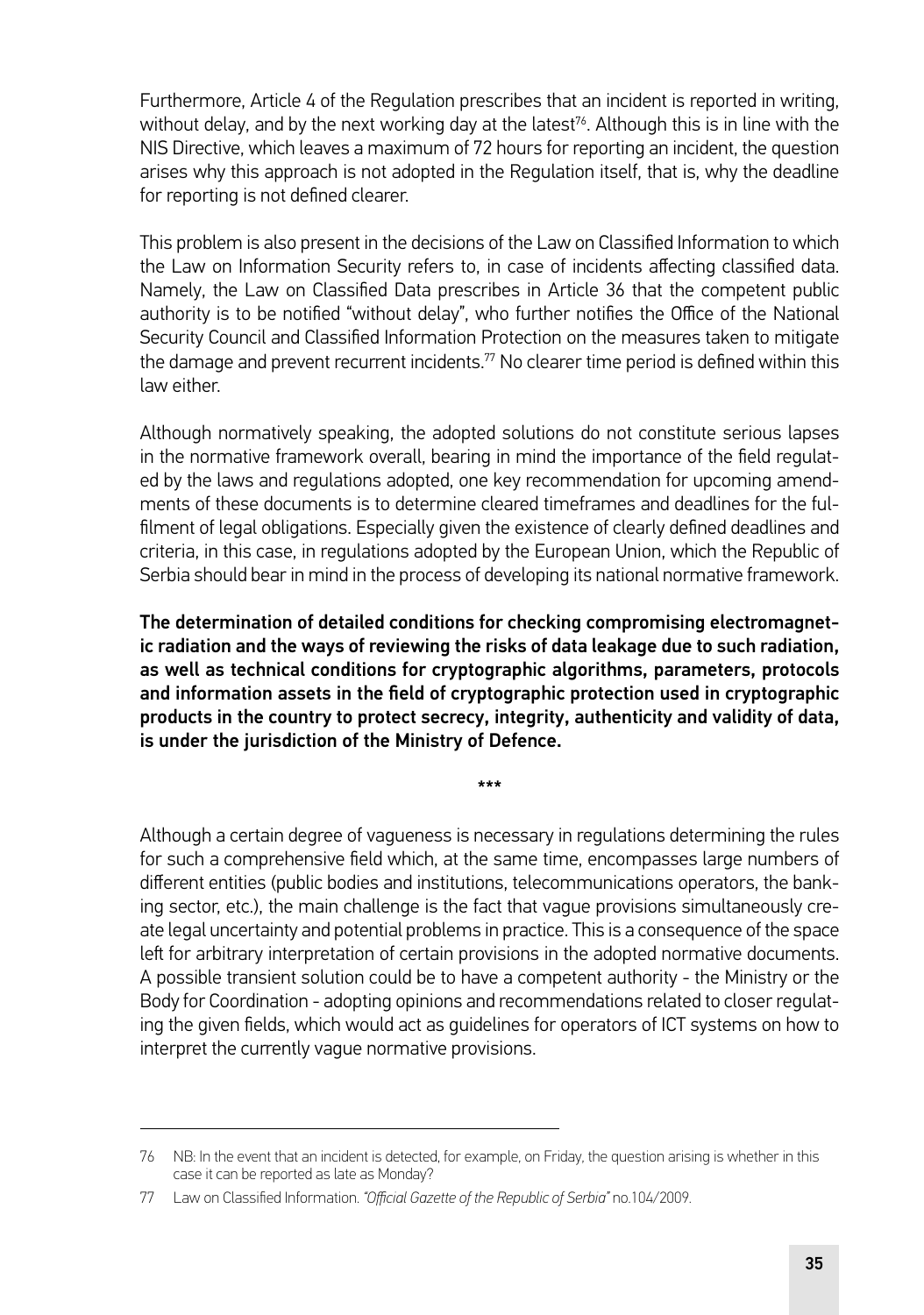Furthermore, Article 4 of the Regulation prescribes that an incident is reported in writing, without delay, and by the next working day at the latest[76]. Although this is in line with the NIS Directive, which leaves a maximum of 72 hours for reporting an incident, the question arises why this approach is not adopted in the Regulation itself, that is, why the deadline for reporting is not defined clearer.

This problem is also present in the decisions of the Law on Classified Information to which the Law on Information Security refers to, in case of incidents affecting classified data. Namely, the Law on Classified Data prescribes in Article 36 that the competent public authority is to be notified "without delay", who further notifies the Office of the National Security Council and Classified Information Protection on the measures taken to mitigate the damage and prevent recurrent incidents.[77] No clearer time period is defined within this law either.

Although normatively speaking, the adopted solutions do not constitute serious lapses in the normative framework overall, bearing in mind the importance of the field regulated by the laws and regulations adopted, one key recommendation for upcoming amendments of these documents is to determine cleared timeframes and deadlines for the fulfilment of legal obligations. Especially given the existence of clearly defined deadlines and criteria, in this case, in regulations adopted by the European Union, which the Republic of Serbia should bear in mind in the process of developing its national normative framework.

**The determination of detailed conditions for checking compromising electromagnetic radiation and the ways of reviewing the risks of data leakage due to such radiation, as well as technical conditions for cryptographic algorithms, parameters, protocols and information assets in the field of cryptographic protection used in cryptographic products in the country to protect secrecy, integrity, authenticity and validity of data, is under the jurisdiction of the Ministry of Defence.**

\*\*\*

Although a certain degree of vagueness is necessary in regulations determining the rules for such a comprehensive field which, at the same time, encompasses large numbers of different entities (public bodies and institutions, telecommunications operators, the banking sector, etc.), the main challenge is the fact that vague provisions simultaneously create legal uncertainty and potential problems in practice. This is a consequence of the space left for arbitrary interpretation of certain provisions in the adopted normative documents. A possible transient solution could be to have a competent authority - the Ministry or the Body for Coordination - adopting opinions and recommendations related to closer regulating the given fields, which would act as guidelines for operators of ICT systems on how to interpret the currently vague normative provisions.

---

76 NB: In the event that an incident is detected, for example, on Friday, the question arising is whether in this case it can be reported as late as Monday?

77 Law on Classified Information. *"Official Gazette of the Republic of Serbia"* no.104/2009.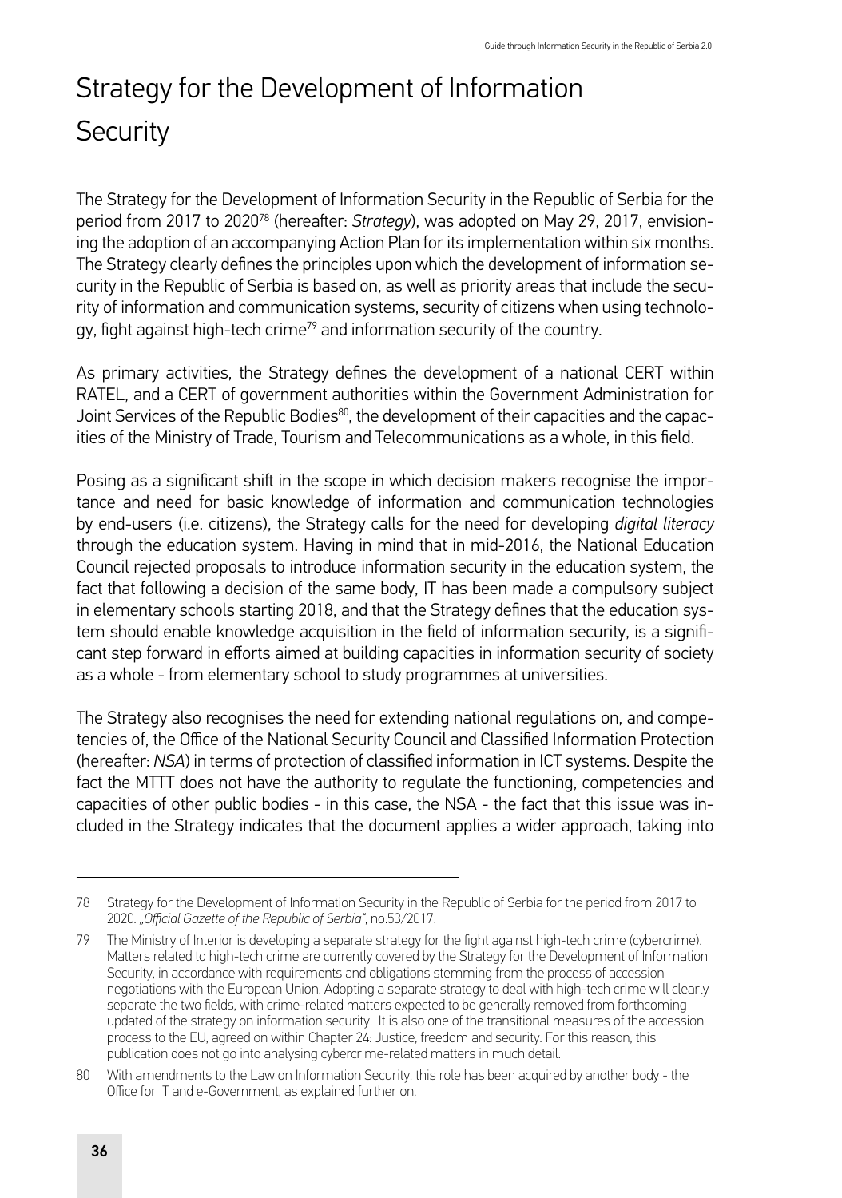# Strategy for the Development of Information Security

The Strategy for the Development of Information Security in the Republic of Serbia for the period from 2017 to 2020[78] (hereafter: *Strategy*), was adopted on May 29, 2017, envisioning the adoption of an accompanying Action Plan for its implementation within six months. The Strategy clearly defines the principles upon which the development of information security in the Republic of Serbia is based on, as well as priority areas that include the security of information and communication systems, security of citizens when using technology, fight against high-tech crime[79] and information security of the country.

As primary activities, the Strategy defines the development of a national CERT within RATEL, and a CERT of government authorities within the Government Administration for Joint Services of the Republic Bodies[80], the development of their capacities and the capacities of the Ministry of Trade, Tourism and Telecommunications as a whole, in this field.

Posing as a significant shift in the scope in which decision makers recognise the importance and need for basic knowledge of information and communication technologies by end-users (i.e. citizens), the Strategy calls for the need for developing *digital literacy* through the education system. Having in mind that in mid-2016, the National Education Council rejected proposals to introduce information security in the education system, the fact that following a decision of the same body, IT has been made a compulsory subject in elementary schools starting 2018, and that the Strategy defines that the education system should enable knowledge acquisition in the field of information security, is a significant step forward in efforts aimed at building capacities in information security of society as a whole - from elementary school to study programmes at universities.

The Strategy also recognises the need for extending national regulations on, and competencies of, the Office of the National Security Council and Classified Information Protection (hereafter: *NSA*) in terms of protection of classified information in ICT systems. Despite the fact the MTTT does not have the authority to regulate the functioning, competencies and capacities of other public bodies - in this case, the NSA - the fact that this issue was included in the Strategy indicates that the document applies a wider approach, taking into

---

78 Strategy for the Development of Information Security in the Republic of Serbia for the period from 2017 to 2020. *„Official Gazette of the Republic of Serbia"*, no.53/2017.

79 The Ministry of Interior is developing a separate strategy for the fight against high-tech crime (cybercrime). Matters related to high-tech crime are currently covered by the Strategy for the Development of Information Security, in accordance with requirements and obligations stemming from the process of accession negotiations with the European Union. Adopting a separate strategy to deal with high-tech crime will clearly separate the two fields, with crime-related matters expected to be generally removed from forthcoming updated of the strategy on information security. It is also one of the transitional measures of the accession process to the EU, agreed on within Chapter 24: Justice, freedom and security. For this reason, this publication does not go into analysing cybercrime-related matters in much detail.

80 With amendments to the Law on Information Security, this role has been acquired by another body - the Office for IT and e-Government, as explained further on.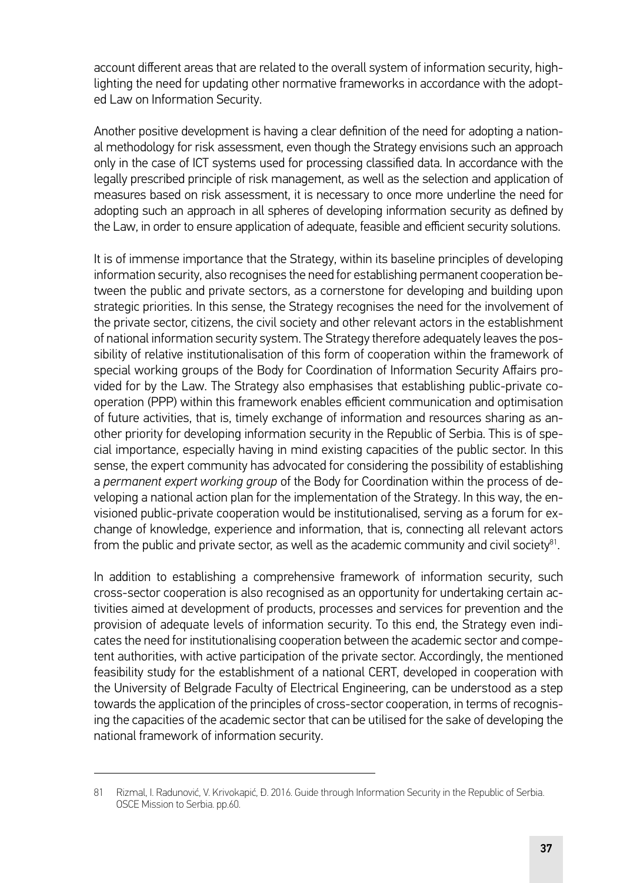account different areas that are related to the overall system of information security, highlighting the need for updating other normative frameworks in accordance with the adopted Law on Information Security.

Another positive development is having a clear definition of the need for adopting a national methodology for risk assessment, even though the Strategy envisions such an approach only in the case of ICT systems used for processing classified data. In accordance with the legally prescribed principle of risk management, as well as the selection and application of measures based on risk assessment, it is necessary to once more underline the need for adopting such an approach in all spheres of developing information security as defined by the Law, in order to ensure application of adequate, feasible and efficient security solutions.

It is of immense importance that the Strategy, within its baseline principles of developing information security, also recognises the need for establishing permanent cooperation between the public and private sectors, as a cornerstone for developing and building upon strategic priorities. In this sense, the Strategy recognises the need for the involvement of the private sector, citizens, the civil society and other relevant actors in the establishment of national information security system. The Strategy therefore adequately leaves the possibility of relative institutionalisation of this form of cooperation within the framework of special working groups of the Body for Coordination of Information Security Affairs provided for by the Law. The Strategy also emphasises that establishing public-private cooperation (PPP) within this framework enables efficient communication and optimisation of future activities, that is, timely exchange of information and resources sharing as another priority for developing information security in the Republic of Serbia. This is of special importance, especially having in mind existing capacities of the public sector. In this sense, the expert community has advocated for considering the possibility of establishing a *permanent expert working group* of the Body for Coordination within the process of developing a national action plan for the implementation of the Strategy. In this way, the envisioned public-private cooperation would be institutionalised, serving as a forum for exchange of knowledge, experience and information, that is, connecting all relevant actors from the public and private sector, as well as the academic community and civil society[81].

In addition to establishing a comprehensive framework of information security, such cross-sector cooperation is also recognised as an opportunity for undertaking certain activities aimed at development of products, processes and services for prevention and the provision of adequate levels of information security. To this end, the Strategy even indicates the need for institutionalising cooperation between the academic sector and competent authorities, with active participation of the private sector. Accordingly, the mentioned feasibility study for the establishment of a national CERT, developed in cooperation with the University of Belgrade Faculty of Electrical Engineering, can be understood as a step towards the application of the principles of cross-sector cooperation, in terms of recognising the capacities of the academic sector that can be utilised for the sake of developing the national framework of information security.

---

81 Rizmal, I. Radunović, V. Krivokapić, Đ. 2016. Guide through Information Security in the Republic of Serbia. OSCE Mission to Serbia. pp.60.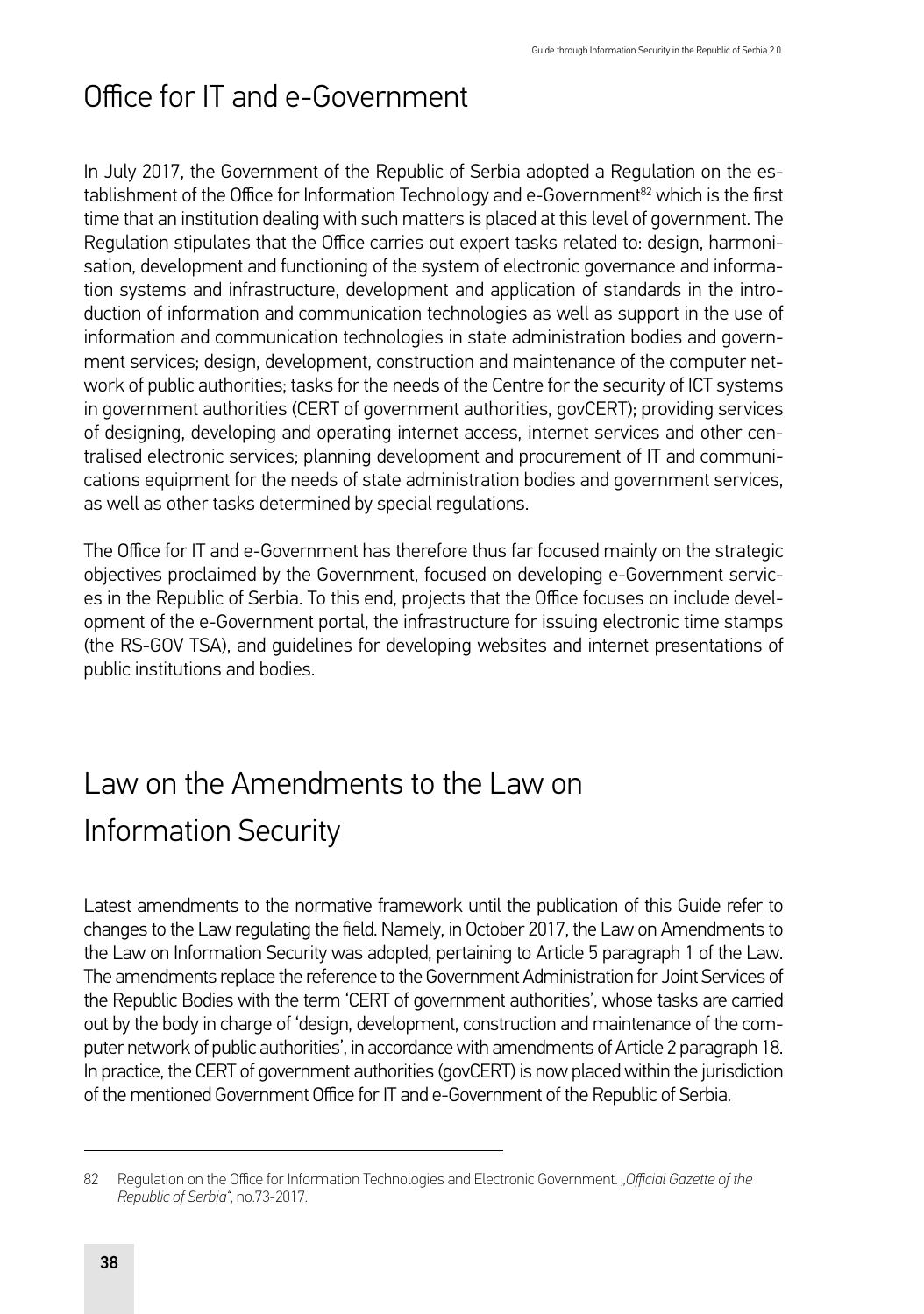## Office for IT and e-Government

In July 2017, the Government of the Republic of Serbia adopted a Regulation on the establishment of the Office for Information Technology and e-Government[82] which is the first time that an institution dealing with such matters is placed at this level of government. The Regulation stipulates that the Office carries out expert tasks related to: design, harmonisation, development and functioning of the system of electronic governance and information systems and infrastructure, development and application of standards in the introduction of information and communication technologies as well as support in the use of information and communication technologies in state administration bodies and government services; design, development, construction and maintenance of the computer network of public authorities; tasks for the needs of the Centre for the security of ICT systems in government authorities (CERT of government authorities, govCERT); providing services of designing, developing and operating internet access, internet services and other centralised electronic services; planning development and procurement of IT and communications equipment for the needs of state administration bodies and government services, as well as other tasks determined by special regulations.

The Office for IT and e-Government has therefore thus far focused mainly on the strategic objectives proclaimed by the Government, focused on developing e-Government services in the Republic of Serbia. To this end, projects that the Office focuses on include development of the e-Government portal, the infrastructure for issuing electronic time stamps (the RS-GOV TSA), and guidelines for developing websites and internet presentations of public institutions and bodies.

## Law on the Amendments to the Law on Information Security

Latest amendments to the normative framework until the publication of this Guide refer to changes to the Law regulating the field. Namely, in October 2017, the Law on Amendments to the Law on Information Security was adopted, pertaining to Article 5 paragraph 1 of the Law. The amendments replace the reference to the Government Administration for Joint Services of the Republic Bodies with the term 'CERT of government authorities', whose tasks are carried out by the body in charge of 'design, development, construction and maintenance of the computer network of public authorities', in accordance with amendments of Article 2 paragraph 18. In practice, the CERT of government authorities (govCERT) is now placed within the jurisdiction of the mentioned Government Office for IT and e-Government of the Republic of Serbia.

---

82 Regulation on the Office for Information Technologies and Electronic Government. *„Official Gazette of the Republic of Serbia"*, no.73-2017.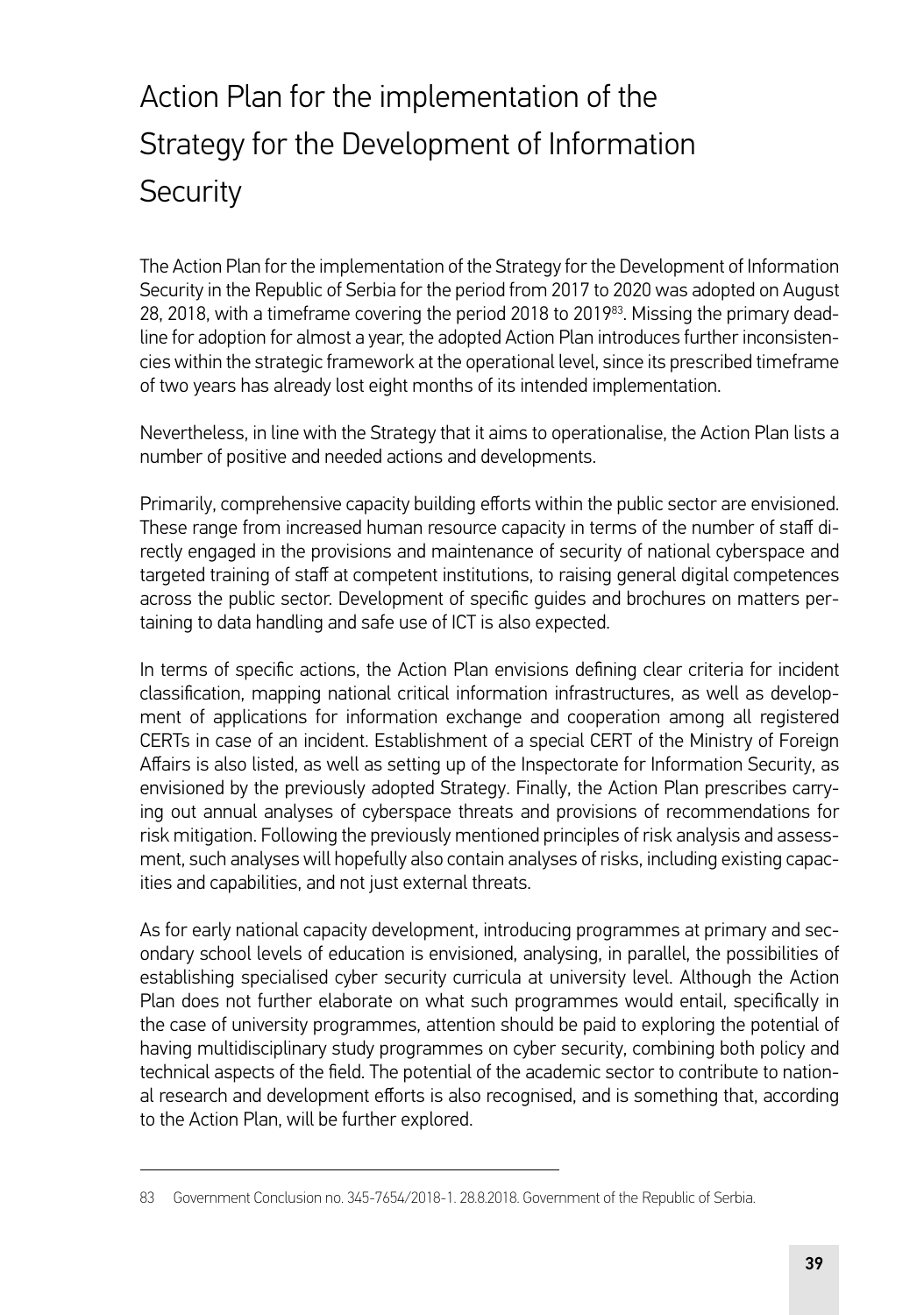# Action Plan for the implementation of the Strategy for the Development of Information Security

The Action Plan for the implementation of the Strategy for the Development of Information Security in the Republic of Serbia for the period from 2017 to 2020 was adopted on August 28, 2018, with a timeframe covering the period 2018 to 2019[83]. Missing the primary deadline for adoption for almost a year, the adopted Action Plan introduces further inconsistencies within the strategic framework at the operational level, since its prescribed timeframe of two years has already lost eight months of its intended implementation.

Nevertheless, in line with the Strategy that it aims to operationalise, the Action Plan lists a number of positive and needed actions and developments.

Primarily, comprehensive capacity building efforts within the public sector are envisioned. These range from increased human resource capacity in terms of the number of staff directly engaged in the provisions and maintenance of security of national cyberspace and targeted training of staff at competent institutions, to raising general digital competences across the public sector. Development of specific guides and brochures on matters pertaining to data handling and safe use of ICT is also expected.

In terms of specific actions, the Action Plan envisions defining clear criteria for incident classification, mapping national critical information infrastructures, as well as development of applications for information exchange and cooperation among all registered CERTs in case of an incident. Establishment of a special CERT of the Ministry of Foreign Affairs is also listed, as well as setting up of the Inspectorate for Information Security, as envisioned by the previously adopted Strategy. Finally, the Action Plan prescribes carrying out annual analyses of cyberspace threats and provisions of recommendations for risk mitigation. Following the previously mentioned principles of risk analysis and assessment, such analyses will hopefully also contain analyses of risks, including existing capacities and capabilities, and not just external threats.

As for early national capacity development, introducing programmes at primary and secondary school levels of education is envisioned, analysing, in parallel, the possibilities of establishing specialised cyber security curricula at university level. Although the Action Plan does not further elaborate on what such programmes would entail, specifically in the case of university programmes, attention should be paid to exploring the potential of having multidisciplinary study programmes on cyber security, combining both policy and technical aspects of the field. The potential of the academic sector to contribute to national research and development efforts is also recognised, and is something that, according to the Action Plan, will be further explored.

---

83 Government Conclusion no. 345-7654/2018-1. 28.8.2018. Government of the Republic of Serbia.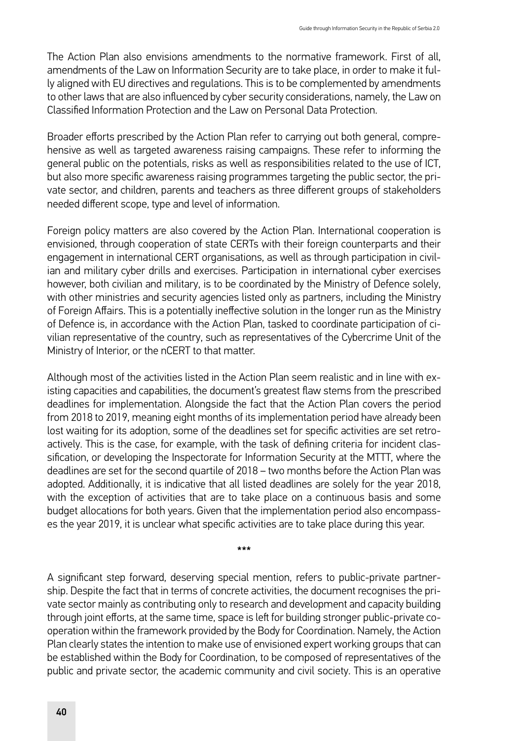The Action Plan also envisions amendments to the normative framework. First of all, amendments of the Law on Information Security are to take place, in order to make it fully aligned with EU directives and regulations. This is to be complemented by amendments to other laws that are also influenced by cyber security considerations, namely, the Law on Classified Information Protection and the Law on Personal Data Protection.

Broader efforts prescribed by the Action Plan refer to carrying out both general, comprehensive as well as targeted awareness raising campaigns. These refer to informing the general public on the potentials, risks as well as responsibilities related to the use of ICT, but also more specific awareness raising programmes targeting the public sector, the private sector, and children, parents and teachers as three different groups of stakeholders needed different scope, type and level of information.

Foreign policy matters are also covered by the Action Plan. International cooperation is envisioned, through cooperation of state CERTs with their foreign counterparts and their engagement in international CERT organisations, as well as through participation in civilian and military cyber drills and exercises. Participation in international cyber exercises however, both civilian and military, is to be coordinated by the Ministry of Defence solely, with other ministries and security agencies listed only as partners, including the Ministry of Foreign Affairs. This is a potentially ineffective solution in the longer run as the Ministry of Defence is, in accordance with the Action Plan, tasked to coordinate participation of civilian representative of the country, such as representatives of the Cybercrime Unit of the Ministry of Interior, or the nCERT to that matter.

Although most of the activities listed in the Action Plan seem realistic and in line with existing capacities and capabilities, the document's greatest flaw stems from the prescribed deadlines for implementation. Alongside the fact that the Action Plan covers the period from 2018 to 2019, meaning eight months of its implementation period have already been lost waiting for its adoption, some of the deadlines set for specific activities are set retroactively. This is the case, for example, with the task of defining criteria for incident classification, or developing the Inspectorate for Information Security at the MTTT, where the deadlines are set for the second quartile of 2018 – two months before the Action Plan was adopted. Additionally, it is indicative that all listed deadlines are solely for the year 2018, with the exception of activities that are to take place on a continuous basis and some budget allocations for both years. Given that the implementation period also encompasses the year 2019, it is unclear what specific activities are to take place during this year.

\*\*\*

A significant step forward, deserving special mention, refers to public-private partnership. Despite the fact that in terms of concrete activities, the document recognises the private sector mainly as contributing only to research and development and capacity building through joint efforts, at the same time, space is left for building stronger public-private cooperation within the framework provided by the Body for Coordination. Namely, the Action Plan clearly states the intention to make use of envisioned expert working groups that can be established within the Body for Coordination, to be composed of representatives of the public and private sector, the academic community and civil society. This is an operative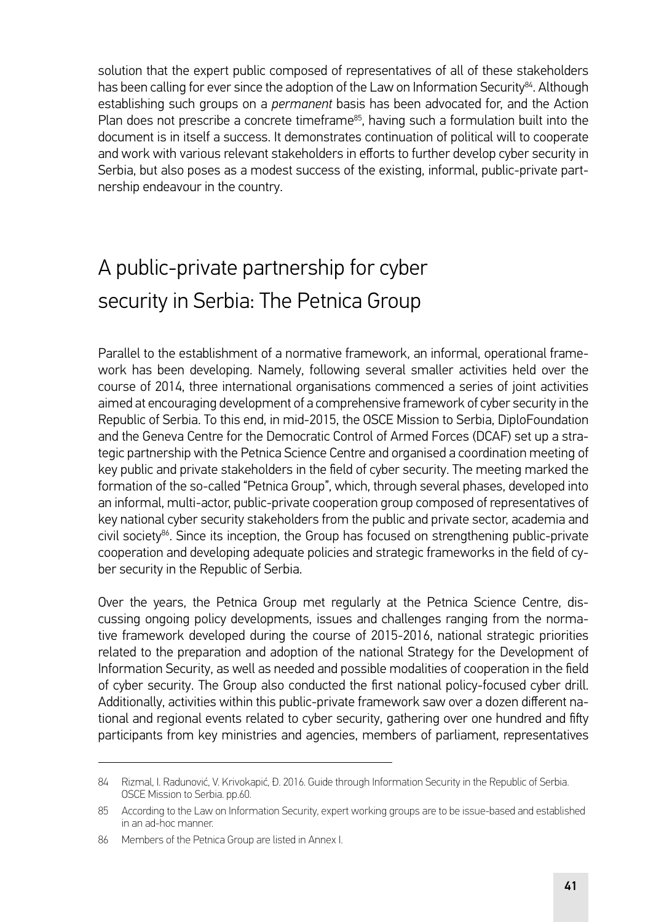solution that the expert public composed of representatives of all of these stakeholders has been calling for ever since the adoption of the Law on Information Security[84]. Although establishing such groups on a *permanent* basis has been advocated for, and the Action Plan does not prescribe a concrete timeframe[85], having such a formulation built into the document is in itself a success. It demonstrates continuation of political will to cooperate and work with various relevant stakeholders in efforts to further develop cyber security in Serbia, but also poses as a modest success of the existing, informal, public-private partnership endeavour in the country.

## A public-private partnership for cyber security in Serbia: The Petnica Group

Parallel to the establishment of a normative framework, an informal, operational framework has been developing. Namely, following several smaller activities held over the course of 2014, three international organisations commenced a series of joint activities aimed at encouraging development of a comprehensive framework of cyber security in the Republic of Serbia. To this end, in mid-2015, the OSCE Mission to Serbia, DiploFoundation and the Geneva Centre for the Democratic Control of Armed Forces (DCAF) set up a strategic partnership with the Petnica Science Centre and organised a coordination meeting of key public and private stakeholders in the field of cyber security. The meeting marked the formation of the so-called "Petnica Group", which, through several phases, developed into an informal, multi-actor, public-private cooperation group composed of representatives of key national cyber security stakeholders from the public and private sector, academia and civil society[86]. Since its inception, the Group has focused on strengthening public-private cooperation and developing adequate policies and strategic frameworks in the field of cyber security in the Republic of Serbia.

Over the years, the Petnica Group met regularly at the Petnica Science Centre, discussing ongoing policy developments, issues and challenges ranging from the normative framework developed during the course of 2015-2016, national strategic priorities related to the preparation and adoption of the national Strategy for the Development of Information Security, as well as needed and possible modalities of cooperation in the field of cyber security. The Group also conducted the first national policy-focused cyber drill. Additionally, activities within this public-private framework saw over a dozen different national and regional events related to cyber security, gathering over one hundred and fifty participants from key ministries and agencies, members of parliament, representatives

---

84 Rizmal, I. Radunović, V. Krivokapić, Đ. 2016. Guide through Information Security in the Republic of Serbia. OSCE Mission to Serbia. pp.60.

85 According to the Law on Information Security, expert working groups are to be issue-based and established in an ad-hoc manner.

86 Members of the Petnica Group are listed in Annex I.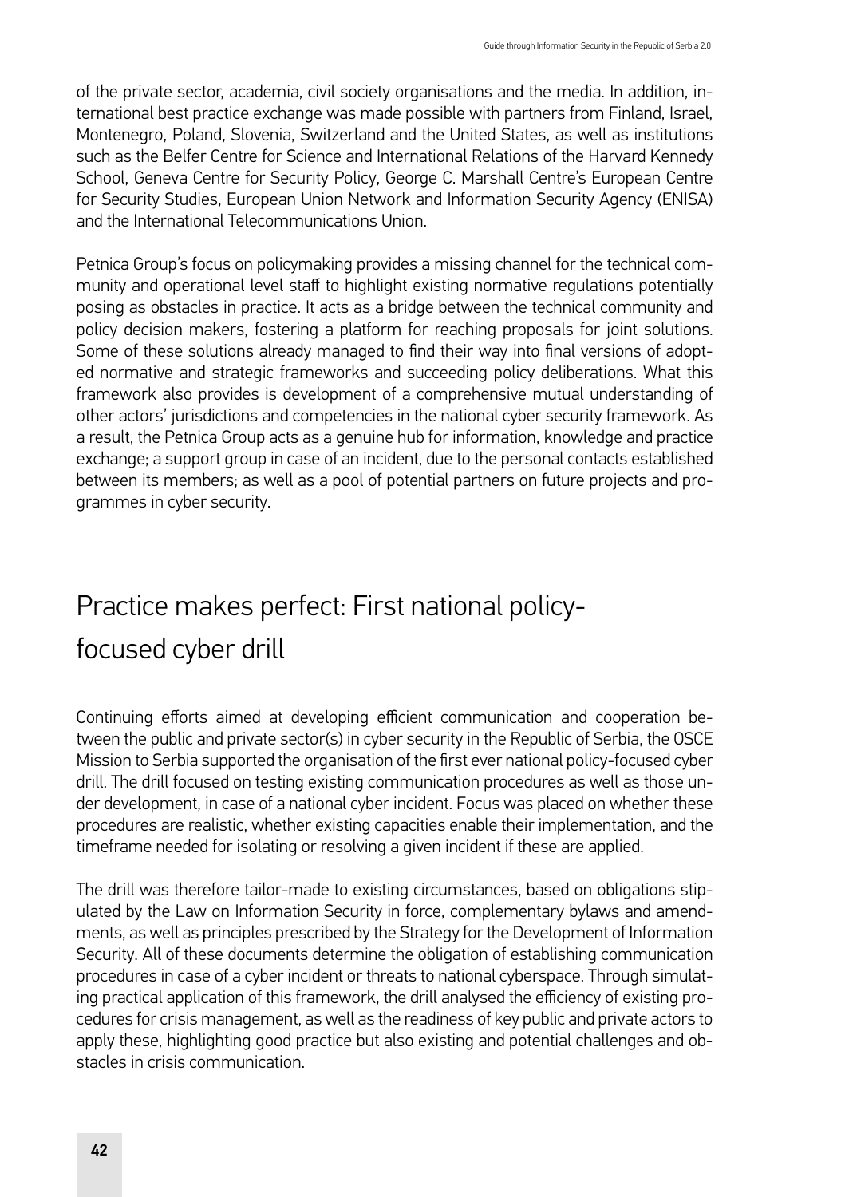of the private sector, academia, civil society organisations and the media. In addition, international best practice exchange was made possible with partners from Finland, Israel, Montenegro, Poland, Slovenia, Switzerland and the United States, as well as institutions such as the Belfer Centre for Science and International Relations of the Harvard Kennedy School, Geneva Centre for Security Policy, George C. Marshall Centre's European Centre for Security Studies, European Union Network and Information Security Agency (ENISA) and the International Telecommunications Union.

Petnica Group's focus on policymaking provides a missing channel for the technical community and operational level staff to highlight existing normative regulations potentially posing as obstacles in practice. It acts as a bridge between the technical community and policy decision makers, fostering a platform for reaching proposals for joint solutions. Some of these solutions already managed to find their way into final versions of adopted normative and strategic frameworks and succeeding policy deliberations. What this framework also provides is development of a comprehensive mutual understanding of other actors' jurisdictions and competencies in the national cyber security framework. As a result, the Petnica Group acts as a genuine hub for information, knowledge and practice exchange; a support group in case of an incident, due to the personal contacts established between its members; as well as a pool of potential partners on future projects and programmes in cyber security.

## Practice makes perfect: First national policy-focused cyber drill

Continuing efforts aimed at developing efficient communication and cooperation between the public and private sector(s) in cyber security in the Republic of Serbia, the OSCE Mission to Serbia supported the organisation of the first ever national policy-focused cyber drill. The drill focused on testing existing communication procedures as well as those under development, in case of a national cyber incident. Focus was placed on whether these procedures are realistic, whether existing capacities enable their implementation, and the timeframe needed for isolating or resolving a given incident if these are applied.

The drill was therefore tailor-made to existing circumstances, based on obligations stipulated by the Law on Information Security in force, complementary bylaws and amendments, as well as principles prescribed by the Strategy for the Development of Information Security. All of these documents determine the obligation of establishing communication procedures in case of a cyber incident or threats to national cyberspace. Through simulating practical application of this framework, the drill analysed the efficiency of existing procedures for crisis management, as well as the readiness of key public and private actors to apply these, highlighting good practice but also existing and potential challenges and obstacles in crisis communication.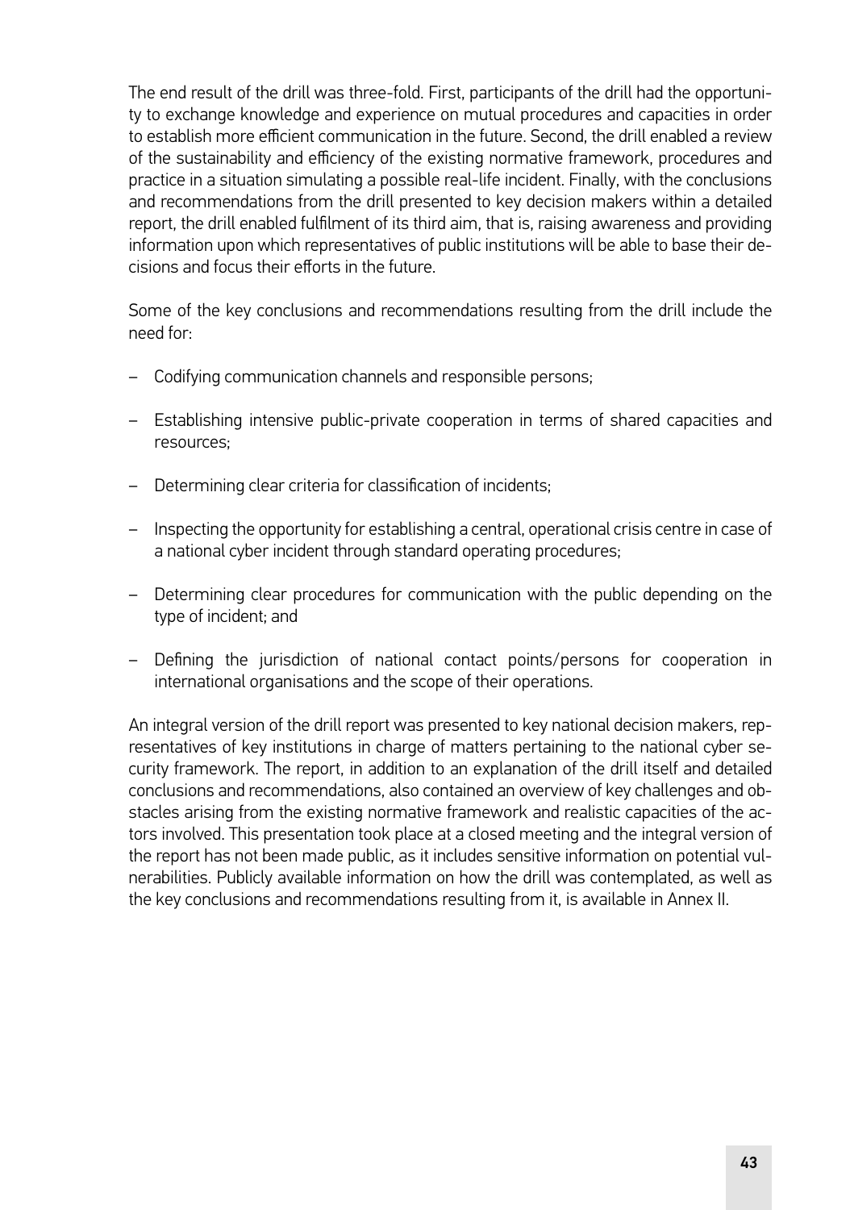The end result of the drill was three-fold. First, participants of the drill had the opportunity to exchange knowledge and experience on mutual procedures and capacities in order to establish more efficient communication in the future. Second, the drill enabled a review of the sustainability and efficiency of the existing normative framework, procedures and practice in a situation simulating a possible real-life incident. Finally, with the conclusions and recommendations from the drill presented to key decision makers within a detailed report, the drill enabled fulfilment of its third aim, that is, raising awareness and providing information upon which representatives of public institutions will be able to base their decisions and focus their efforts in the future.

Some of the key conclusions and recommendations resulting from the drill include the need for:

- Codifying communication channels and responsible persons;
- Establishing intensive public-private cooperation in terms of shared capacities and resources;
- Determining clear criteria for classification of incidents;
- Inspecting the opportunity for establishing a central, operational crisis centre in case of a national cyber incident through standard operating procedures;
- Determining clear procedures for communication with the public depending on the type of incident; and
- Defining the jurisdiction of national contact points/persons for cooperation in international organisations and the scope of their operations.

An integral version of the drill report was presented to key national decision makers, representatives of key institutions in charge of matters pertaining to the national cyber security framework. The report, in addition to an explanation of the drill itself and detailed conclusions and recommendations, also contained an overview of key challenges and obstacles arising from the existing normative framework and realistic capacities of the actors involved. This presentation took place at a closed meeting and the integral version of the report has not been made public, as it includes sensitive information on potential vulnerabilities. Publicly available information on how the drill was contemplated, as well as the key conclusions and recommendations resulting from it, is available in Annex II.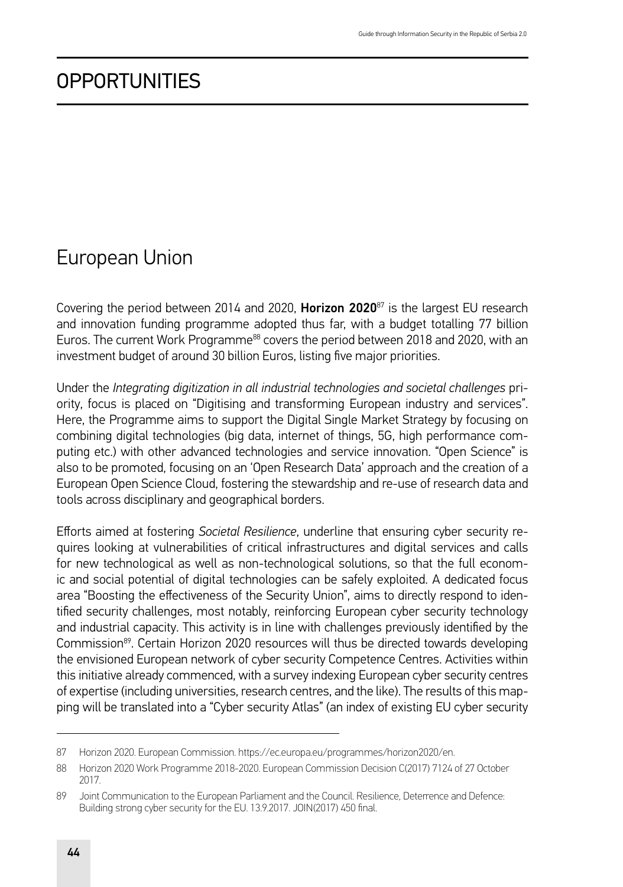# OPPORTUNITIES

## European Union

Covering the period between 2014 and 2020, **Horizon 2020**[87] is the largest EU research and innovation funding programme adopted thus far, with a budget totalling 77 billion Euros. The current Work Programme[88] covers the period between 2018 and 2020, with an investment budget of around 30 billion Euros, listing five major priorities.

Under the *Integrating digitization in all industrial technologies and societal challenges* priority, focus is placed on "Digitising and transforming European industry and services". Here, the Programme aims to support the Digital Single Market Strategy by focusing on combining digital technologies (big data, internet of things, 5G, high performance computing etc.) with other advanced technologies and service innovation. "Open Science" is also to be promoted, focusing on an 'Open Research Data' approach and the creation of a European Open Science Cloud, fostering the stewardship and re-use of research data and tools across disciplinary and geographical borders.

Efforts aimed at fostering *Societal Resilience*, underline that ensuring cyber security requires looking at vulnerabilities of critical infrastructures and digital services and calls for new technological as well as non-technological solutions, so that the full economic and social potential of digital technologies can be safely exploited. A dedicated focus area "Boosting the effectiveness of the Security Union", aims to directly respond to identified security challenges, most notably, reinforcing European cyber security technology and industrial capacity. This activity is in line with challenges previously identified by the Commission[89]. Certain Horizon 2020 resources will thus be directed towards developing the envisioned European network of cyber security Competence Centres. Activities within this initiative already commenced, with a survey indexing European cyber security centres of expertise (including universities, research centres, and the like). The results of this mapping will be translated into a "Cyber security Atlas" (an index of existing EU cyber security

---

87 Horizon 2020. European Commission. https://ec.europa.eu/programmes/horizon2020/en.

88 Horizon 2020 Work Programme 2018-2020. European Commission Decision C(2017) 7124 of 27 October 2017.

89 Joint Communication to the European Parliament and the Council. Resilience, Deterrence and Defence: Building strong cyber security for the EU. 13.9.2017. JOIN(2017) 450 final.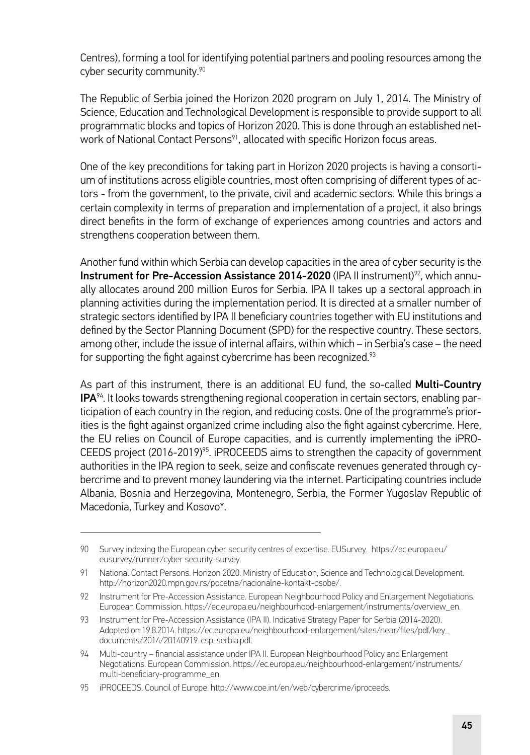Centres), forming a tool for identifying potential partners and pooling resources among the cyber security community.[90]

The Republic of Serbia joined the Horizon 2020 program on July 1, 2014. The Ministry of Science, Education and Technological Development is responsible to provide support to all programmatic blocks and topics of Horizon 2020. This is done through an established network of National Contact Persons[91], allocated with specific Horizon focus areas.

One of the key preconditions for taking part in Horizon 2020 projects is having a consortium of institutions across eligible countries, most often comprising of different types of actors - from the government, to the private, civil and academic sectors. While this brings a certain complexity in terms of preparation and implementation of a project, it also brings direct benefits in the form of exchange of experiences among countries and actors and strengthens cooperation between them.

Another fund within which Serbia can develop capacities in the area of cyber security is the **Instrument for Pre-Accession Assistance 2014-2020** (IPA II instrument)[92], which annually allocates around 200 million Euros for Serbia. IPA II takes up a sectoral approach in planning activities during the implementation period. It is directed at a smaller number of strategic sectors identified by IPA II beneficiary countries together with EU institutions and defined by the Sector Planning Document (SPD) for the respective country. These sectors, among other, include the issue of internal affairs, within which – in Serbia's case – the need for supporting the fight against cybercrime has been recognized.[93]

As part of this instrument, there is an additional EU fund, the so-called **Multi-Country IPA**[94]. It looks towards strengthening regional cooperation in certain sectors, enabling participation of each country in the region, and reducing costs. One of the programme's priorities is the fight against organized crime including also the fight against cybercrime. Here, the EU relies on Council of Europe capacities, and is currently implementing the iPROCEEDS project (2016-2019)[95]. iPROCEEDS aims to strengthen the capacity of government authorities in the IPA region to seek, seize and confiscate revenues generated through cybercrime and to prevent money laundering via the internet. Participating countries include Albania, Bosnia and Herzegovina, Montenegro, Serbia, the Former Yugoslav Republic of Macedonia, Turkey and Kosovo*.

---

90 Survey indexing the European cyber security centres of expertise. EUSurvey. https://ec.europa.eu/eusurvey/runner/cyber security-survey.

91 National Contact Persons. Horizon 2020. Ministry of Education, Science and Technological Development. http://horizon2020.mpn.gov.rs/pocetna/nacionalne-kontakt-osobe/.

92 Instrument for Pre-Accession Assistance. European Neighbourhood Policy and Enlargement Negotiations. European Commission. https://ec.europa.eu/neighbourhood-enlargement/instruments/overview_en.

93 Instrument for Pre-Accession Assistance (IPA II). Indicative Strategy Paper for Serbia (2014-2020). Adopted on 19.8.2014. https://ec.europa.eu/neighbourhood-enlargement/sites/near/files/pdf/key_documents/2014/20140919-csp-serbia.pdf.

94 Multi-country – financial assistance under IPA II. European Neighbourhood Policy and Enlargement Negotiations. European Commission. https://ec.europa.eu/neighbourhood-enlargement/instruments/multi-beneficiary-programme_en.

95 iPROCEEDS. Council of Europe. http://www.coe.int/en/web/cybercrime/iproceeds.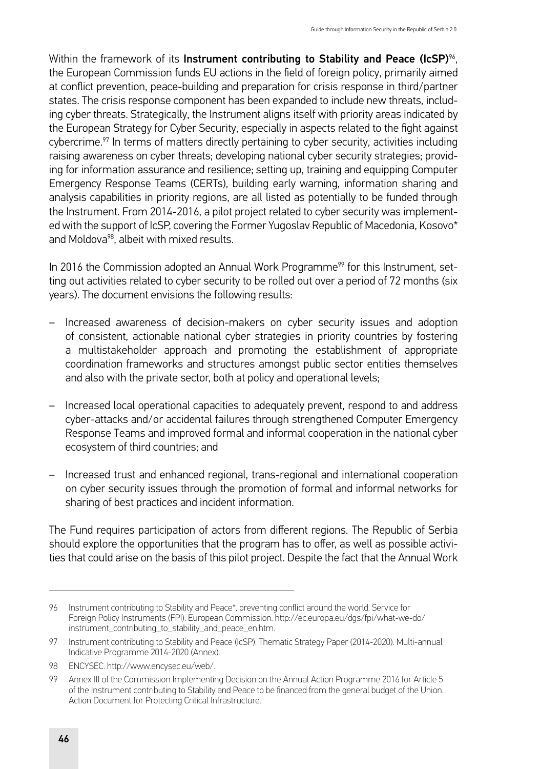Within the framework of its **Instrument contributing to Stability and Peace (IcSP)**[96], the European Commission funds EU actions in the field of foreign policy, primarily aimed at conflict prevention, peace-building and preparation for crisis response in third/partner states. The crisis response component has been expanded to include new threats, including cyber threats. Strategically, the Instrument aligns itself with priority areas indicated by the European Strategy for Cyber Security, especially in aspects related to the fight against cybercrime.[97] In terms of matters directly pertaining to cyber security, activities including raising awareness on cyber threats; developing national cyber security strategies; providing for information assurance and resilience; setting up, training and equipping Computer Emergency Response Teams (CERTs), building early warning, information sharing and analysis capabilities in priority regions, are all listed as potentially to be funded through the Instrument. From 2014-2016, a pilot project related to cyber security was implemented with the support of IcSP, covering the Former Yugoslav Republic of Macedonia, Kosovo* and Moldova[98], albeit with mixed results.

In 2016 the Commission adopted an Annual Work Programme[99] for this Instrument, setting out activities related to cyber security to be rolled out over a period of 72 months (six years). The document envisions the following results:

- Increased awareness of decision-makers on cyber security issues and adoption of consistent, actionable national cyber strategies in priority countries by fostering a multistakeholder approach and promoting the establishment of appropriate coordination frameworks and structures amongst public sector entities themselves and also with the private sector, both at policy and operational levels;
- Increased local operational capacities to adequately prevent, respond to and address cyber-attacks and/or accidental failures through strengthened Computer Emergency Response Teams and improved formal and informal cooperation in the national cyber ecosystem of third countries; and
- Increased trust and enhanced regional, trans-regional and international cooperation on cyber security issues through the promotion of formal and informal networks for sharing of best practices and incident information.

The Fund requires participation of actors from different regions. The Republic of Serbia should explore the opportunities that the program has to offer, as well as possible activities that could arise on the basis of this pilot project. Despite the fact that the Annual Work

---

96 Instrument contributing to Stability and Peace*, preventing conflict around the world. Service for Foreign Policy Instruments (FPI). European Commission. http://ec.europa.eu/dgs/fpi/what-we-do/instrument_contributing_to_stability_and_peace_en.htm.

97 Instrument contributing to Stability and Peace (IcSP). Thematic Strategy Paper (2014-2020). Multi-annual Indicative Programme 2014-2020 (Annex).

98 ENCYSEC. http://www.encysec.eu/web/.

99 Annex III of the Commission Implementing Decision on the Annual Action Programme 2016 for Article 5 of the Instrument contributing to Stability and Peace to be financed from the general budget of the Union. Action Document for Protecting Critical Infrastructure.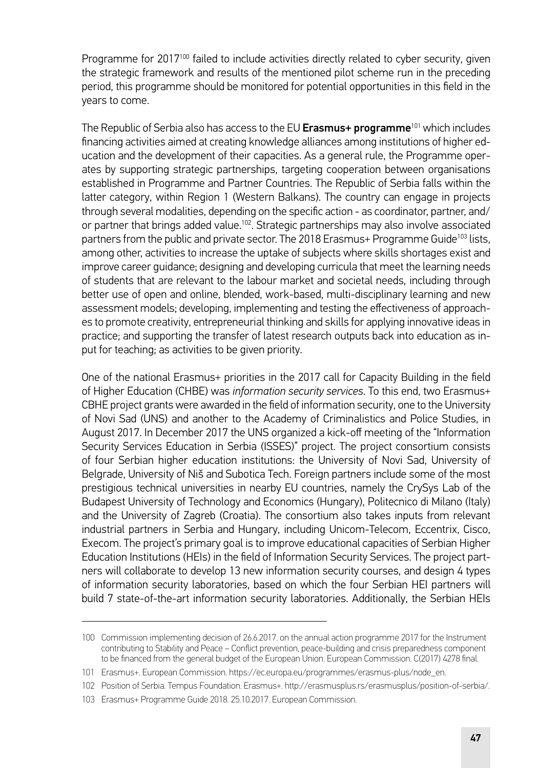Programme for 2017[100] failed to include activities directly related to cyber security, given the strategic framework and results of the mentioned pilot scheme run in the preceding period, this programme should be monitored for potential opportunities in this field in the years to come.

The Republic of Serbia also has access to the EU **Erasmus+ programme**[101] which includes financing activities aimed at creating knowledge alliances among institutions of higher education and the development of their capacities. As a general rule, the Programme operates by supporting strategic partnerships, targeting cooperation between organisations established in Programme and Partner Countries. The Republic of Serbia falls within the latter category, within Region 1 (Western Balkans). The country can engage in projects through several modalities, depending on the specific action - as coordinator, partner, and/or partner that brings added value.[102]. Strategic partnerships may also involve associated partners from the public and private sector. The 2018 Erasmus+ Programme Guide[103] lists, among other, activities to increase the uptake of subjects where skills shortages exist and improve career guidance; designing and developing curricula that meet the learning needs of students that are relevant to the labour market and societal needs, including through better use of open and online, blended, work-based, multi-disciplinary learning and new assessment models; developing, implementing and testing the effectiveness of approaches to promote creativity, entrepreneurial thinking and skills for applying innovative ideas in practice; and supporting the transfer of latest research outputs back into education as input for teaching; as activities to be given priority.

One of the national Erasmus+ priorities in the 2017 call for Capacity Building in the field of Higher Education (CHBE) was *information security services*. To this end, two Erasmus+ CBHE project grants were awarded in the field of information security, one to the University of Novi Sad (UNS) and another to the Academy of Criminalistics and Police Studies, in August 2017. In December 2017 the UNS organized a kick-off meeting of the "Information Security Services Education in Serbia (ISSES)" project. The project consortium consists of four Serbian higher education institutions: the University of Novi Sad, University of Belgrade, University of Niš and Subotica Tech. Foreign partners include some of the most prestigious technical universities in nearby EU countries, namely the CrySys Lab of the Budapest University of Technology and Economics (Hungary), Politecnico di Milano (Italy) and the University of Zagreb (Croatia). The consortium also takes inputs from relevant industrial partners in Serbia and Hungary, including Unicom-Telecom, Eccentrix, Cisco, Execom. The project's primary goal is to improve educational capacities of Serbian Higher Education Institutions (HEIs) in the field of Information Security Services. The project partners will collaborate to develop 13 new information security courses, and design 4 types of information security laboratories, based on which the four Serbian HEI partners will build 7 state-of-the-art information security laboratories. Additionally, the Serbian HEIs

---

100 Commission implementing decision of 26.6.2017. on the annual action programme 2017 for the Instrument contributing to Stability and Peace – Conflict prevention, peace-building and crisis preparedness component to be financed from the general budget of the European Union. European Commission. C(2017) 4278 final.

101 Erasmus+. European Commission. https://ec.europa.eu/programmes/erasmus-plus/node_en.

102 Position of Serbia. Tempus Foundation. Erasmus+. http://erasmusplus.rs/erasmusplus/position-of-serbia/.

103 Erasmus+ Programme Guide 2018. 25.10.2017. European Commission.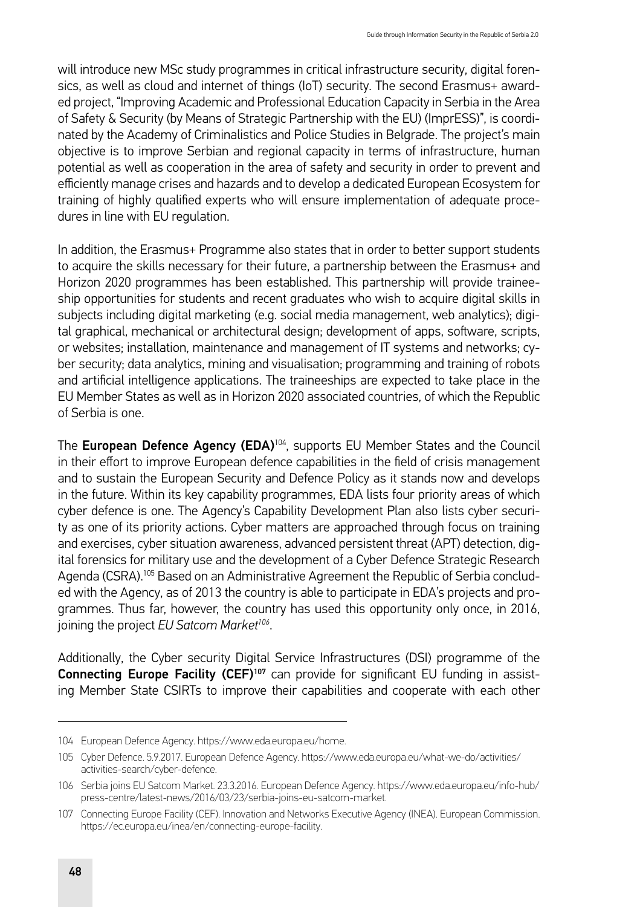will introduce new MSc study programmes in critical infrastructure security, digital forensics, as well as cloud and internet of things (IoT) security. The second Erasmus+ awarded project, "Improving Academic and Professional Education Capacity in Serbia in the Area of Safety & Security (by Means of Strategic Partnership with the EU) (ImprESS)", is coordinated by the Academy of Criminalistics and Police Studies in Belgrade. The project's main objective is to improve Serbian and regional capacity in terms of infrastructure, human potential as well as cooperation in the area of safety and security in order to prevent and efficiently manage crises and hazards and to develop a dedicated European Ecosystem for training of highly qualified experts who will ensure implementation of adequate procedures in line with EU regulation.

In addition, the Erasmus+ Programme also states that in order to better support students to acquire the skills necessary for their future, a partnership between the Erasmus+ and Horizon 2020 programmes has been established. This partnership will provide traineeship opportunities for students and recent graduates who wish to acquire digital skills in subjects including digital marketing (e.g. social media management, web analytics); digital graphical, mechanical or architectural design; development of apps, software, scripts, or websites; installation, maintenance and management of IT systems and networks; cyber security; data analytics, mining and visualisation; programming and training of robots and artificial intelligence applications. The traineeships are expected to take place in the EU Member States as well as in Horizon 2020 associated countries, of which the Republic of Serbia is one.

The **European Defence Agency (EDA)**[104], supports EU Member States and the Council in their effort to improve European defence capabilities in the field of crisis management and to sustain the European Security and Defence Policy as it stands now and develops in the future. Within its key capability programmes, EDA lists four priority areas of which cyber defence is one. The Agency's Capability Development Plan also lists cyber security as one of its priority actions. Cyber matters are approached through focus on training and exercises, cyber situation awareness, advanced persistent threat (APT) detection, digital forensics for military use and the development of a Cyber Defence Strategic Research Agenda (CSRA).[105] Based on an Administrative Agreement the Republic of Serbia concluded with the Agency, as of 2013 the country is able to participate in EDA's projects and programmes. Thus far, however, the country has used this opportunity only once, in 2016, joining the project *EU Satcom Market*[106].

Additionally, the Cyber security Digital Service Infrastructures (DSI) programme of the **Connecting Europe Facility (CEF)**[107] can provide for significant EU funding in assisting Member State CSIRTs to improve their capabilities and cooperate with each other

---

104 European Defence Agency. https://www.eda.europa.eu/home.

105 Cyber Defence. 5.9.2017. European Defence Agency. https://www.eda.europa.eu/what-we-do/activities/activities-search/cyber-defence.

106 Serbia joins EU Satcom Market. 23.3.2016. European Defence Agency. https://www.eda.europa.eu/info-hub/press-centre/latest-news/2016/03/23/serbia-joins-eu-satcom-market.

107 Connecting Europe Facility (CEF). Innovation and Networks Executive Agency (INEA). European Commission. https://ec.europa.eu/inea/en/connecting-europe-facility.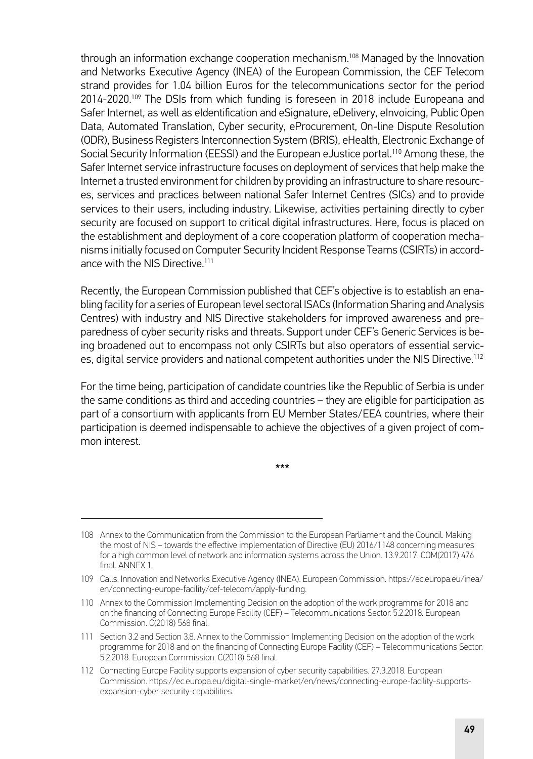through an information exchange cooperation mechanism.[108] Managed by the Innovation and Networks Executive Agency (INEA) of the European Commission, the CEF Telecom strand provides for 1.04 billion Euros for the telecommunications sector for the period 2014-2020.[109] The DSIs from which funding is foreseen in 2018 include Europeana and Safer Internet, as well as eIdentification and eSignature, eDelivery, eInvoicing, Public Open Data, Automated Translation, Cyber security, eProcurement, On-line Dispute Resolution (ODR), Business Registers Interconnection System (BRIS), eHealth, Electronic Exchange of Social Security Information (EESSI) and the European eJustice portal.[110] Among these, the Safer Internet service infrastructure focuses on deployment of services that help make the Internet a trusted environment for children by providing an infrastructure to share resources, services and practices between national Safer Internet Centres (SICs) and to provide services to their users, including industry. Likewise, activities pertaining directly to cyber security are focused on support to critical digital infrastructures. Here, focus is placed on the establishment and deployment of a core cooperation platform of cooperation mechanisms initially focused on Computer Security Incident Response Teams (CSIRTs) in accordance with the NIS Directive.[111]

Recently, the European Commission published that CEF's objective is to establish an enabling facility for a series of European level sectoral ISACs (Information Sharing and Analysis Centres) with industry and NIS Directive stakeholders for improved awareness and preparedness of cyber security risks and threats. Support under CEF's Generic Services is being broadened out to encompass not only CSIRTs but also operators of essential services, digital service providers and national competent authorities under the NIS Directive.[112]

For the time being, participation of candidate countries like the Republic of Serbia is under the same conditions as third and acceding countries – they are eligible for participation as part of a consortium with applicants from EU Member States/EEA countries, where their participation is deemed indispensable to achieve the objectives of a given project of common interest.

\*\*\*

---

108 Annex to the Communication from the Commission to the European Parliament and the Council. Making the most of NIS – towards the effective implementation of Directive (EU) 2016/1148 concerning measures for a high common level of network and information systems across the Union. 13.9.2017. COM(2017) 476 final. ANNEX 1.

109 Calls. Innovation and Networks Executive Agency (INEA). European Commission. https://ec.europa.eu/inea/en/connecting-europe-facility/cef-telecom/apply-funding.

110 Annex to the Commission Implementing Decision on the adoption of the work programme for 2018 and on the financing of Connecting Europe Facility (CEF) – Telecommunications Sector. 5.2.2018. European Commission. C(2018) 568 final.

111 Section 3.2 and Section 3.8. Annex to the Commission Implementing Decision on the adoption of the work programme for 2018 and on the financing of Connecting Europe Facility (CEF) – Telecommunications Sector. 5.2.2018. European Commission. C(2018) 568 final.

112 Connecting Europe Facility supports expansion of cyber security capabilities. 27.3.2018. European Commission. https://ec.europa.eu/digital-single-market/en/news/connecting-europe-facility-supports-expansion-cyber security-capabilities.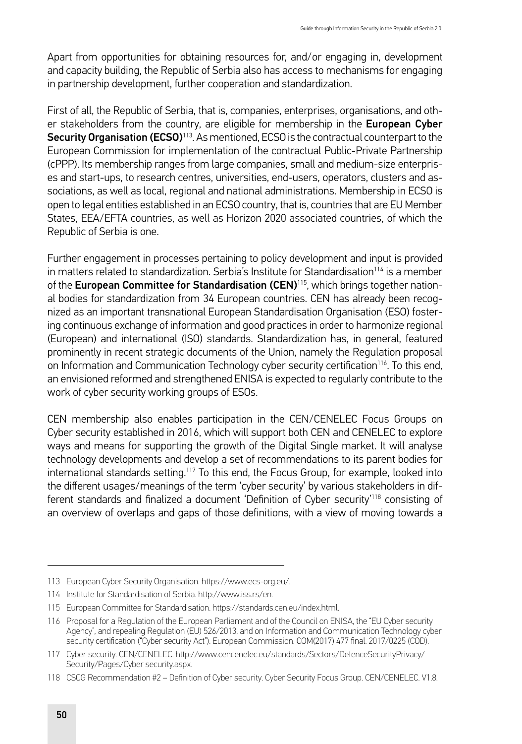Apart from opportunities for obtaining resources for, and/or engaging in, development and capacity building, the Republic of Serbia also has access to mechanisms for engaging in partnership development, further cooperation and standardization.

First of all, the Republic of Serbia, that is, companies, enterprises, organisations, and other stakeholders from the country, are eligible for membership in the **European Cyber Security Organisation (ECSO)**[113]. As mentioned, ECSO is the contractual counterpart to the European Commission for implementation of the contractual Public-Private Partnership (cPPP). Its membership ranges from large companies, small and medium-size enterprises and start-ups, to research centres, universities, end-users, operators, clusters and associations, as well as local, regional and national administrations. Membership in ECSO is open to legal entities established in an ECSO country, that is, countries that are EU Member States, EEA/EFTA countries, as well as Horizon 2020 associated countries, of which the Republic of Serbia is one.

Further engagement in processes pertaining to policy development and input is provided in matters related to standardization. Serbia's Institute for Standardisation[114] is a member of the **European Committee for Standardisation (CEN)**[115], which brings together national bodies for standardization from 34 European countries. CEN has already been recognized as an important transnational European Standardisation Organisation (ESO) fostering continuous exchange of information and good practices in order to harmonize regional (European) and international (ISO) standards. Standardization has, in general, featured prominently in recent strategic documents of the Union, namely the Regulation proposal on Information and Communication Technology cyber security certification[116]. To this end, an envisioned reformed and strengthened ENISA is expected to regularly contribute to the work of cyber security working groups of ESOs.

CEN membership also enables participation in the CEN/CENELEC Focus Groups on Cyber security established in 2016, which will support both CEN and CENELEC to explore ways and means for supporting the growth of the Digital Single market. It will analyse technology developments and develop a set of recommendations to its parent bodies for international standards setting.[117] To this end, the Focus Group, for example, looked into the different usages/meanings of the term 'cyber security' by various stakeholders in different standards and finalized a document 'Definition of Cyber security'[118] consisting of an overview of overlaps and gaps of those definitions, with a view of moving towards a

---

113 European Cyber Security Organisation. https://www.ecs-org.eu/.

114 Institute for Standardisation of Serbia. http://www.iss.rs/en.

115 European Committee for Standardisation. https://standards.cen.eu/index.html.

116 Proposal for a Regulation of the European Parliament and of the Council on ENISA, the "EU Cyber security Agency", and repealing Regulation (EU) 526/2013, and on Information and Communication Technology cyber security certification ("Cyber security Act"). European Commission. COM(2017) 477 final. 2017/0225 (COD).

117 Cyber security. CEN/CENELEC. http://www.cencenelec.eu/standards/Sectors/DefenceSecurityPrivacy/Security/Pages/Cyber security.aspx.

118 CSCG Recommendation #2 – Definition of Cyber security. Cyber Security Focus Group. CEN/CENELEC. V1.8.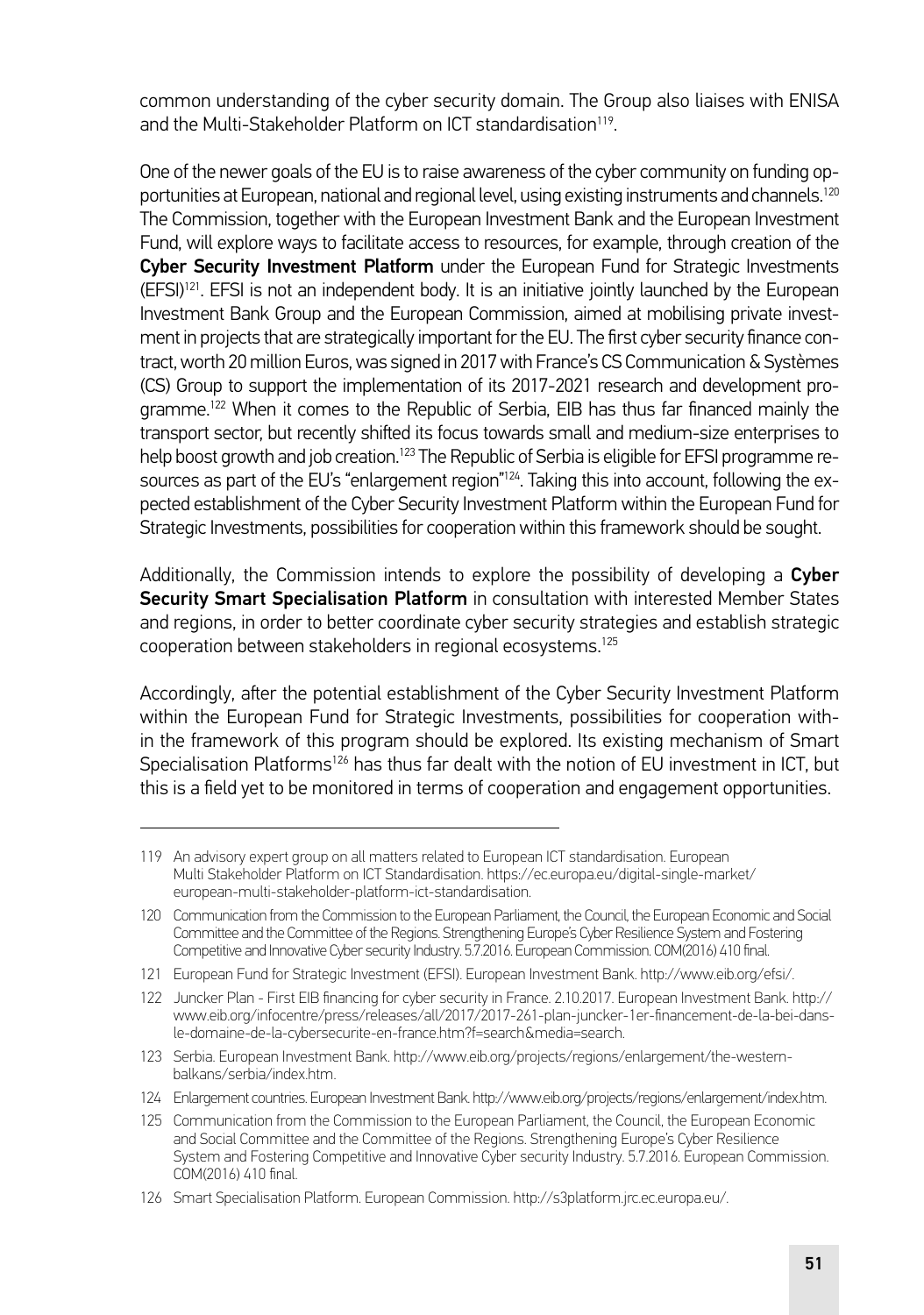common understanding of the cyber security domain. The Group also liaises with ENISA and the Multi-Stakeholder Platform on ICT standardisation[119].

One of the newer goals of the EU is to raise awareness of the cyber community on funding opportunities at European, national and regional level, using existing instruments and channels.[120] The Commission, together with the European Investment Bank and the European Investment Fund, will explore ways to facilitate access to resources, for example, through creation of the **Cyber Security Investment Platform** under the European Fund for Strategic Investments (EFSI)[121]. EFSI is not an independent body. It is an initiative jointly launched by the European Investment Bank Group and the European Commission, aimed at mobilising private investment in projects that are strategically important for the EU. The first cyber security finance contract, worth 20 million Euros, was signed in 2017 with France's CS Communication & Systèmes (CS) Group to support the implementation of its 2017-2021 research and development programme.[122] When it comes to the Republic of Serbia, EIB has thus far financed mainly the transport sector, but recently shifted its focus towards small and medium-size enterprises to help boost growth and job creation.[123] The Republic of Serbia is eligible for EFSI programme resources as part of the EU's "enlargement region"[124]. Taking this into account, following the expected establishment of the Cyber Security Investment Platform within the European Fund for Strategic Investments, possibilities for cooperation within this framework should be sought.

Additionally, the Commission intends to explore the possibility of developing a **Cyber Security Smart Specialisation Platform** in consultation with interested Member States and regions, in order to better coordinate cyber security strategies and establish strategic cooperation between stakeholders in regional ecosystems.[125]

Accordingly, after the potential establishment of the Cyber Security Investment Platform within the European Fund for Strategic Investments, possibilities for cooperation within the framework of this program should be explored. Its existing mechanism of Smart Specialisation Platforms[126] has thus far dealt with the notion of EU investment in ICT, but this is a field yet to be monitored in terms of cooperation and engagement opportunities.

---

119 An advisory expert group on all matters related to European ICT standardisation. European Multi Stakeholder Platform on ICT Standardisation. https://ec.europa.eu/digital-single-market/european-multi-stakeholder-platform-ict-standardisation.

120 Communication from the Commission to the European Parliament, the Council, the European Economic and Social Committee and the Committee of the Regions. Strengthening Europe's Cyber Resilience System and Fostering Competitive and Innovative Cyber security Industry. 5.7.2016. European Commission. COM(2016) 410 final.

121 European Fund for Strategic Investment (EFSI). European Investment Bank. http://www.eib.org/efsi/.

122 Juncker Plan - First EIB financing for cyber security in France. 2.10.2017. European Investment Bank. http://www.eib.org/infocentre/press/releases/all/2017/2017-261-plan-juncker-1er-financement-de-la-bei-dans-le-domaine-de-la-cybersecurite-en-france.htm?f=search&media=search.

123 Serbia. European Investment Bank. http://www.eib.org/projects/regions/enlargement/the-western-balkans/serbia/index.htm.

124 Enlargement countries. European Investment Bank. http://www.eib.org/projects/regions/enlargement/index.htm.

125 Communication from the Commission to the European Parliament, the Council, the European Economic and Social Committee and the Committee of the Regions. Strengthening Europe's Cyber Resilience System and Fostering Competitive and Innovative Cyber security Industry. 5.7.2016. European Commission. COM(2016) 410 final.

126 Smart Specialisation Platform. European Commission. http://s3platform.jrc.ec.europa.eu/.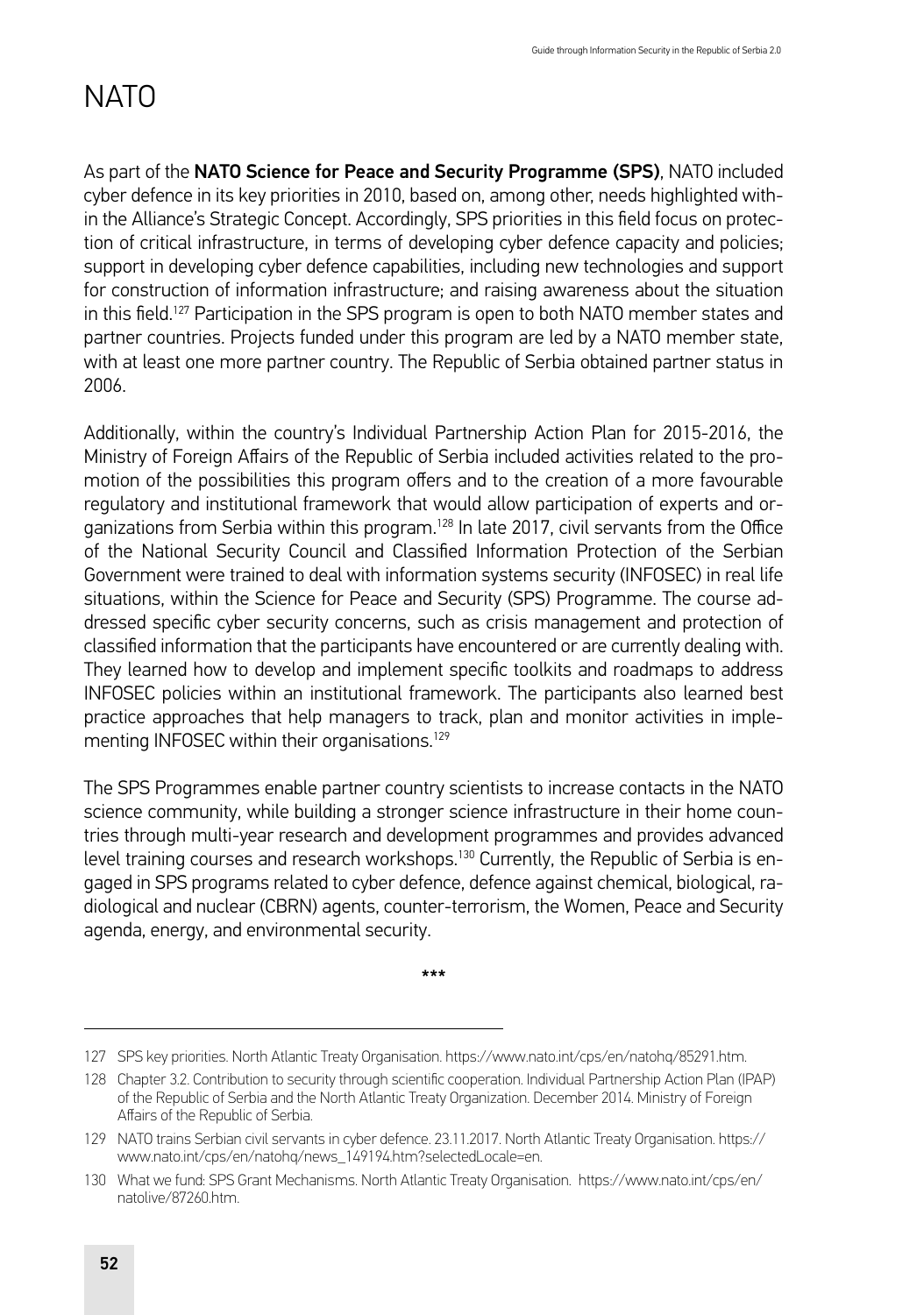# NATO

As part of the **NATO Science for Peace and Security Programme (SPS)**, NATO included cyber defence in its key priorities in 2010, based on, among other, needs highlighted within the Alliance's Strategic Concept. Accordingly, SPS priorities in this field focus on protection of critical infrastructure, in terms of developing cyber defence capacity and policies; support in developing cyber defence capabilities, including new technologies and support for construction of information infrastructure; and raising awareness about the situation in this field.[127] Participation in the SPS program is open to both NATO member states and partner countries. Projects funded under this program are led by a NATO member state, with at least one more partner country. The Republic of Serbia obtained partner status in 2006.

Additionally, within the country's Individual Partnership Action Plan for 2015-2016, the Ministry of Foreign Affairs of the Republic of Serbia included activities related to the promotion of the possibilities this program offers and to the creation of a more favourable regulatory and institutional framework that would allow participation of experts and organizations from Serbia within this program.[128] In late 2017, civil servants from the Office of the National Security Council and Classified Information Protection of the Serbian Government were trained to deal with information systems security (INFOSEC) in real life situations, within the Science for Peace and Security (SPS) Programme. The course addressed specific cyber security concerns, such as crisis management and protection of classified information that the participants have encountered or are currently dealing with. They learned how to develop and implement specific toolkits and roadmaps to address INFOSEC policies within an institutional framework. The participants also learned best practice approaches that help managers to track, plan and monitor activities in implementing INFOSEC within their organisations.[129]

The SPS Programmes enable partner country scientists to increase contacts in the NATO science community, while building a stronger science infrastructure in their home countries through multi-year research and development programmes and provides advanced level training courses and research workshops.[130] Currently, the Republic of Serbia is engaged in SPS programs related to cyber defence, defence against chemical, biological, radiological and nuclear (CBRN) agents, counter-terrorism, the Women, Peace and Security agenda, energy, and environmental security.

***

---

127 SPS key priorities. North Atlantic Treaty Organisation. https://www.nato.int/cps/en/natohq/85291.htm.

128 Chapter 3.2. Contribution to security through scientific cooperation. Individual Partnership Action Plan (IPAP) of the Republic of Serbia and the North Atlantic Treaty Organization. December 2014. Ministry of Foreign Affairs of the Republic of Serbia.

129 NATO trains Serbian civil servants in cyber defence. 23.11.2017. North Atlantic Treaty Organisation. https://www.nato.int/cps/en/natohq/news_149194.htm?selectedLocale=en.

130 What we fund: SPS Grant Mechanisms. North Atlantic Treaty Organisation. https://www.nato.int/cps/en/natolive/87260.htm.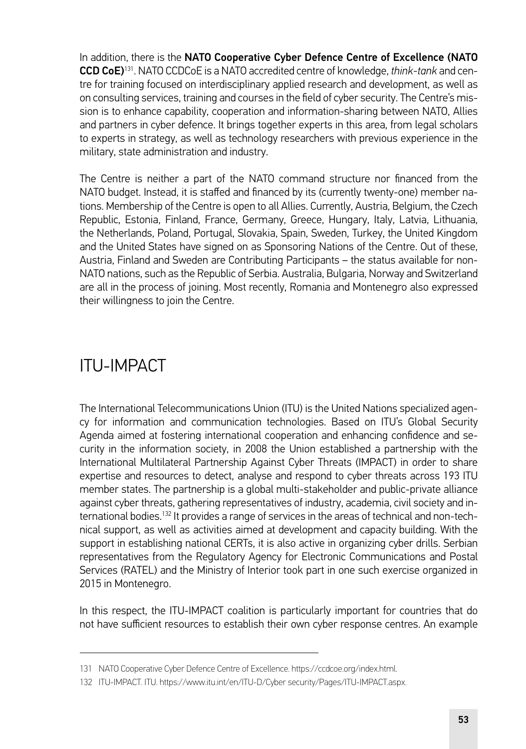In addition, there is the **NATO Cooperative Cyber Defence Centre of Excellence (NATO CCD CoE)**[131]. NATO CCDCoE is a NATO accredited centre of knowledge, *think-tank* and centre for training focused on interdisciplinary applied research and development, as well as on consulting services, training and courses in the field of cyber security. The Centre's mission is to enhance capability, cooperation and information-sharing between NATO, Allies and partners in cyber defence. It brings together experts in this area, from legal scholars to experts in strategy, as well as technology researchers with previous experience in the military, state administration and industry.

The Centre is neither a part of the NATO command structure nor financed from the NATO budget. Instead, it is staffed and financed by its (currently twenty-one) member nations. Membership of the Centre is open to all Allies. Currently, Austria, Belgium, the Czech Republic, Estonia, Finland, France, Germany, Greece, Hungary, Italy, Latvia, Lithuania, the Netherlands, Poland, Portugal, Slovakia, Spain, Sweden, Turkey, the United Kingdom and the United States have signed on as Sponsoring Nations of the Centre. Out of these, Austria, Finland and Sweden are Contributing Participants – the status available for non-NATO nations, such as the Republic of Serbia. Australia, Bulgaria, Norway and Switzerland are all in the process of joining. Most recently, Romania and Montenegro also expressed their willingness to join the Centre.

## ITU-IMPACT

The International Telecommunications Union (ITU) is the United Nations specialized agency for information and communication technologies. Based on ITU's Global Security Agenda aimed at fostering international cooperation and enhancing confidence and security in the information society, in 2008 the Union established a partnership with the International Multilateral Partnership Against Cyber Threats (IMPACT) in order to share expertise and resources to detect, analyse and respond to cyber threats across 193 ITU member states. The partnership is a global multi-stakeholder and public-private alliance against cyber threats, gathering representatives of industry, academia, civil society and international bodies.[132] It provides a range of services in the areas of technical and non-technical support, as well as activities aimed at development and capacity building. With the support in establishing national CERTs, it is also active in organizing cyber drills. Serbian representatives from the Regulatory Agency for Electronic Communications and Postal Services (RATEL) and the Ministry of Interior took part in one such exercise organized in 2015 in Montenegro.

In this respect, the ITU-IMPACT coalition is particularly important for countries that do not have sufficient resources to establish their own cyber response centres. An example

---

131 NATO Cooperative Cyber Defence Centre of Excellence. https://ccdcoe.org/index.html.

132 ITU-IMPACT. ITU. https://www.itu.int/en/ITU-D/Cyber security/Pages/ITU-IMPACT.aspx.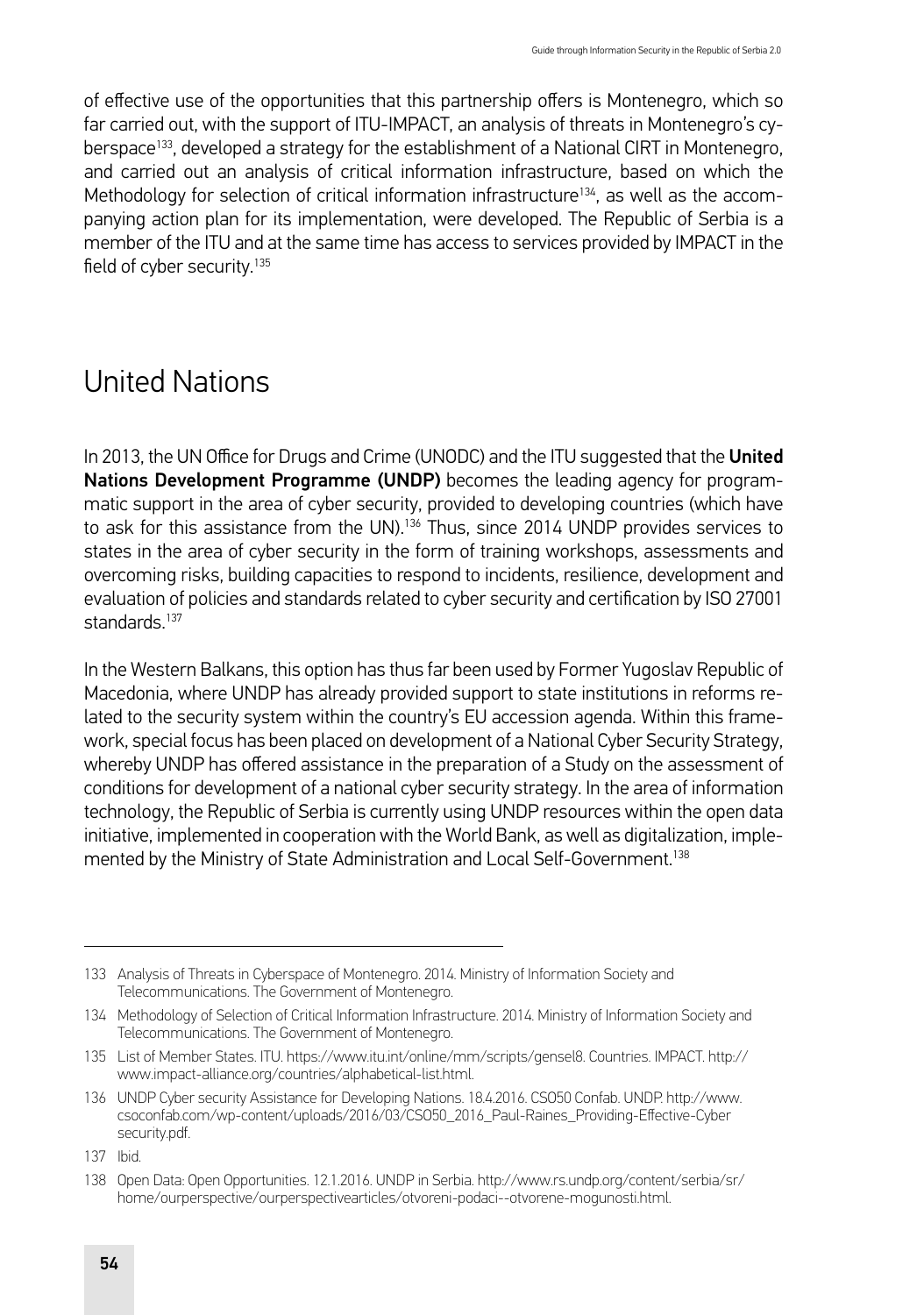of effective use of the opportunities that this partnership offers is Montenegro, which so far carried out, with the support of ITU-IMPACT, an analysis of threats in Montenegro's cyberspace[133], developed a strategy for the establishment of a National CIRT in Montenegro, and carried out an analysis of critical information infrastructure, based on which the Methodology for selection of critical information infrastructure[134], as well as the accompanying action plan for its implementation, were developed. The Republic of Serbia is a member of the ITU and at the same time has access to services provided by IMPACT in the field of cyber security.[135]

## United Nations

In 2013, the UN Office for Drugs and Crime (UNODC) and the ITU suggested that the **United Nations Development Programme (UNDP)** becomes the leading agency for programmatic support in the area of cyber security, provided to developing countries (which have to ask for this assistance from the UN).[136] Thus, since 2014 UNDP provides services to states in the area of cyber security in the form of training workshops, assessments and overcoming risks, building capacities to respond to incidents, resilience, development and evaluation of policies and standards related to cyber security and certification by ISO 27001 standards.[137]

In the Western Balkans, this option has thus far been used by Former Yugoslav Republic of Macedonia, where UNDP has already provided support to state institutions in reforms related to the security system within the country's EU accession agenda. Within this framework, special focus has been placed on development of a National Cyber Security Strategy, whereby UNDP has offered assistance in the preparation of a Study on the assessment of conditions for development of a national cyber security strategy. In the area of information technology, the Republic of Serbia is currently using UNDP resources within the open data initiative, implemented in cooperation with the World Bank, as well as digitalization, implemented by the Ministry of State Administration and Local Self-Government.[138]

---

133 Analysis of Threats in Cyberspace of Montenegro. 2014. Ministry of Information Society and Telecommunications. The Government of Montenegro.

134 Methodology of Selection of Critical Information Infrastructure. 2014. Ministry of Information Society and Telecommunications. The Government of Montenegro.

135 List of Member States. ITU. https://www.itu.int/online/mm/scripts/gensel8. Countries. IMPACT. http://www.impact-alliance.org/countries/alphabetical-list.html.

136 UNDP Cyber security Assistance for Developing Nations. 18.4.2016. CSO50 Confab. UNDP. http://www.csoconfab.com/wp-content/uploads/2016/03/CSO50_2016_Paul-Raines_Providing-Effective-Cyber security.pdf.

137 Ibid.

138 Open Data: Open Opportunities. 12.1.2016. UNDP in Serbia. http://www.rs.undp.org/content/serbia/sr/home/ourperspective/ourperspectivearticles/otvoreni-podaci--otvorene-mogunosti.html.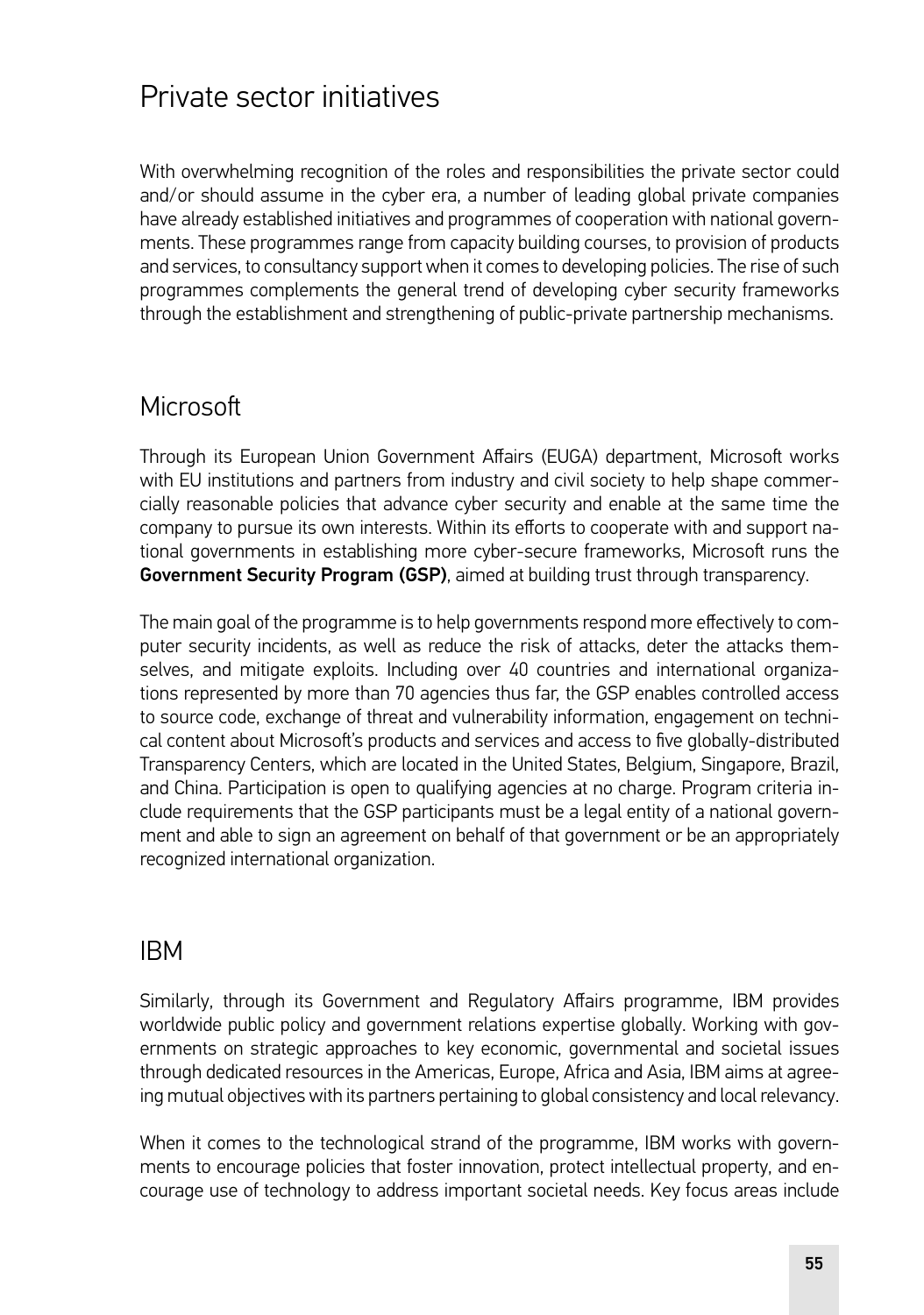# Private sector initiatives

With overwhelming recognition of the roles and responsibilities the private sector could and/or should assume in the cyber era, a number of leading global private companies have already established initiatives and programmes of cooperation with national governments. These programmes range from capacity building courses, to provision of products and services, to consultancy support when it comes to developing policies. The rise of such programmes complements the general trend of developing cyber security frameworks through the establishment and strengthening of public-private partnership mechanisms.

## Microsoft

Through its European Union Government Affairs (EUGA) department, Microsoft works with EU institutions and partners from industry and civil society to help shape commercially reasonable policies that advance cyber security and enable at the same time the company to pursue its own interests. Within its efforts to cooperate with and support national governments in establishing more cyber-secure frameworks, Microsoft runs the **Government Security Program (GSP)**, aimed at building trust through transparency.

The main goal of the programme is to help governments respond more effectively to computer security incidents, as well as reduce the risk of attacks, deter the attacks themselves, and mitigate exploits. Including over 40 countries and international organizations represented by more than 70 agencies thus far, the GSP enables controlled access to source code, exchange of threat and vulnerability information, engagement on technical content about Microsoft's products and services and access to five globally-distributed Transparency Centers, which are located in the United States, Belgium, Singapore, Brazil, and China. Participation is open to qualifying agencies at no charge. Program criteria include requirements that the GSP participants must be a legal entity of a national government and able to sign an agreement on behalf of that government or be an appropriately recognized international organization.

## IBM

Similarly, through its Government and Regulatory Affairs programme, IBM provides worldwide public policy and government relations expertise globally. Working with governments on strategic approaches to key economic, governmental and societal issues through dedicated resources in the Americas, Europe, Africa and Asia, IBM aims at agreeing mutual objectives with its partners pertaining to global consistency and local relevancy.

When it comes to the technological strand of the programme, IBM works with governments to encourage policies that foster innovation, protect intellectual property, and encourage use of technology to address important societal needs. Key focus areas include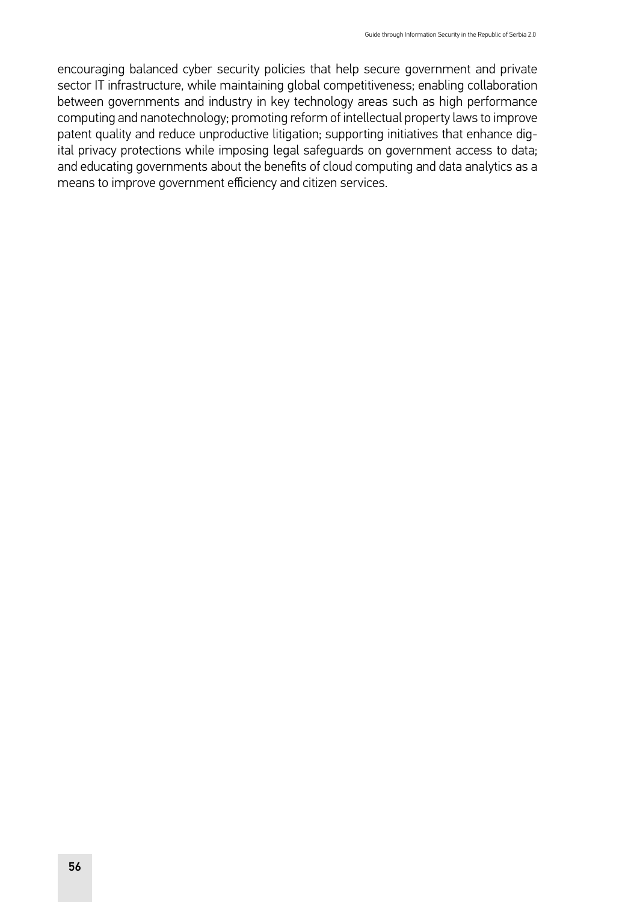encouraging balanced cyber security policies that help secure government and private sector IT infrastructure, while maintaining global competitiveness; enabling collaboration between governments and industry in key technology areas such as high performance computing and nanotechnology; promoting reform of intellectual property laws to improve patent quality and reduce unproductive litigation; supporting initiatives that enhance digital privacy protections while imposing legal safeguards on government access to data; and educating governments about the benefits of cloud computing and data analytics as a means to improve government efficiency and citizen services.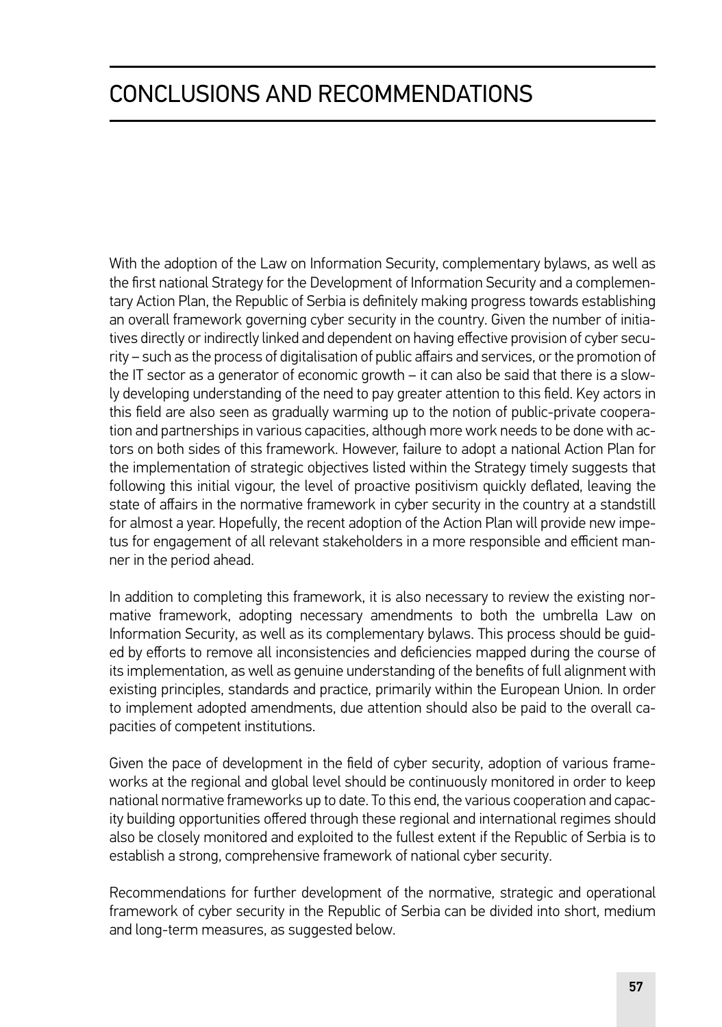# CONCLUSIONS AND RECOMMENDATIONS

With the adoption of the Law on Information Security, complementary bylaws, as well as the first national Strategy for the Development of Information Security and a complementary Action Plan, the Republic of Serbia is definitely making progress towards establishing an overall framework governing cyber security in the country. Given the number of initiatives directly or indirectly linked and dependent on having effective provision of cyber security – such as the process of digitalisation of public affairs and services, or the promotion of the IT sector as a generator of economic growth – it can also be said that there is a slowly developing understanding of the need to pay greater attention to this field. Key actors in this field are also seen as gradually warming up to the notion of public-private cooperation and partnerships in various capacities, although more work needs to be done with actors on both sides of this framework. However, failure to adopt a national Action Plan for the implementation of strategic objectives listed within the Strategy timely suggests that following this initial vigour, the level of proactive positivism quickly deflated, leaving the state of affairs in the normative framework in cyber security in the country at a standstill for almost a year. Hopefully, the recent adoption of the Action Plan will provide new impetus for engagement of all relevant stakeholders in a more responsible and efficient manner in the period ahead.

In addition to completing this framework, it is also necessary to review the existing normative framework, adopting necessary amendments to both the umbrella Law on Information Security, as well as its complementary bylaws. This process should be guided by efforts to remove all inconsistencies and deficiencies mapped during the course of its implementation, as well as genuine understanding of the benefits of full alignment with existing principles, standards and practice, primarily within the European Union. In order to implement adopted amendments, due attention should also be paid to the overall capacities of competent institutions.

Given the pace of development in the field of cyber security, adoption of various frameworks at the regional and global level should be continuously monitored in order to keep national normative frameworks up to date. To this end, the various cooperation and capacity building opportunities offered through these regional and international regimes should also be closely monitored and exploited to the fullest extent if the Republic of Serbia is to establish a strong, comprehensive framework of national cyber security.

Recommendations for further development of the normative, strategic and operational framework of cyber security in the Republic of Serbia can be divided into short, medium and long-term measures, as suggested below.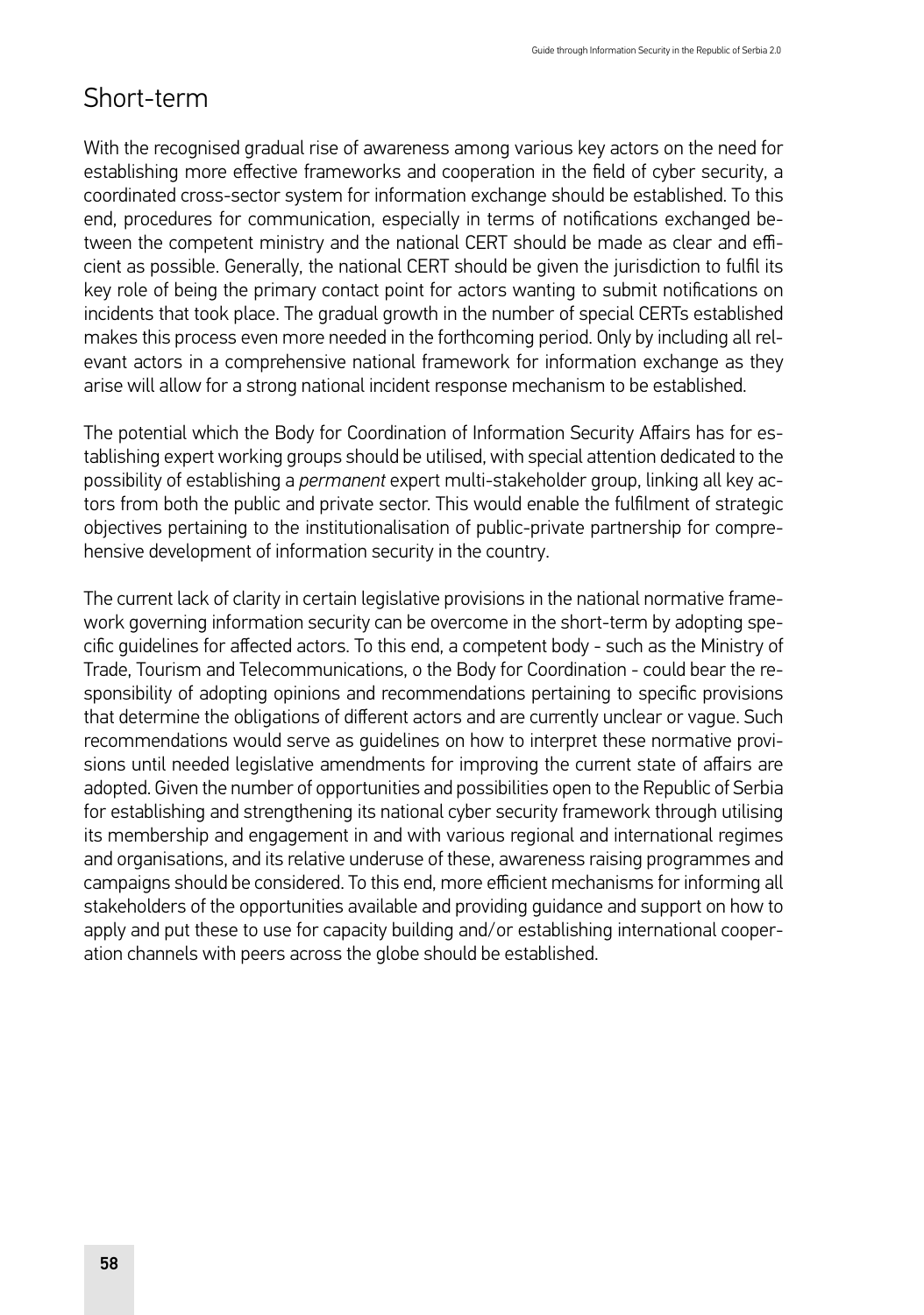## Short-term

With the recognised gradual rise of awareness among various key actors on the need for establishing more effective frameworks and cooperation in the field of cyber security, a coordinated cross-sector system for information exchange should be established. To this end, procedures for communication, especially in terms of notifications exchanged between the competent ministry and the national CERT should be made as clear and efficient as possible. Generally, the national CERT should be given the jurisdiction to fulfil its key role of being the primary contact point for actors wanting to submit notifications on incidents that took place. The gradual growth in the number of special CERTs established makes this process even more needed in the forthcoming period. Only by including all relevant actors in a comprehensive national framework for information exchange as they arise will allow for a strong national incident response mechanism to be established.

The potential which the Body for Coordination of Information Security Affairs has for establishing expert working groups should be utilised, with special attention dedicated to the possibility of establishing a *permanent* expert multi-stakeholder group, linking all key actors from both the public and private sector. This would enable the fulfilment of strategic objectives pertaining to the institutionalisation of public-private partnership for comprehensive development of information security in the country.

The current lack of clarity in certain legislative provisions in the national normative framework governing information security can be overcome in the short-term by adopting specific guidelines for affected actors. To this end, a competent body - such as the Ministry of Trade, Tourism and Telecommunications, o the Body for Coordination - could bear the responsibility of adopting opinions and recommendations pertaining to specific provisions that determine the obligations of different actors and are currently unclear or vague. Such recommendations would serve as guidelines on how to interpret these normative provisions until needed legislative amendments for improving the current state of affairs are adopted. Given the number of opportunities and possibilities open to the Republic of Serbia for establishing and strengthening its national cyber security framework through utilising its membership and engagement in and with various regional and international regimes and organisations, and its relative underuse of these, awareness raising programmes and campaigns should be considered. To this end, more efficient mechanisms for informing all stakeholders of the opportunities available and providing guidance and support on how to apply and put these to use for capacity building and/or establishing international cooperation channels with peers across the globe should be established.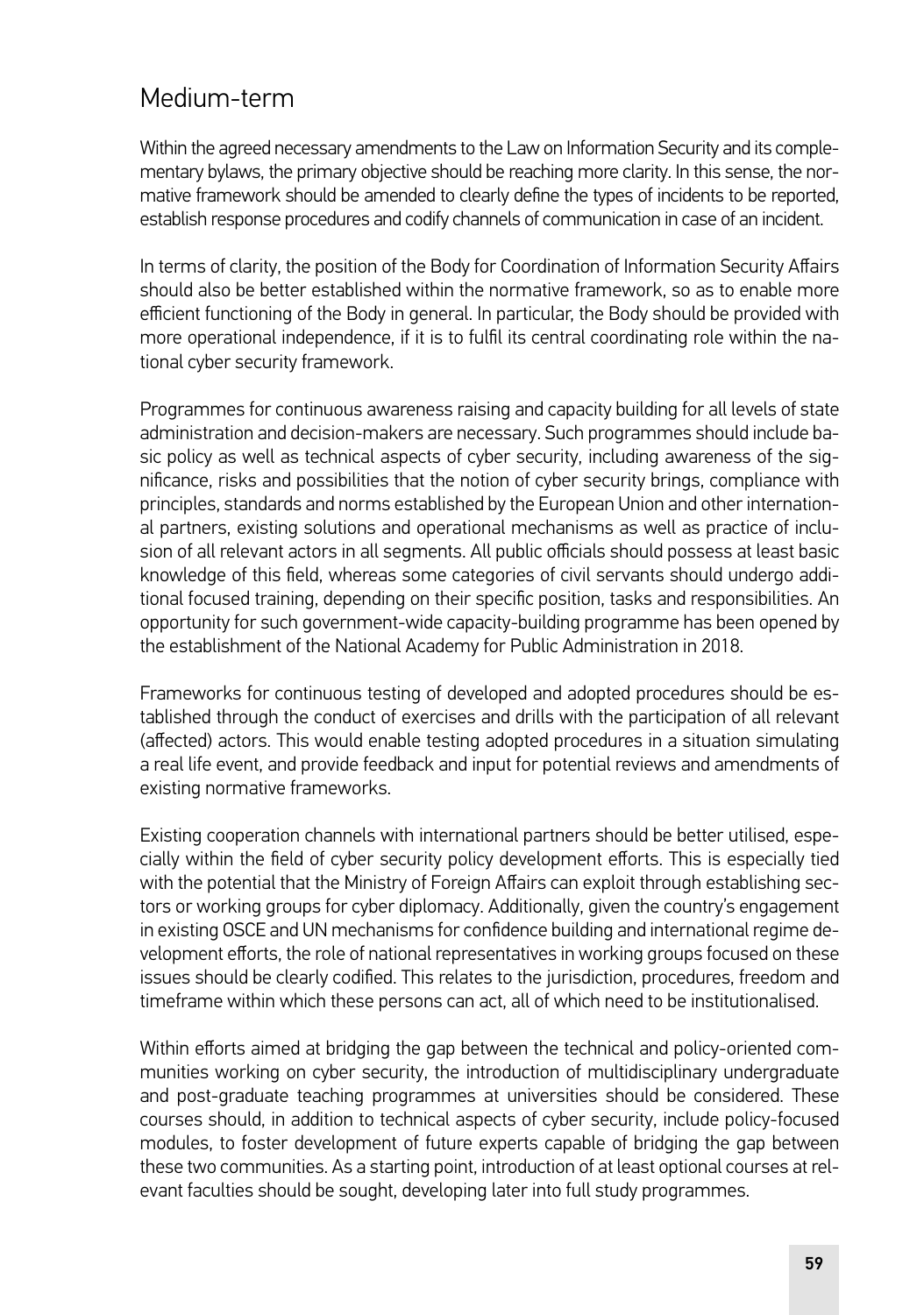## Medium-term

Within the agreed necessary amendments to the Law on Information Security and its complementary bylaws, the primary objective should be reaching more clarity. In this sense, the normative framework should be amended to clearly define the types of incidents to be reported, establish response procedures and codify channels of communication in case of an incident.

In terms of clarity, the position of the Body for Coordination of Information Security Affairs should also be better established within the normative framework, so as to enable more efficient functioning of the Body in general. In particular, the Body should be provided with more operational independence, if it is to fulfil its central coordinating role within the national cyber security framework.

Programmes for continuous awareness raising and capacity building for all levels of state administration and decision-makers are necessary. Such programmes should include basic policy as well as technical aspects of cyber security, including awareness of the significance, risks and possibilities that the notion of cyber security brings, compliance with principles, standards and norms established by the European Union and other international partners, existing solutions and operational mechanisms as well as practice of inclusion of all relevant actors in all segments. All public officials should possess at least basic knowledge of this field, whereas some categories of civil servants should undergo additional focused training, depending on their specific position, tasks and responsibilities. An opportunity for such government-wide capacity-building programme has been opened by the establishment of the National Academy for Public Administration in 2018.

Frameworks for continuous testing of developed and adopted procedures should be established through the conduct of exercises and drills with the participation of all relevant (affected) actors. This would enable testing adopted procedures in a situation simulating a real life event, and provide feedback and input for potential reviews and amendments of existing normative frameworks.

Existing cooperation channels with international partners should be better utilised, especially within the field of cyber security policy development efforts. This is especially tied with the potential that the Ministry of Foreign Affairs can exploit through establishing sectors or working groups for cyber diplomacy. Additionally, given the country's engagement in existing OSCE and UN mechanisms for confidence building and international regime development efforts, the role of national representatives in working groups focused on these issues should be clearly codified. This relates to the jurisdiction, procedures, freedom and timeframe within which these persons can act, all of which need to be institutionalised.

Within efforts aimed at bridging the gap between the technical and policy-oriented communities working on cyber security, the introduction of multidisciplinary undergraduate and post-graduate teaching programmes at universities should be considered. These courses should, in addition to technical aspects of cyber security, include policy-focused modules, to foster development of future experts capable of bridging the gap between these two communities. As a starting point, introduction of at least optional courses at relevant faculties should be sought, developing later into full study programmes.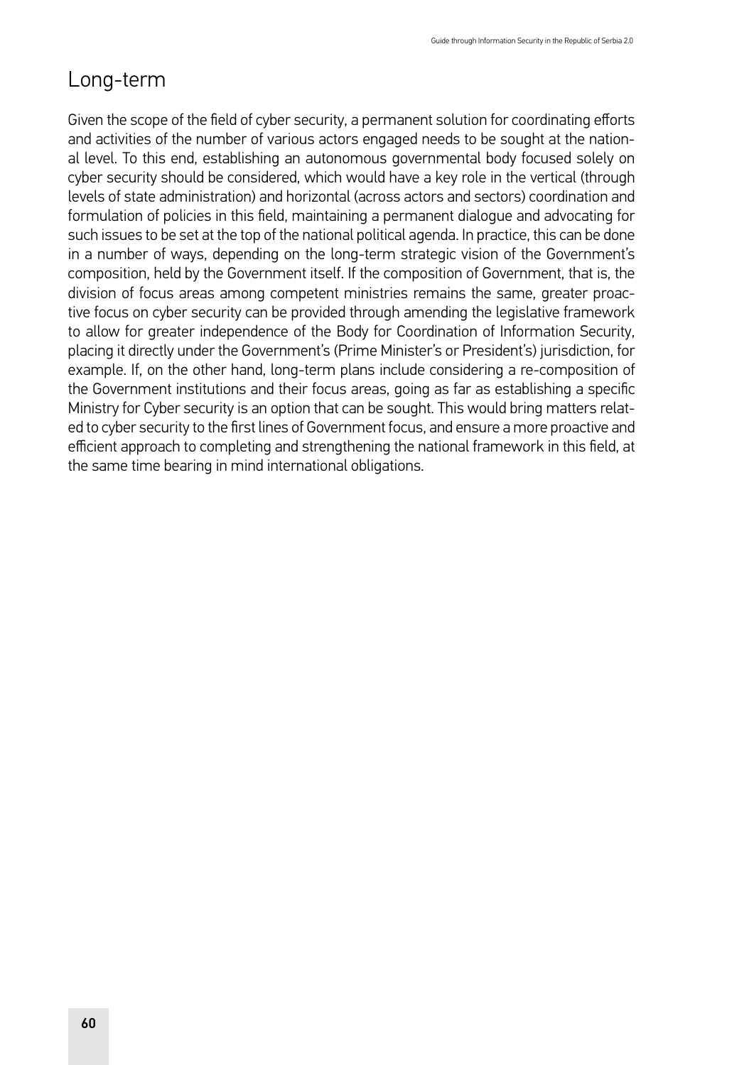## Long-term

Given the scope of the field of cyber security, a permanent solution for coordinating efforts and activities of the number of various actors engaged needs to be sought at the national level. To this end, establishing an autonomous governmental body focused solely on cyber security should be considered, which would have a key role in the vertical (through levels of state administration) and horizontal (across actors and sectors) coordination and formulation of policies in this field, maintaining a permanent dialogue and advocating for such issues to be set at the top of the national political agenda. In practice, this can be done in a number of ways, depending on the long-term strategic vision of the Government's composition, held by the Government itself. If the composition of Government, that is, the division of focus areas among competent ministries remains the same, greater proactive focus on cyber security can be provided through amending the legislative framework to allow for greater independence of the Body for Coordination of Information Security, placing it directly under the Government's (Prime Minister's or President's) jurisdiction, for example. If, on the other hand, long-term plans include considering a re-composition of the Government institutions and their focus areas, going as far as establishing a specific Ministry for Cyber security is an option that can be sought. This would bring matters related to cyber security to the first lines of Government focus, and ensure a more proactive and efficient approach to completing and strengthening the national framework in this field, at the same time bearing in mind international obligations.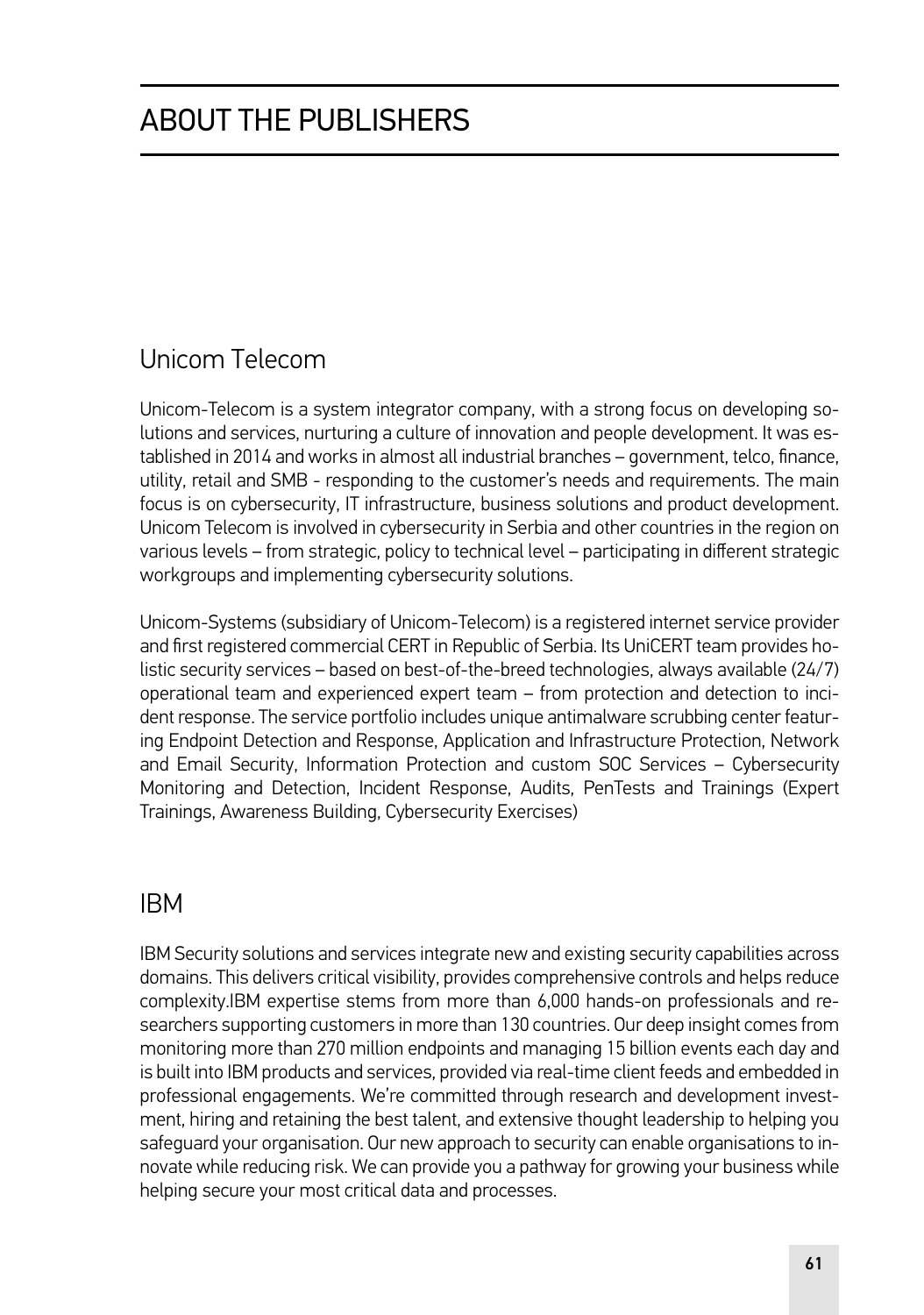# ABOUT THE PUBLISHERS

## Unicom Telecom

Unicom-Telecom is a system integrator company, with a strong focus on developing solutions and services, nurturing a culture of innovation and people development. It was established in 2014 and works in almost all industrial branches – government, telco, finance, utility, retail and SMB - responding to the customer's needs and requirements. The main focus is on cybersecurity, IT infrastructure, business solutions and product development. Unicom Telecom is involved in cybersecurity in Serbia and other countries in the region on various levels – from strategic, policy to technical level – participating in different strategic workgroups and implementing cybersecurity solutions.

Unicom-Systems (subsidiary of Unicom-Telecom) is a registered internet service provider and first registered commercial CERT in Republic of Serbia. Its UniCERT team provides holistic security services – based on best-of-the-breed technologies, always available (24/7) operational team and experienced expert team – from protection and detection to incident response. The service portfolio includes unique antimalware scrubbing center featuring Endpoint Detection and Response, Application and Infrastructure Protection, Network and Email Security, Information Protection and custom SOC Services – Cybersecurity Monitoring and Detection, Incident Response, Audits, PenTests and Trainings (Expert Trainings, Awareness Building, Cybersecurity Exercises)

## IBM

IBM Security solutions and services integrate new and existing security capabilities across domains. This delivers critical visibility, provides comprehensive controls and helps reduce complexity.IBM expertise stems from more than 6,000 hands-on professionals and researchers supporting customers in more than 130 countries. Our deep insight comes from monitoring more than 270 million endpoints and managing 15 billion events each day and is built into IBM products and services, provided via real-time client feeds and embedded in professional engagements. We're committed through research and development investment, hiring and retaining the best talent, and extensive thought leadership to helping you safeguard your organisation. Our new approach to security can enable organisations to innovate while reducing risk. We can provide you a pathway for growing your business while helping secure your most critical data and processes.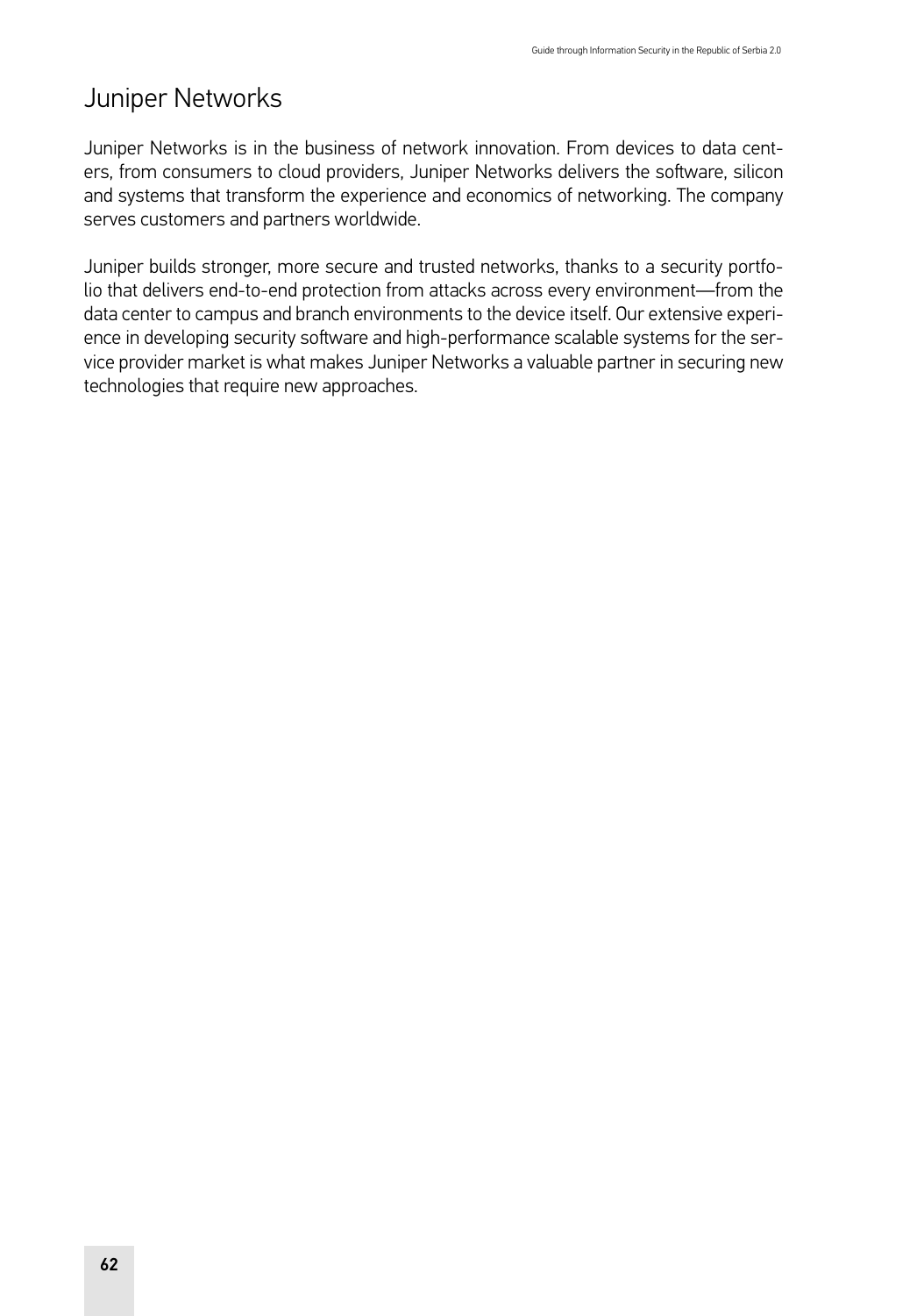## Juniper Networks

Juniper Networks is in the business of network innovation. From devices to data centers, from consumers to cloud providers, Juniper Networks delivers the software, silicon and systems that transform the experience and economics of networking. The company serves customers and partners worldwide.

Juniper builds stronger, more secure and trusted networks, thanks to a security portfolio that delivers end-to-end protection from attacks across every environment—from the data center to campus and branch environments to the device itself. Our extensive experience in developing security software and high-performance scalable systems for the service provider market is what makes Juniper Networks a valuable partner in securing new technologies that require new approaches.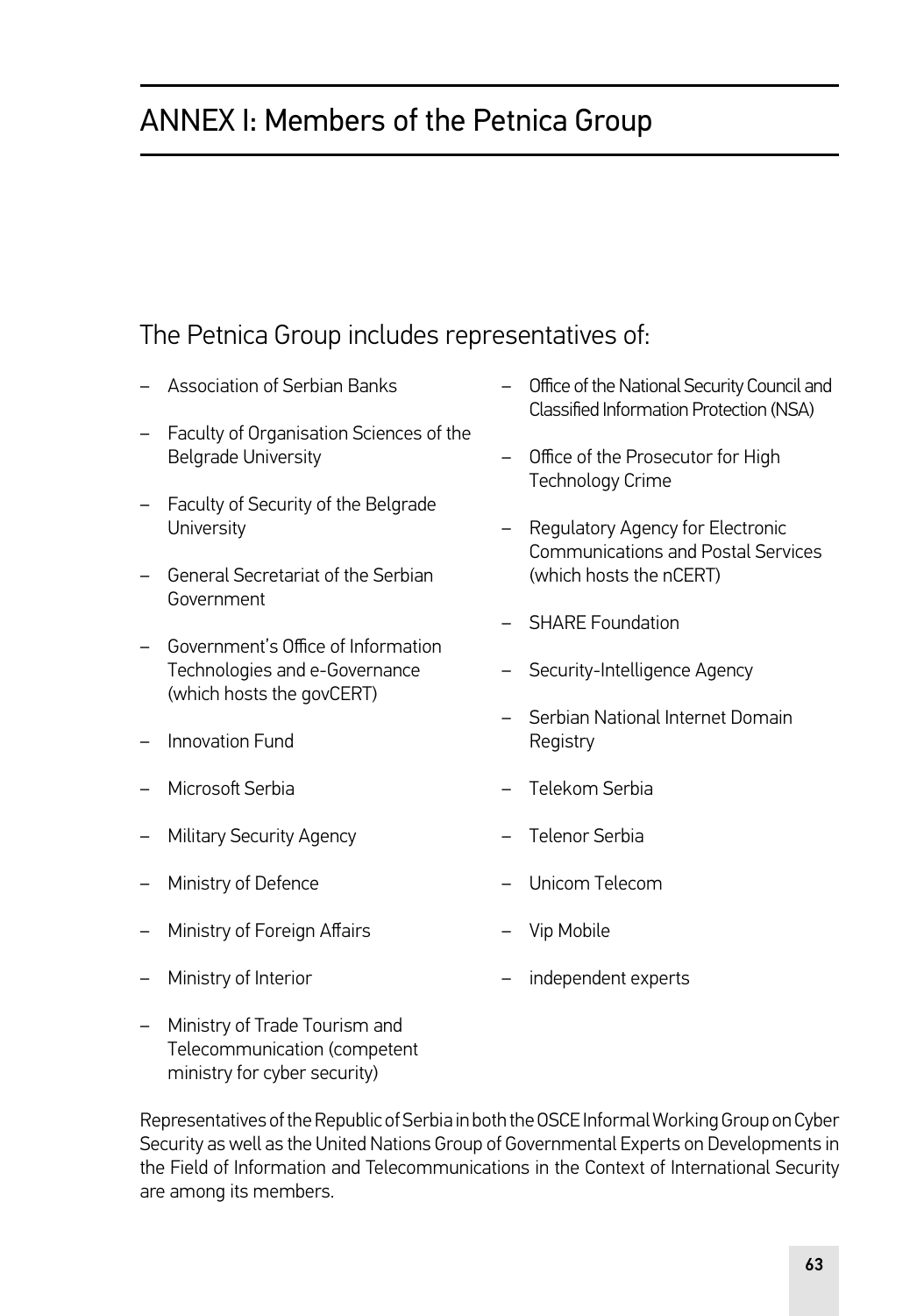# ANNEX I: Members of the Petnica Group

## The Petnica Group includes representatives of:

- Association of Serbian Banks
- Faculty of Organisation Sciences of the Belgrade University
- Faculty of Security of the Belgrade University
- General Secretariat of the Serbian Government
- Government's Office of Information Technologies and e-Governance (which hosts the govCERT)
- Innovation Fund
- Microsoft Serbia
- Military Security Agency
- Ministry of Defence
- Ministry of Foreign Affairs
- Ministry of Interior
- Ministry of Trade Tourism and Telecommunication (competent ministry for cyber security)
- Office of the National Security Council and Classified Information Protection (NSA)
- Office of the Prosecutor for High Technology Crime
- Regulatory Agency for Electronic Communications and Postal Services (which hosts the nCERT)
- SHARE Foundation
- Security-Intelligence Agency
- Serbian National Internet Domain Registry
- Telekom Serbia
- Telenor Serbia
- Unicom Telecom
- Vip Mobile
- independent experts

Representatives of the Republic of Serbia in both the OSCE Informal Working Group on Cyber Security as well as the United Nations Group of Governmental Experts on Developments in the Field of Information and Telecommunications in the Context of International Security are among its members.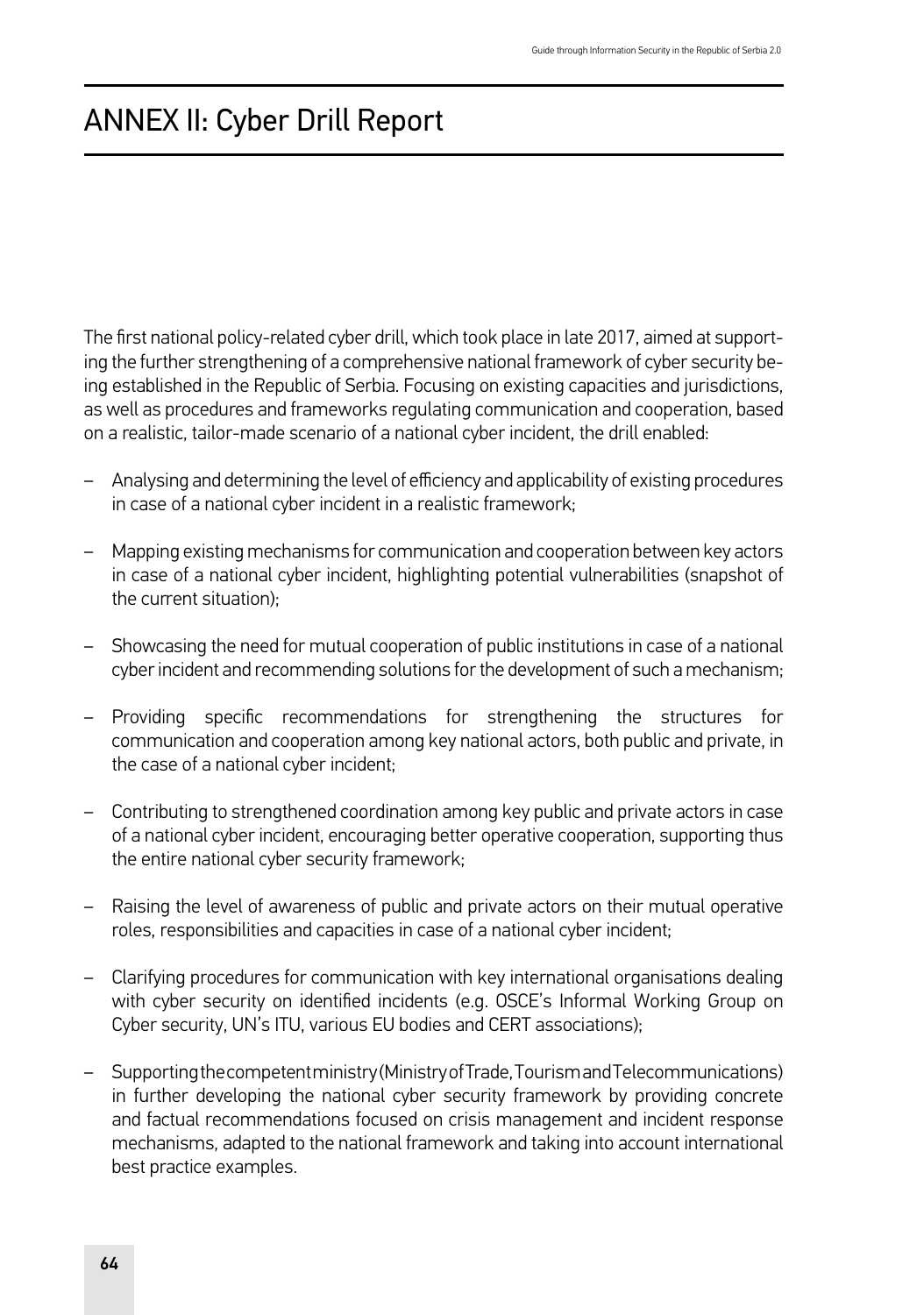# ANNEX II: Cyber Drill Report

The first national policy-related cyber drill, which took place in late 2017, aimed at supporting the further strengthening of a comprehensive national framework of cyber security being established in the Republic of Serbia. Focusing on existing capacities and jurisdictions, as well as procedures and frameworks regulating communication and cooperation, based on a realistic, tailor-made scenario of a national cyber incident, the drill enabled:

- Analysing and determining the level of efficiency and applicability of existing procedures in case of a national cyber incident in a realistic framework;
- Mapping existing mechanisms for communication and cooperation between key actors in case of a national cyber incident, highlighting potential vulnerabilities (snapshot of the current situation);
- Showcasing the need for mutual cooperation of public institutions in case of a national cyber incident and recommending solutions for the development of such a mechanism;
- Providing specific recommendations for strengthening the structures for communication and cooperation among key national actors, both public and private, in the case of a national cyber incident;
- Contributing to strengthened coordination among key public and private actors in case of a national cyber incident, encouraging better operative cooperation, supporting thus the entire national cyber security framework;
- Raising the level of awareness of public and private actors on their mutual operative roles, responsibilities and capacities in case of a national cyber incident;
- Clarifying procedures for communication with key international organisations dealing with cyber security on identified incidents (e.g. OSCE's Informal Working Group on Cyber security, UN's ITU, various EU bodies and CERT associations);
- Supporting the competent ministry (Ministry of Trade, Tourism and Telecommunications) in further developing the national cyber security framework by providing concrete and factual recommendations focused on crisis management and incident response mechanisms, adapted to the national framework and taking into account international best practice examples.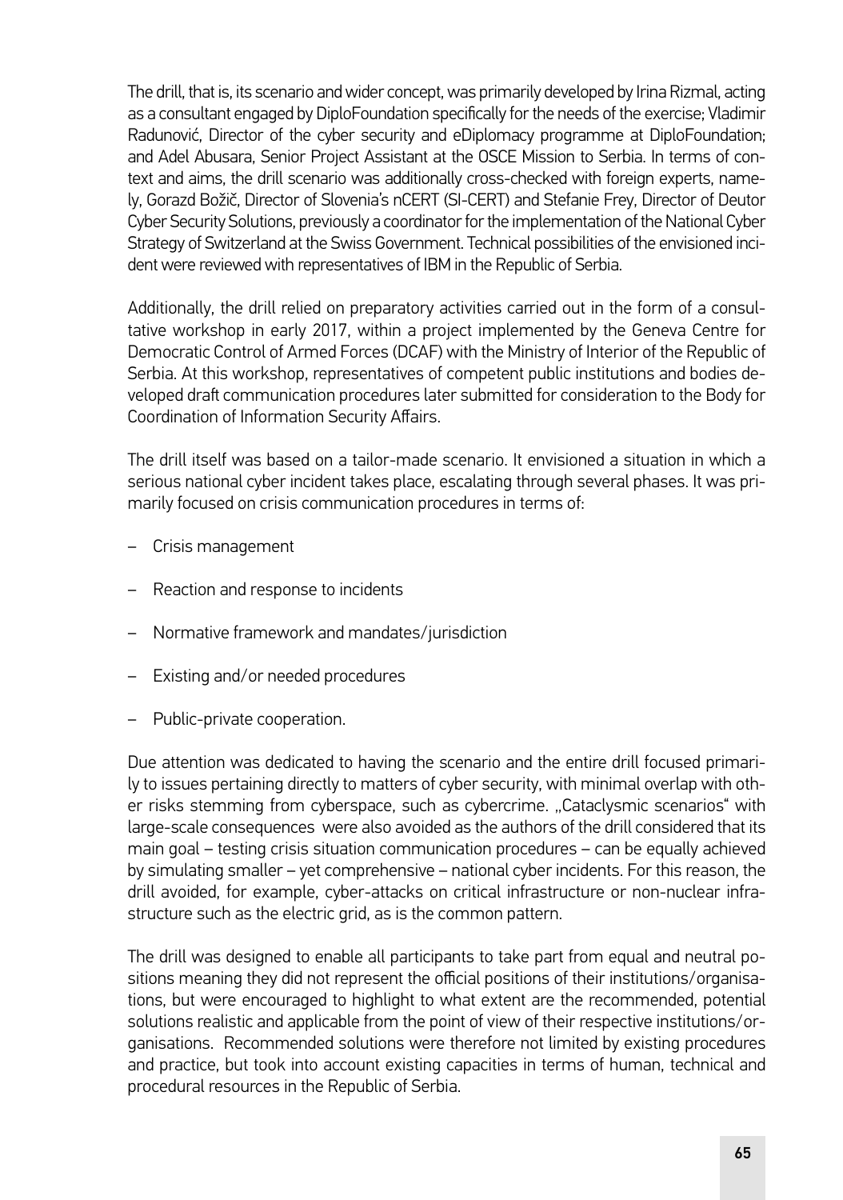The drill, that is, its scenario and wider concept, was primarily developed by Irina Rizmal, acting as a consultant engaged by DiploFoundation specifically for the needs of the exercise; Vladimir Radunović, Director of the cyber security and eDiplomacy programme at DiploFoundation; and Adel Abusara, Senior Project Assistant at the OSCE Mission to Serbia. In terms of context and aims, the drill scenario was additionally cross-checked with foreign experts, namely, Gorazd Božič, Director of Slovenia's nCERT (SI-CERT) and Stefanie Frey, Director of Deutor Cyber Security Solutions, previously a coordinator for the implementation of the National Cyber Strategy of Switzerland at the Swiss Government. Technical possibilities of the envisioned incident were reviewed with representatives of IBM in the Republic of Serbia.

Additionally, the drill relied on preparatory activities carried out in the form of a consultative workshop in early 2017, within a project implemented by the Geneva Centre for Democratic Control of Armed Forces (DCAF) with the Ministry of Interior of the Republic of Serbia. At this workshop, representatives of competent public institutions and bodies developed draft communication procedures later submitted for consideration to the Body for Coordination of Information Security Affairs.

The drill itself was based on a tailor-made scenario. It envisioned a situation in which a serious national cyber incident takes place, escalating through several phases. It was primarily focused on crisis communication procedures in terms of:

- Crisis management
- Reaction and response to incidents
- Normative framework and mandates/jurisdiction
- Existing and/or needed procedures
- Public-private cooperation.

Due attention was dedicated to having the scenario and the entire drill focused primarily to issues pertaining directly to matters of cyber security, with minimal overlap with other risks stemming from cyberspace, such as cybercrime. „Cataclysmic scenarios" with large-scale consequences were also avoided as the authors of the drill considered that its main goal – testing crisis situation communication procedures – can be equally achieved by simulating smaller – yet comprehensive – national cyber incidents. For this reason, the drill avoided, for example, cyber-attacks on critical infrastructure or non-nuclear infrastructure such as the electric grid, as is the common pattern.

The drill was designed to enable all participants to take part from equal and neutral positions meaning they did not represent the official positions of their institutions/organisations, but were encouraged to highlight to what extent are the recommended, potential solutions realistic and applicable from the point of view of their respective institutions/organisations. Recommended solutions were therefore not limited by existing procedures and practice, but took into account existing capacities in terms of human, technical and procedural resources in the Republic of Serbia.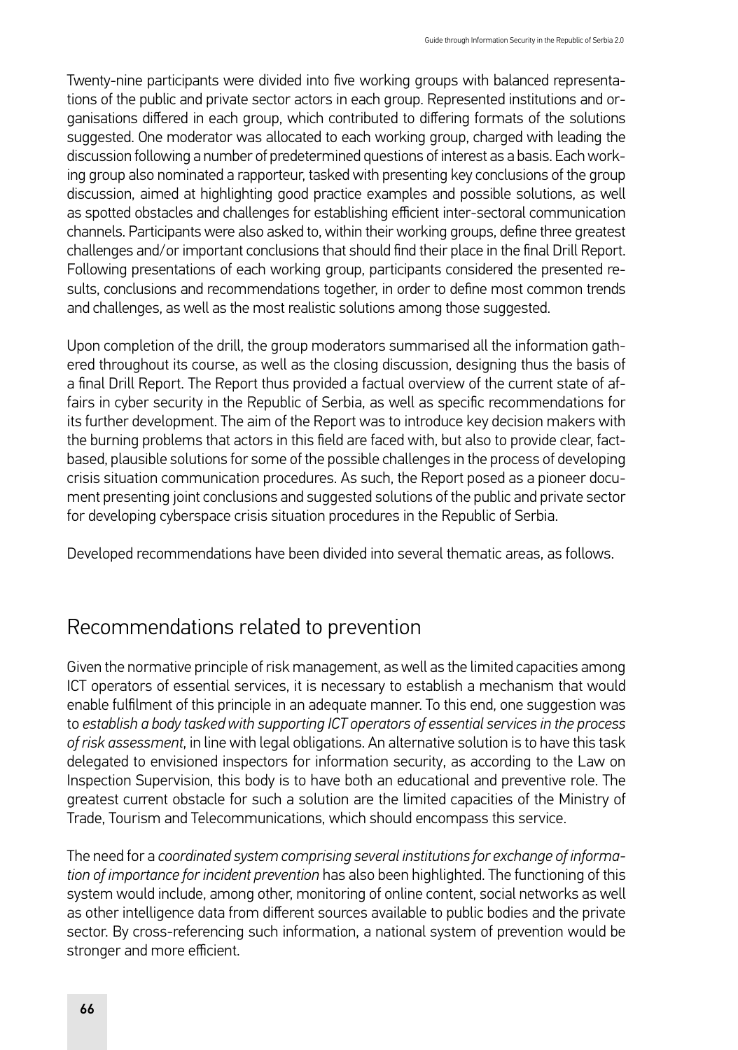Twenty-nine participants were divided into five working groups with balanced representations of the public and private sector actors in each group. Represented institutions and organisations differed in each group, which contributed to differing formats of the solutions suggested. One moderator was allocated to each working group, charged with leading the discussion following a number of predetermined questions of interest as a basis. Each working group also nominated a rapporteur, tasked with presenting key conclusions of the group discussion, aimed at highlighting good practice examples and possible solutions, as well as spotted obstacles and challenges for establishing efficient inter-sectoral communication channels. Participants were also asked to, within their working groups, define three greatest challenges and/or important conclusions that should find their place in the final Drill Report. Following presentations of each working group, participants considered the presented results, conclusions and recommendations together, in order to define most common trends and challenges, as well as the most realistic solutions among those suggested.

Upon completion of the drill, the group moderators summarised all the information gathered throughout its course, as well as the closing discussion, designing thus the basis of a final Drill Report. The Report thus provided a factual overview of the current state of affairs in cyber security in the Republic of Serbia, as well as specific recommendations for its further development. The aim of the Report was to introduce key decision makers with the burning problems that actors in this field are faced with, but also to provide clear, fact-based, plausible solutions for some of the possible challenges in the process of developing crisis situation communication procedures. As such, the Report posed as a pioneer document presenting joint conclusions and suggested solutions of the public and private sector for developing cyberspace crisis situation procedures in the Republic of Serbia.

Developed recommendations have been divided into several thematic areas, as follows.

## Recommendations related to prevention

Given the normative principle of risk management, as well as the limited capacities among ICT operators of essential services, it is necessary to establish a mechanism that would enable fulfilment of this principle in an adequate manner. To this end, one suggestion was to *establish a body tasked with supporting ICT operators of essential services in the process of risk assessment*, in line with legal obligations. An alternative solution is to have this task delegated to envisioned inspectors for information security, as according to the Law on Inspection Supervision, this body is to have both an educational and preventive role. The greatest current obstacle for such a solution are the limited capacities of the Ministry of Trade, Tourism and Telecommunications, which should encompass this service.

The need for a *coordinated system comprising several institutions for exchange of information of importance for incident prevention* has also been highlighted. The functioning of this system would include, among other, monitoring of online content, social networks as well as other intelligence data from different sources available to public bodies and the private sector. By cross-referencing such information, a national system of prevention would be stronger and more efficient.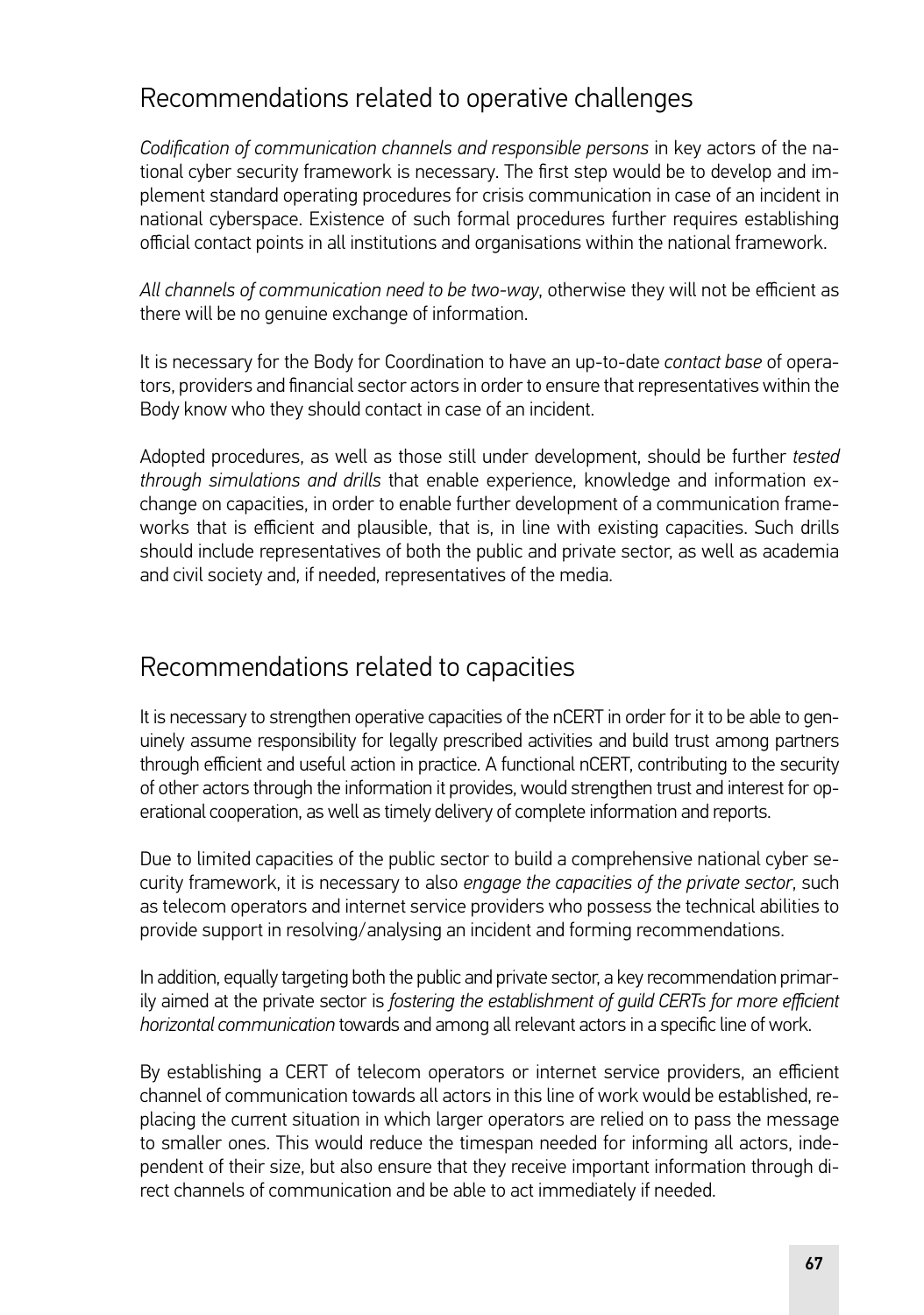## Recommendations related to operative challenges

*Codification of communication channels and responsible persons* in key actors of the national cyber security framework is necessary. The first step would be to develop and implement standard operating procedures for crisis communication in case of an incident in national cyberspace. Existence of such formal procedures further requires establishing official contact points in all institutions and organisations within the national framework.

*All channels of communication need to be two-way*, otherwise they will not be efficient as there will be no genuine exchange of information.

It is necessary for the Body for Coordination to have an up-to-date *contact base* of operators, providers and financial sector actors in order to ensure that representatives within the Body know who they should contact in case of an incident.

Adopted procedures, as well as those still under development, should be further *tested through simulations and drills* that enable experience, knowledge and information exchange on capacities, in order to enable further development of a communication frameworks that is efficient and plausible, that is, in line with existing capacities. Such drills should include representatives of both the public and private sector, as well as academia and civil society and, if needed, representatives of the media.

## Recommendations related to capacities

It is necessary to strengthen operative capacities of the nCERT in order for it to be able to genuinely assume responsibility for legally prescribed activities and build trust among partners through efficient and useful action in practice. A functional nCERT, contributing to the security of other actors through the information it provides, would strengthen trust and interest for operational cooperation, as well as timely delivery of complete information and reports.

Due to limited capacities of the public sector to build a comprehensive national cyber security framework, it is necessary to also *engage the capacities of the private sector*, such as telecom operators and internet service providers who possess the technical abilities to provide support in resolving/analysing an incident and forming recommendations.

In addition, equally targeting both the public and private sector, a key recommendation primarily aimed at the private sector is *fostering the establishment of guild CERTs for more efficient horizontal communication* towards and among all relevant actors in a specific line of work.

By establishing a CERT of telecom operators or internet service providers, an efficient channel of communication towards all actors in this line of work would be established, replacing the current situation in which larger operators are relied on to pass the message to smaller ones. This would reduce the timespan needed for informing all actors, independent of their size, but also ensure that they receive important information through direct channels of communication and be able to act immediately if needed.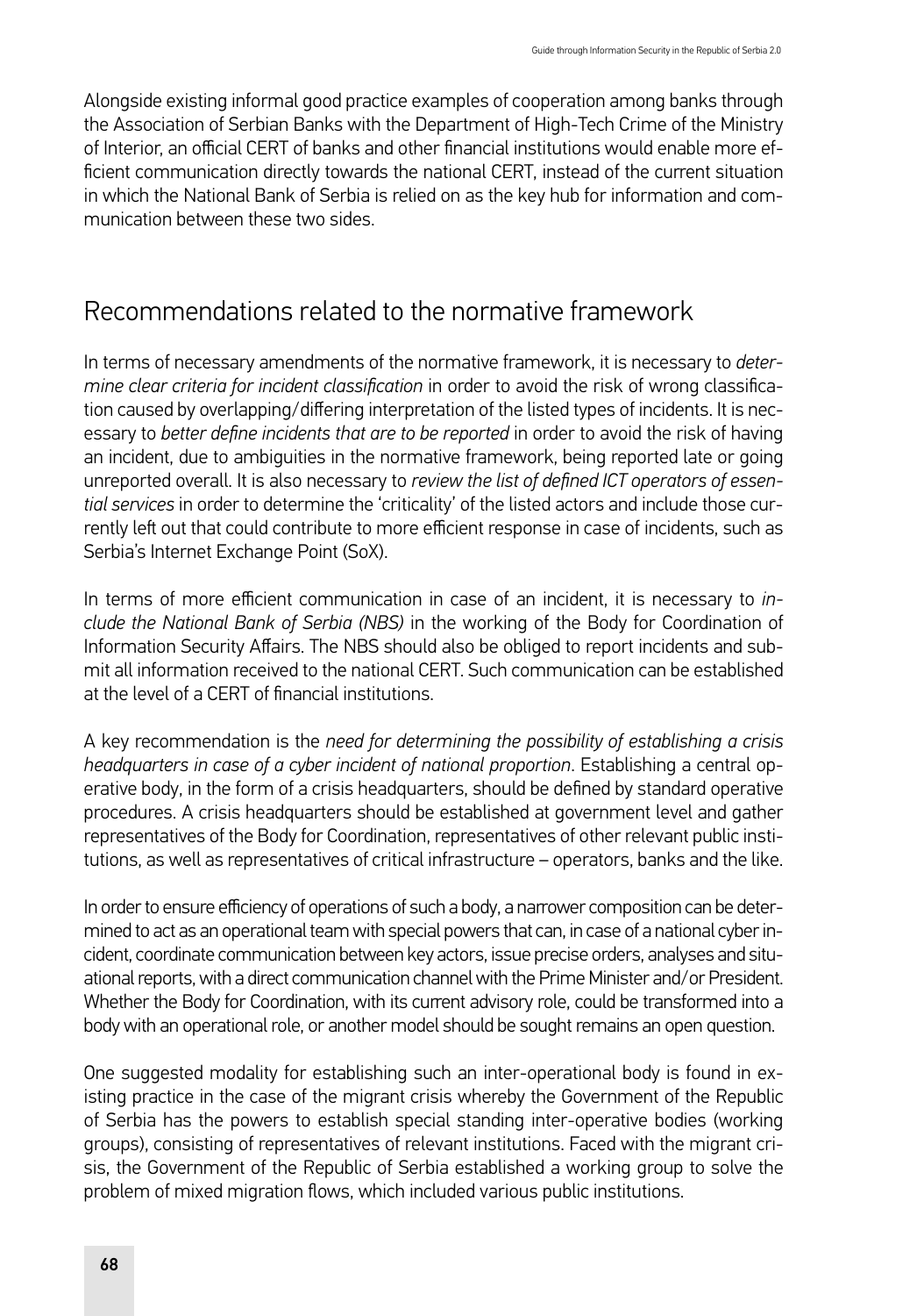Alongside existing informal good practice examples of cooperation among banks through the Association of Serbian Banks with the Department of High-Tech Crime of the Ministry of Interior, an official CERT of banks and other financial institutions would enable more efficient communication directly towards the national CERT, instead of the current situation in which the National Bank of Serbia is relied on as the key hub for information and communication between these two sides.

## Recommendations related to the normative framework

In terms of necessary amendments of the normative framework, it is necessary to *determine clear criteria for incident classification* in order to avoid the risk of wrong classification caused by overlapping/differing interpretation of the listed types of incidents. It is necessary to *better define incidents that are to be reported* in order to avoid the risk of having an incident, due to ambiguities in the normative framework, being reported late or going unreported overall. It is also necessary to *review the list of defined ICT operators of essential services* in order to determine the 'criticality' of the listed actors and include those currently left out that could contribute to more efficient response in case of incidents, such as Serbia's Internet Exchange Point (SoX).

In terms of more efficient communication in case of an incident, it is necessary to *include the National Bank of Serbia (NBS)* in the working of the Body for Coordination of Information Security Affairs. The NBS should also be obliged to report incidents and submit all information received to the national CERT. Such communication can be established at the level of a CERT of financial institutions.

A key recommendation is the *need for determining the possibility of establishing a crisis headquarters in case of a cyber incident of national proportion*. Establishing a central operative body, in the form of a crisis headquarters, should be defined by standard operative procedures. A crisis headquarters should be established at government level and gather representatives of the Body for Coordination, representatives of other relevant public institutions, as well as representatives of critical infrastructure – operators, banks and the like.

In order to ensure efficiency of operations of such a body, a narrower composition can be determined to act as an operational team with special powers that can, in case of a national cyber incident, coordinate communication between key actors, issue precise orders, analyses and situational reports, with a direct communication channel with the Prime Minister and/or President. Whether the Body for Coordination, with its current advisory role, could be transformed into a body with an operational role, or another model should be sought remains an open question.

One suggested modality for establishing such an inter-operational body is found in existing practice in the case of the migrant crisis whereby the Government of the Republic of Serbia has the powers to establish special standing inter-operative bodies (working groups), consisting of representatives of relevant institutions. Faced with the migrant crisis, the Government of the Republic of Serbia established a working group to solve the problem of mixed migration flows, which included various public institutions.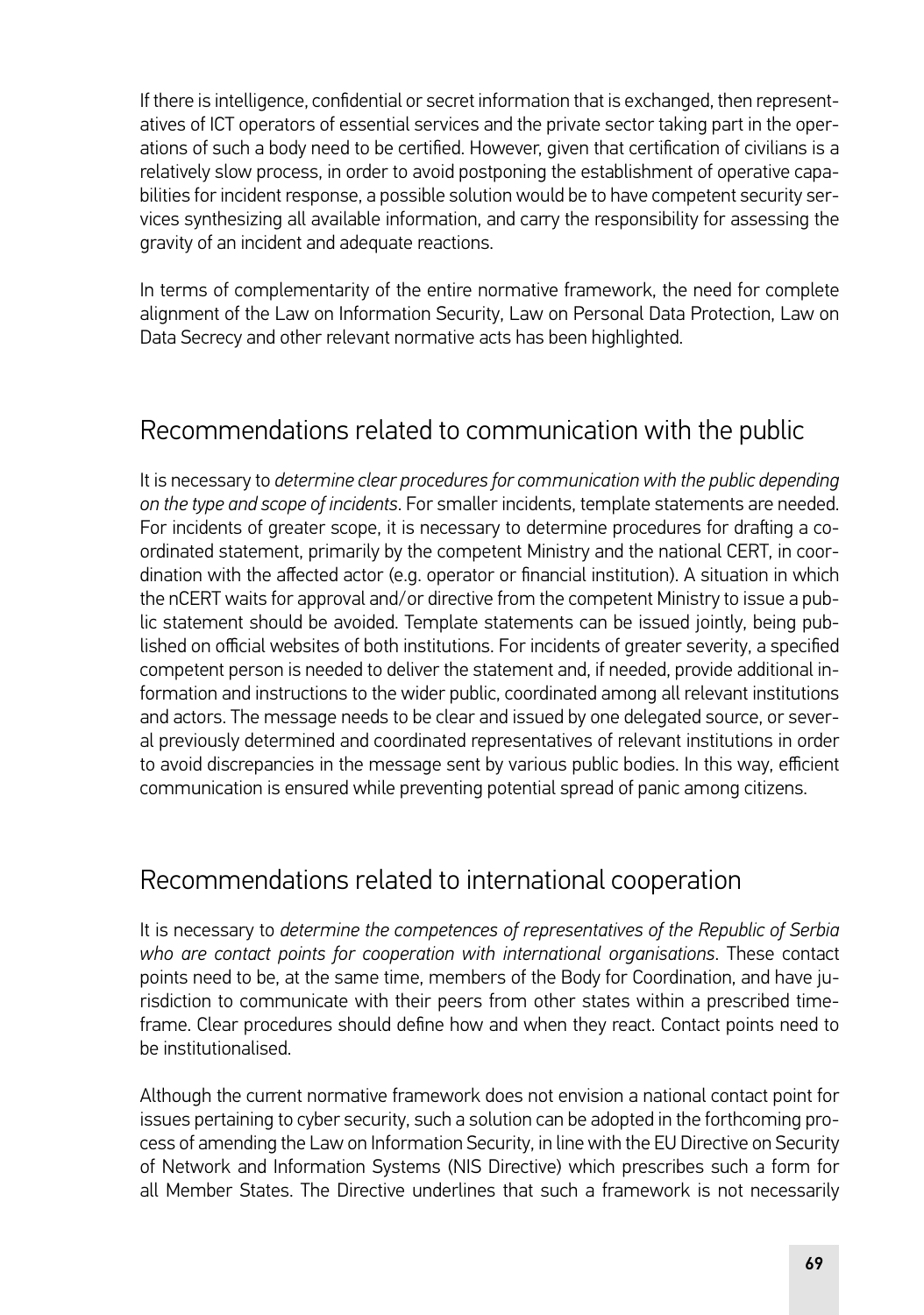If there is intelligence, confidential or secret information that is exchanged, then representatives of ICT operators of essential services and the private sector taking part in the operations of such a body need to be certified. However, given that certification of civilians is a relatively slow process, in order to avoid postponing the establishment of operative capabilities for incident response, a possible solution would be to have competent security services synthesizing all available information, and carry the responsibility for assessing the gravity of an incident and adequate reactions.

In terms of complementarity of the entire normative framework, the need for complete alignment of the Law on Information Security, Law on Personal Data Protection, Law on Data Secrecy and other relevant normative acts has been highlighted.

## Recommendations related to communication with the public

It is necessary to *determine clear procedures for communication with the public depending on the type and scope of incidents*. For smaller incidents, template statements are needed. For incidents of greater scope, it is necessary to determine procedures for drafting a coordinated statement, primarily by the competent Ministry and the national CERT, in coordination with the affected actor (e.g. operator or financial institution). A situation in which the nCERT waits for approval and/or directive from the competent Ministry to issue a public statement should be avoided. Template statements can be issued jointly, being published on official websites of both institutions. For incidents of greater severity, a specified competent person is needed to deliver the statement and, if needed, provide additional information and instructions to the wider public, coordinated among all relevant institutions and actors. The message needs to be clear and issued by one delegated source, or several previously determined and coordinated representatives of relevant institutions in order to avoid discrepancies in the message sent by various public bodies. In this way, efficient communication is ensured while preventing potential spread of panic among citizens.

## Recommendations related to international cooperation

It is necessary to *determine the competences of representatives of the Republic of Serbia who are contact points for cooperation with international organisations*. These contact points need to be, at the same time, members of the Body for Coordination, and have jurisdiction to communicate with their peers from other states within a prescribed timeframe. Clear procedures should define how and when they react. Contact points need to be institutionalised.

Although the current normative framework does not envision a national contact point for issues pertaining to cyber security, such a solution can be adopted in the forthcoming process of amending the Law on Information Security, in line with the EU Directive on Security of Network and Information Systems (NIS Directive) which prescribes such a form for all Member States. The Directive underlines that such a framework is not necessarily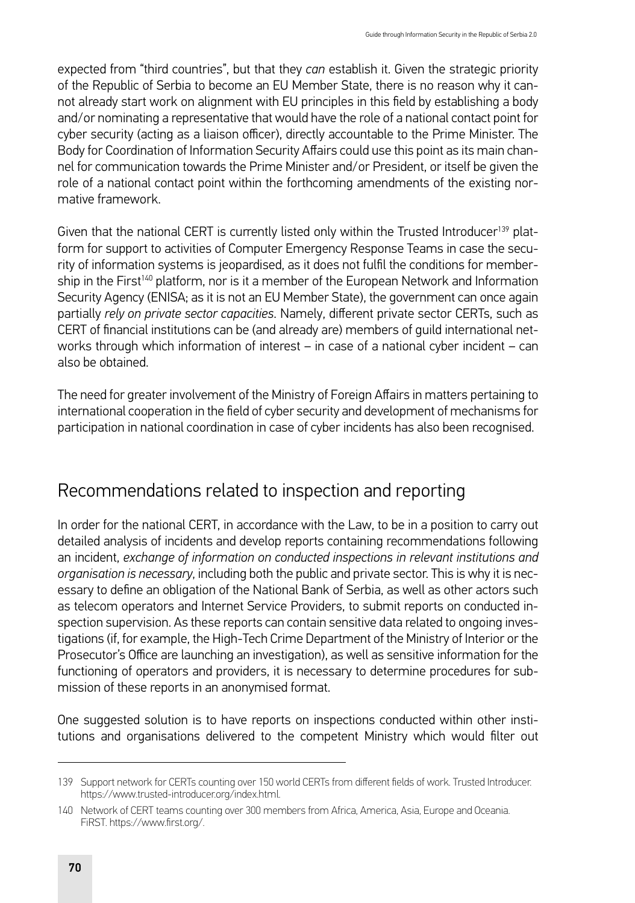expected from "third countries", but that they *can* establish it. Given the strategic priority of the Republic of Serbia to become an EU Member State, there is no reason why it cannot already start work on alignment with EU principles in this field by establishing a body and/or nominating a representative that would have the role of a national contact point for cyber security (acting as a liaison officer), directly accountable to the Prime Minister. The Body for Coordination of Information Security Affairs could use this point as its main channel for communication towards the Prime Minister and/or President, or itself be given the role of a national contact point within the forthcoming amendments of the existing normative framework.

Given that the national CERT is currently listed only within the Trusted Introducer[139] platform for support to activities of Computer Emergency Response Teams in case the security of information systems is jeopardised, as it does not fulfil the conditions for membership in the First[140] platform, nor is it a member of the European Network and Information Security Agency (ENISA; as it is not an EU Member State), the government can once again partially *rely on private sector capacities*. Namely, different private sector CERTs, such as CERT of financial institutions can be (and already are) members of guild international networks through which information of interest – in case of a national cyber incident – can also be obtained.

The need for greater involvement of the Ministry of Foreign Affairs in matters pertaining to international cooperation in the field of cyber security and development of mechanisms for participation in national coordination in case of cyber incidents has also been recognised.

## Recommendations related to inspection and reporting

In order for the national CERT, in accordance with the Law, to be in a position to carry out detailed analysis of incidents and develop reports containing recommendations following an incident, *exchange of information on conducted inspections in relevant institutions and organisation is necessary*, including both the public and private sector. This is why it is necessary to define an obligation of the National Bank of Serbia, as well as other actors such as telecom operators and Internet Service Providers, to submit reports on conducted inspection supervision. As these reports can contain sensitive data related to ongoing investigations (if, for example, the High-Tech Crime Department of the Ministry of Interior or the Prosecutor's Office are launching an investigation), as well as sensitive information for the functioning of operators and providers, it is necessary to determine procedures for submission of these reports in an anonymised format.

One suggested solution is to have reports on inspections conducted within other institutions and organisations delivered to the competent Ministry which would filter out

---

139 Support network for CERTs counting over 150 world CERTs from different fields of work. Trusted Introducer. https://www.trusted-introducer.org/index.html.

140 Network of CERT teams counting over 300 members from Africa, America, Asia, Europe and Oceania. FiRST. https://www.first.org/.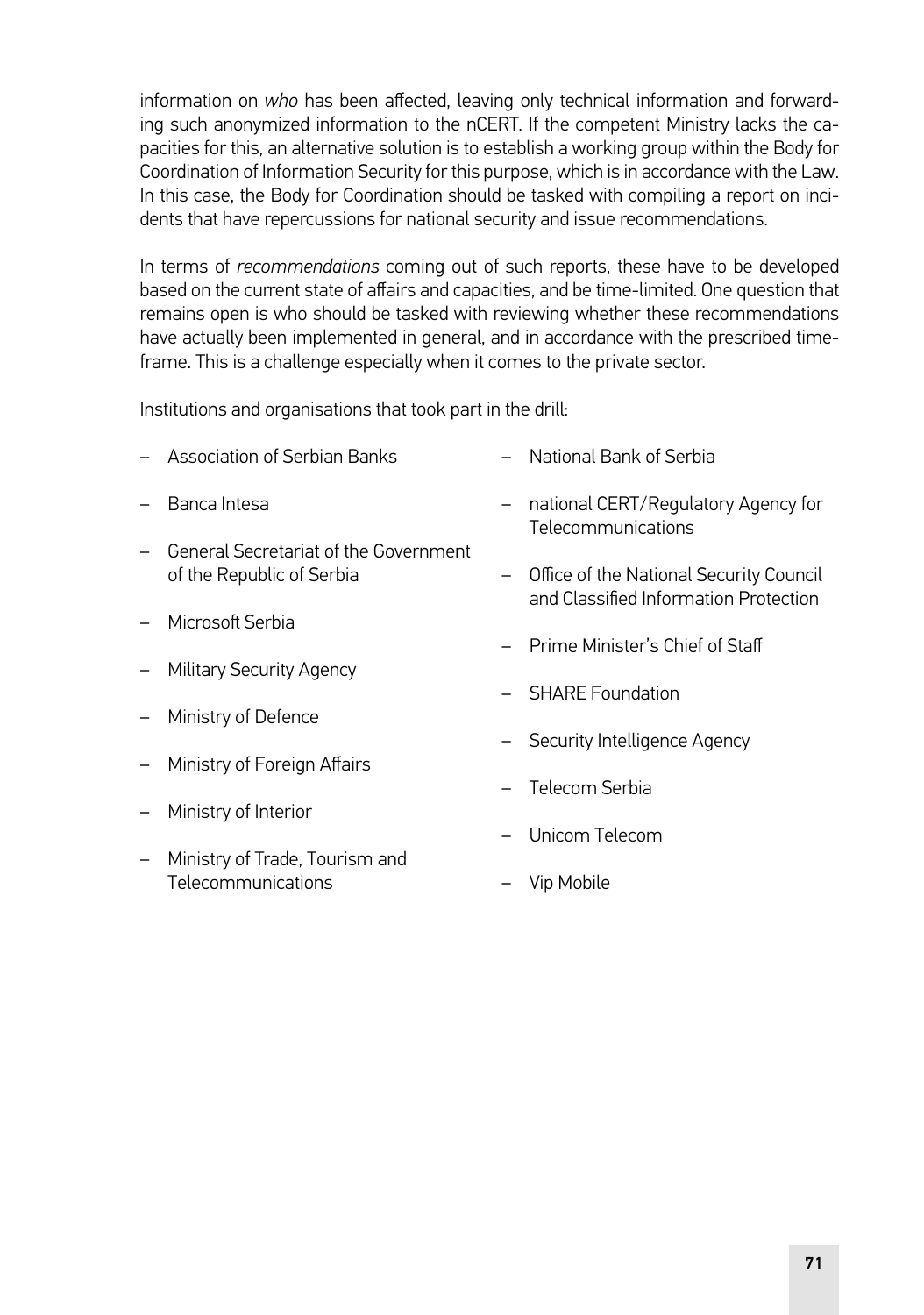information on *who* has been affected, leaving only technical information and forwarding such anonymized information to the nCERT. If the competent Ministry lacks the capacities for this, an alternative solution is to establish a working group within the Body for Coordination of Information Security for this purpose, which is in accordance with the Law. In this case, the Body for Coordination should be tasked with compiling a report on incidents that have repercussions for national security and issue recommendations.

In terms of *recommendations* coming out of such reports, these have to be developed based on the current state of affairs and capacities, and be time-limited. One question that remains open is who should be tasked with reviewing whether these recommendations have actually been implemented in general, and in accordance with the prescribed timeframe. This is a challenge especially when it comes to the private sector.

Institutions and organisations that took part in the drill:

- Association of Serbian Banks
- Banca Intesa
- General Secretariat of the Government of the Republic of Serbia
- Microsoft Serbia
- Military Security Agency
- Ministry of Defence
- Ministry of Foreign Affairs
- Ministry of Interior
- Ministry of Trade, Tourism and Telecommunications
- National Bank of Serbia
- national CERT/Regulatory Agency for Telecommunications
- Office of the National Security Council and Classified Information Protection
- Prime Minister's Chief of Staff
- SHARE Foundation
- Security Intelligence Agency
- Telecom Serbia
- Unicom Telecom
- Vip Mobile